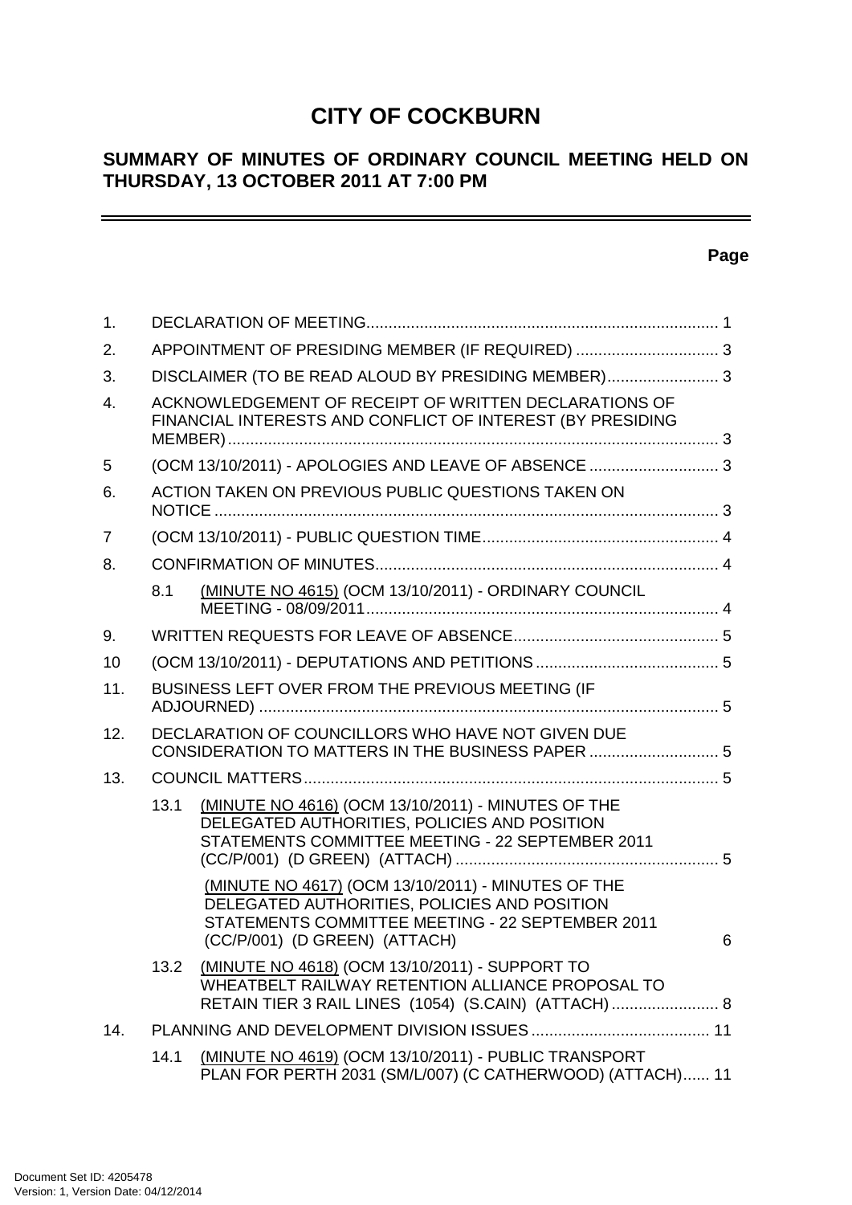# CITY OF COCKBURN

## SUMMARY OF MINUTES OF ORDINARY COUNCIL MEETING HELD ON THURSDAY, 13 OCTOBER 2011 AT 7:00 PM

**Page**

| | | | |
|---|---|---|---|
| 1. | DECLARATION OF MEETING | | 1 |
| 2. | APPOINTMENT OF PRESIDING MEMBER (IF REQUIRED) | | 3 |
| 3. | DISCLAIMER (TO BE READ ALOUD BY PRESIDING MEMBER) | | 3 |
| 4. | ACKNOWLEDGEMENT OF RECEIPT OF WRITTEN DECLARATIONS OF FINANCIAL INTERESTS AND CONFLICT OF INTEREST (BY PRESIDING MEMBER) | | 3 |
| 5 | (OCM 13/10/2011) - APOLOGIES AND LEAVE OF ABSENCE | | 3 |
| 6. | ACTION TAKEN ON PREVIOUS PUBLIC QUESTIONS TAKEN ON NOTICE | | 3 |
| 7 | (OCM 13/10/2011) - PUBLIC QUESTION TIME | | 4 |
| 8. | CONFIRMATION OF MINUTES | | 4 |
| | 8.1 | (MINUTE NO 4615) (OCM 13/10/2011) - ORDINARY COUNCIL MEETING - 08/09/2011 | 4 |
| 9. | WRITTEN REQUESTS FOR LEAVE OF ABSENCE | | 5 |
| 10 | (OCM 13/10/2011) - DEPUTATIONS AND PETITIONS | | 5 |
| 11. | BUSINESS LEFT OVER FROM THE PREVIOUS MEETING (IF ADJOURNED) | | 5 |
| 12. | DECLARATION OF COUNCILLORS WHO HAVE NOT GIVEN DUE CONSIDERATION TO MATTERS IN THE BUSINESS PAPER | | 5 |
| 13. | COUNCIL MATTERS | | 5 |
| | 13.1 | (MINUTE NO 4616) (OCM 13/10/2011) - MINUTES OF THE DELEGATED AUTHORITIES, POLICIES AND POSITION STATEMENTS COMMITTEE MEETING - 22 SEPTEMBER 2011 (CC/P/001) (D GREEN) (ATTACH) | 5 |
| | | (MINUTE NO 4617) (OCM 13/10/2011) - MINUTES OF THE DELEGATED AUTHORITIES, POLICIES AND POSITION STATEMENTS COMMITTEE MEETING - 22 SEPTEMBER 2011 (CC/P/001) (D GREEN) (ATTACH) | 6 |
| | 13.2 | (MINUTE NO 4618) (OCM 13/10/2011) - SUPPORT TO WHEATBELT RAILWAY RETENTION ALLIANCE PROPOSAL TO RETAIN TIER 3 RAIL LINES (1054) (S.CAIN) (ATTACH) | 8 |
| 14. | PLANNING AND DEVELOPMENT DIVISION ISSUES | | 11 |
| | 14.1 | (MINUTE NO 4619) (OCM 13/10/2011) - PUBLIC TRANSPORT PLAN FOR PERTH 2031 (SM/L/007) (C CATHERWOOD) (ATTACH) | 11 |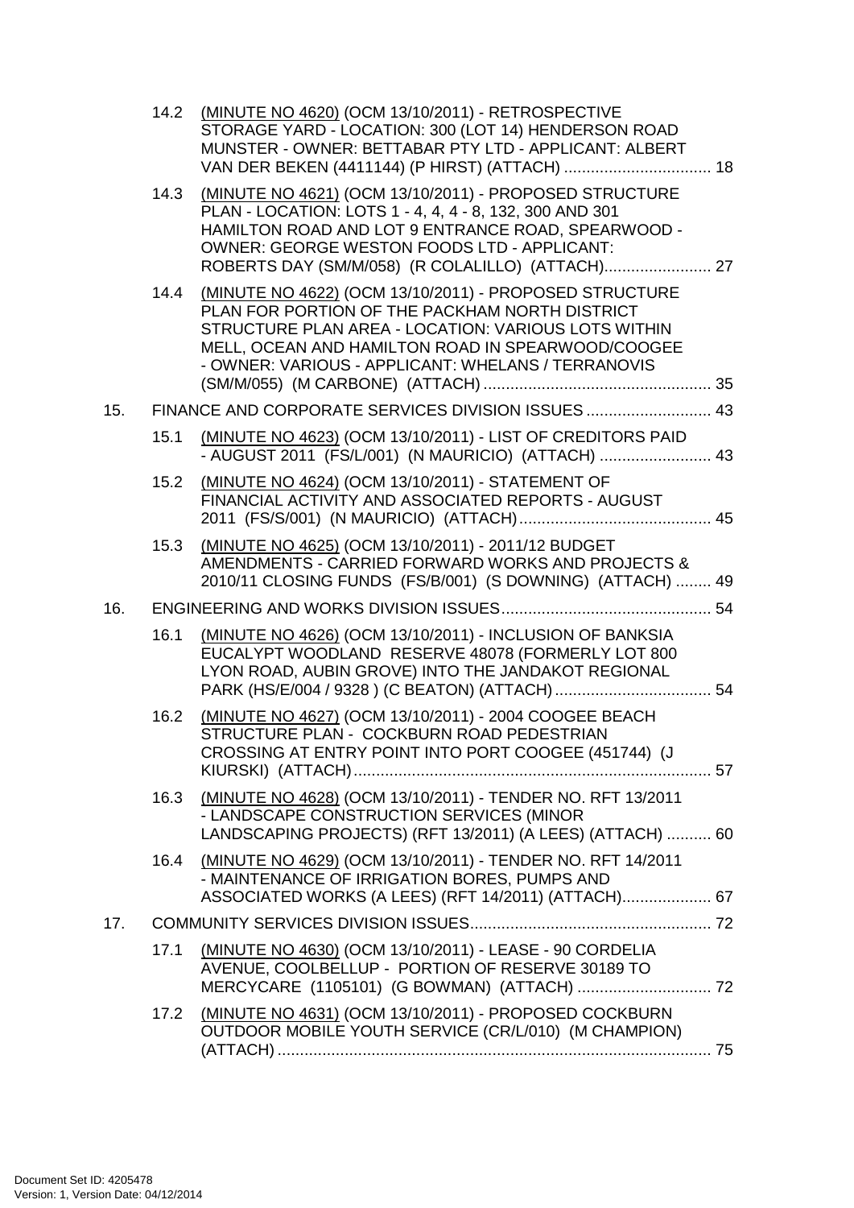14.2 (MINUTE NO 4620) (OCM 13/10/2011) - RETROSPECTIVE STORAGE YARD - LOCATION: 300 (LOT 14) HENDERSON ROAD MUNSTER - OWNER: BETTABAR PTY LTD - APPLICANT: ALBERT VAN DER BEKEN (4411144) (P HIRST) (ATTACH) ................................. 18

14.3 (MINUTE NO 4621) (OCM 13/10/2011) - PROPOSED STRUCTURE PLAN - LOCATION: LOTS 1 - 4, 4, 4 - 8, 132, 300 AND 301 HAMILTON ROAD AND LOT 9 ENTRANCE ROAD, SPEARWOOD - OWNER: GEORGE WESTON FOODS LTD - APPLICANT: ROBERTS DAY (SM/M/058) (R COLALILLO) (ATTACH)........................ 27

14.4 (MINUTE NO 4622) (OCM 13/10/2011) - PROPOSED STRUCTURE PLAN FOR PORTION OF THE PACKHAM NORTH DISTRICT STRUCTURE PLAN AREA - LOCATION: VARIOUS LOTS WITHIN MELL, OCEAN AND HAMILTON ROAD IN SPEARWOOD/COOGEE - OWNER: VARIOUS - APPLICANT: WHELANS / TERRANOVIS (SM/M/055) (M CARBONE) (ATTACH) .................................................. 35

15. FINANCE AND CORPORATE SERVICES DIVISION ISSUES ............................ 43

15.1 (MINUTE NO 4623) (OCM 13/10/2011) - LIST OF CREDITORS PAID - AUGUST 2011 (FS/L/001) (N MAURICIO) (ATTACH) ......................... 43

15.2 (MINUTE NO 4624) (OCM 13/10/2011) - STATEMENT OF FINANCIAL ACTIVITY AND ASSOCIATED REPORTS - AUGUST 2011 (FS/S/001) (N MAURICIO) (ATTACH)........................................... 45

15.3 (MINUTE NO 4625) (OCM 13/10/2011) - 2011/12 BUDGET AMENDMENTS - CARRIED FORWARD WORKS AND PROJECTS & 2010/11 CLOSING FUNDS (FS/B/001) (S DOWNING) (ATTACH) ........ 49

16. ENGINEERING AND WORKS DIVISION ISSUES............................................... 54

16.1 (MINUTE NO 4626) (OCM 13/10/2011) - INCLUSION OF BANKSIA EUCALYPT WOODLAND RESERVE 48078 (FORMERLY LOT 800 LYON ROAD, AUBIN GROVE) INTO THE JANDAKOT REGIONAL PARK (HS/E/004 / 9328 ) (C BEATON) (ATTACH) ................................... 54

16.2 (MINUTE NO 4627) (OCM 13/10/2011) - 2004 COOGEE BEACH STRUCTURE PLAN - COCKBURN ROAD PEDESTRIAN CROSSING AT ENTRY POINT INTO PORT COOGEE (451744) (J KIURSKI) (ATTACH)................................................................................ 57

16.3 (MINUTE NO 4628) (OCM 13/10/2011) - TENDER NO. RFT 13/2011 - LANDSCAPE CONSTRUCTION SERVICES (MINOR LANDSCAPING PROJECTS) (RFT 13/2011) (A LEES) (ATTACH) .......... 60

16.4 (MINUTE NO 4629) (OCM 13/10/2011) - TENDER NO. RFT 14/2011 - MAINTENANCE OF IRRIGATION BORES, PUMPS AND ASSOCIATED WORKS (A LEES) (RFT 14/2011) (ATTACH).................... 67

17. COMMUNITY SERVICES DIVISION ISSUES...................................................... 72

17.1 (MINUTE NO 4630) (OCM 13/10/2011) - LEASE - 90 CORDELIA AVENUE, COOLBELLUP - PORTION OF RESERVE 30189 TO MERCYCARE (1105101) (G BOWMAN) (ATTACH) .............................. 72

17.2 (MINUTE NO 4631) (OCM 13/10/2011) - PROPOSED COCKBURN OUTDOOR MOBILE YOUTH SERVICE (CR/L/010) (M CHAMPION) (ATTACH) ................................................................................................. 75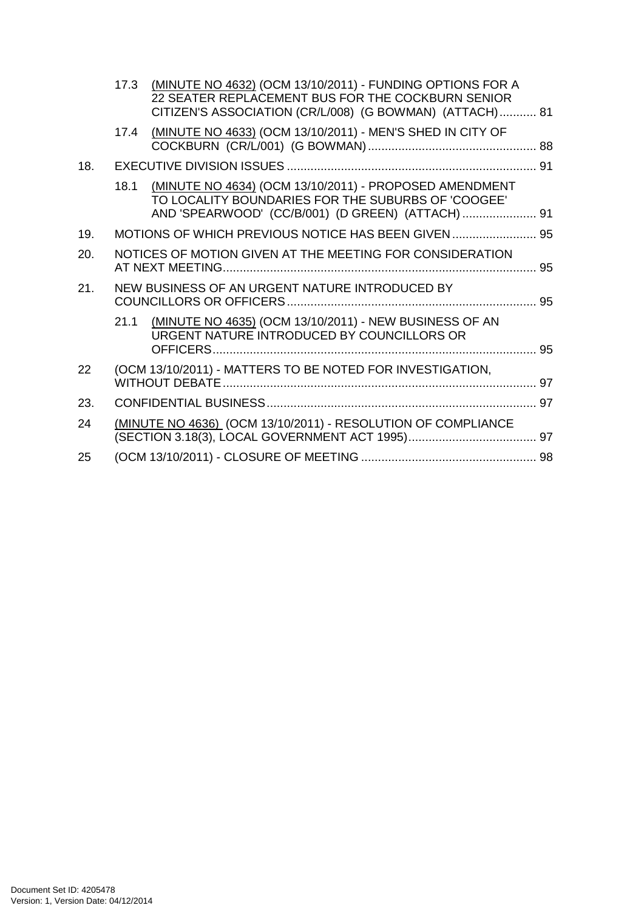17.3 (MINUTE NO 4632) (OCM 13/10/2011) - FUNDING OPTIONS FOR A 22 SEATER REPLACEMENT BUS FOR THE COCKBURN SENIOR CITIZEN'S ASSOCIATION (CR/L/008) (G BOWMAN) (ATTACH) ........... 81

17.4 (MINUTE NO 4633) (OCM 13/10/2011) - MEN'S SHED IN CITY OF COCKBURN (CR/L/001) (G BOWMAN) .................................................. 88

18. EXECUTIVE DIVISION ISSUES .......................................................................... 91

18.1 (MINUTE NO 4634) (OCM 13/10/2011) - PROPOSED AMENDMENT TO LOCALITY BOUNDARIES FOR THE SUBURBS OF 'COOGEE' AND 'SPEARWOOD' (CC/B/001) (D GREEN) (ATTACH) ...................... 91

19. MOTIONS OF WHICH PREVIOUS NOTICE HAS BEEN GIVEN ......................... 95

20. NOTICES OF MOTION GIVEN AT THE MEETING FOR CONSIDERATION AT NEXT MEETING ............................................................................................. 95

21. NEW BUSINESS OF AN URGENT NATURE INTRODUCED BY COUNCILLORS OR OFFICERS .......................................................................... 95

21.1 (MINUTE NO 4635) (OCM 13/10/2011) - NEW BUSINESS OF AN URGENT NATURE INTRODUCED BY COUNCILLORS OR OFFICERS ................................................................................................ 95

22 (OCM 13/10/2011) - MATTERS TO BE NOTED FOR INVESTIGATION, WITHOUT DEBATE ............................................................................................ 97

23. CONFIDENTIAL BUSINESS ................................................................................ 97

24 (MINUTE NO 4636) (OCM 13/10/2011) - RESOLUTION OF COMPLIANCE (SECTION 3.18(3), LOCAL GOVERNMENT ACT 1995) ...................................... 97

25 (OCM 13/10/2011) - CLOSURE OF MEETING .................................................... 98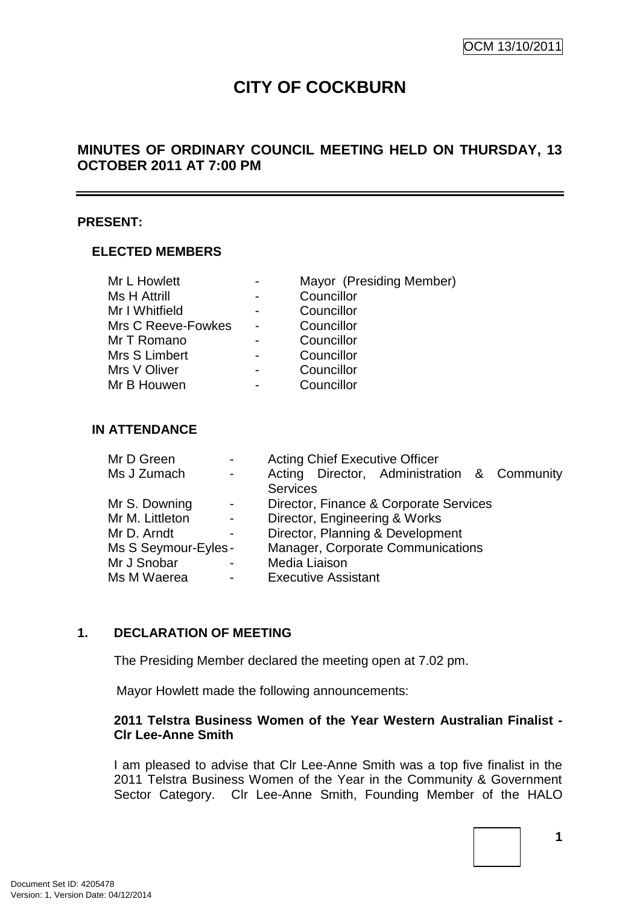OCM 13/10/2011

# CITY OF COCKBURN

## MINUTES OF ORDINARY COUNCIL MEETING HELD ON THURSDAY, 13 OCTOBER 2011 AT 7:00 PM

---

**PRESENT:**

### ELECTED MEMBERS

| | | |
|---|---|---|
| Mr L Howlett | - | Mayor (Presiding Member) |
| Ms H Attrill | - | Councillor |
| Mr I Whitfield | - | Councillor |
| Mrs C Reeve-Fowkes | - | Councillor |
| Mr T Romano | - | Councillor |
| Mrs S Limbert | - | Councillor |
| Mrs V Oliver | - | Councillor |
| Mr B Houwen | - | Councillor |

### IN ATTENDANCE

| | | |
|---|---|---|
| Mr D Green | - | Acting Chief Executive Officer |
| Ms J Zumach | - | Acting Director, Administration & Community Services |
| Mr S. Downing | - | Director, Finance & Corporate Services |
| Mr M. Littleton | - | Director, Engineering & Works |
| Mr D. Arndt | - | Director, Planning & Development |
| Ms S Seymour-Eyles | - | Manager, Corporate Communications |
| Mr J Snobar | - | Media Liaison |
| Ms M Waerea | - | Executive Assistant |

## 1. DECLARATION OF MEETING

The Presiding Member declared the meeting open at 7.02 pm.

Mayor Howlett made the following announcements:

**2011 Telstra Business Women of the Year Western Australian Finalist - Clr Lee-Anne Smith**

I am pleased to advise that Clr Lee-Anne Smith was a top five finalist in the 2011 Telstra Business Women of the Year in the Community & Government Sector Category. Clr Lee-Anne Smith, Founding Member of the HALO

Document Set ID: 4205478
Version: 1, Version Date: 04/12/2014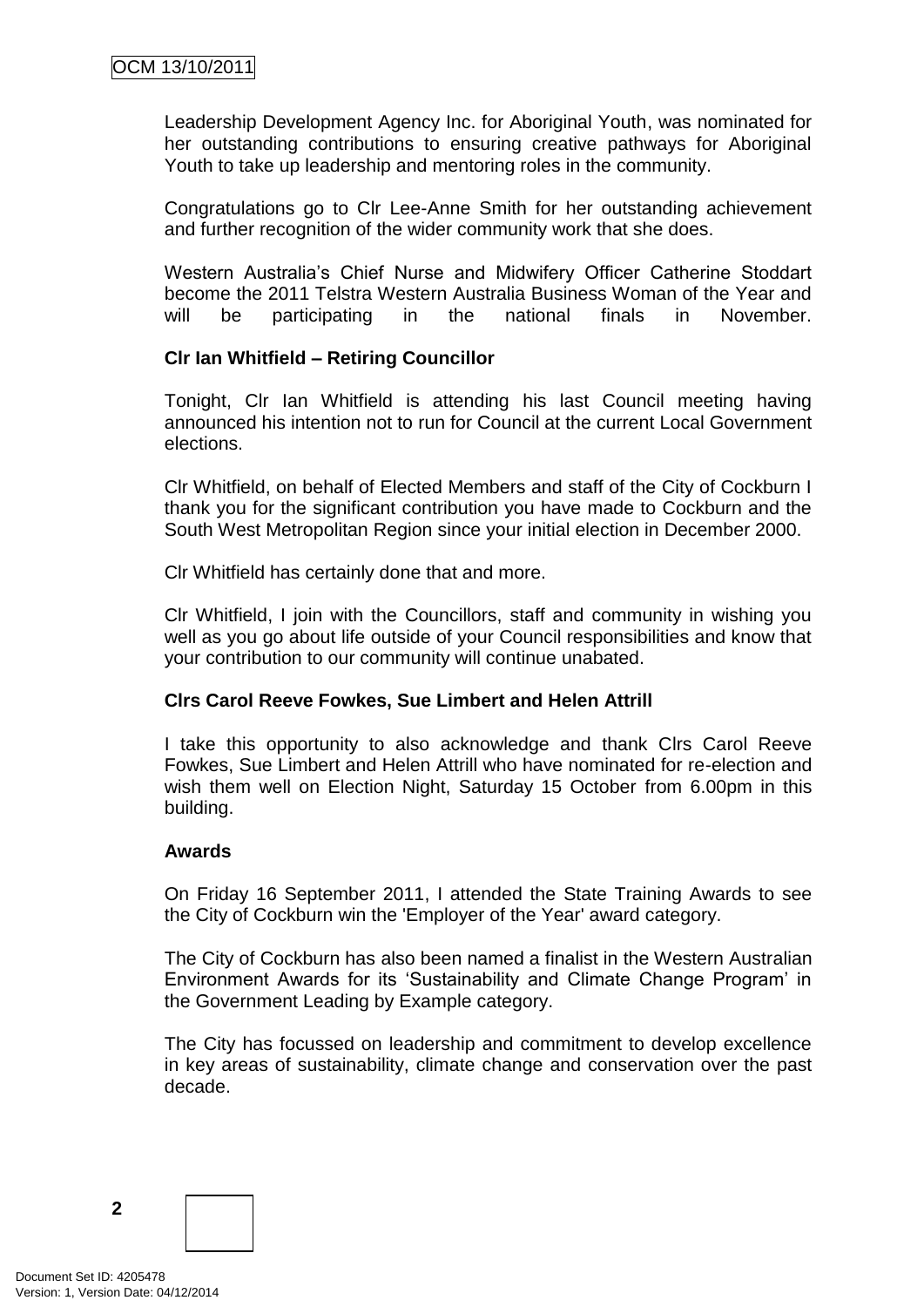Leadership Development Agency Inc. for Aboriginal Youth, was nominated for her outstanding contributions to ensuring creative pathways for Aboriginal Youth to take up leadership and mentoring roles in the community.

Congratulations go to Clr Lee-Anne Smith for her outstanding achievement and further recognition of the wider community work that she does.

Western Australia's Chief Nurse and Midwifery Officer Catherine Stoddart become the 2011 Telstra Western Australia Business Woman of the Year and will be participating in the national finals in November.

**Clr Ian Whitfield – Retiring Councillor**

Tonight, Clr Ian Whitfield is attending his last Council meeting having announced his intention not to run for Council at the current Local Government elections.

Clr Whitfield, on behalf of Elected Members and staff of the City of Cockburn I thank you for the significant contribution you have made to Cockburn and the South West Metropolitan Region since your initial election in December 2000.

Clr Whitfield has certainly done that and more.

Clr Whitfield, I join with the Councillors, staff and community in wishing you well as you go about life outside of your Council responsibilities and know that your contribution to our community will continue unabated.

**Clrs Carol Reeve Fowkes, Sue Limbert and Helen Attrill**

I take this opportunity to also acknowledge and thank Clrs Carol Reeve Fowkes, Sue Limbert and Helen Attrill who have nominated for re-election and wish them well on Election Night, Saturday 15 October from 6.00pm in this building.

**Awards**

On Friday 16 September 2011, I attended the State Training Awards to see the City of Cockburn win the 'Employer of the Year' award category.

The City of Cockburn has also been named a finalist in the Western Australian Environment Awards for its 'Sustainability and Climate Change Program' in the Government Leading by Example category.

The City has focussed on leadership and commitment to develop excellence in key areas of sustainability, climate change and conservation over the past decade.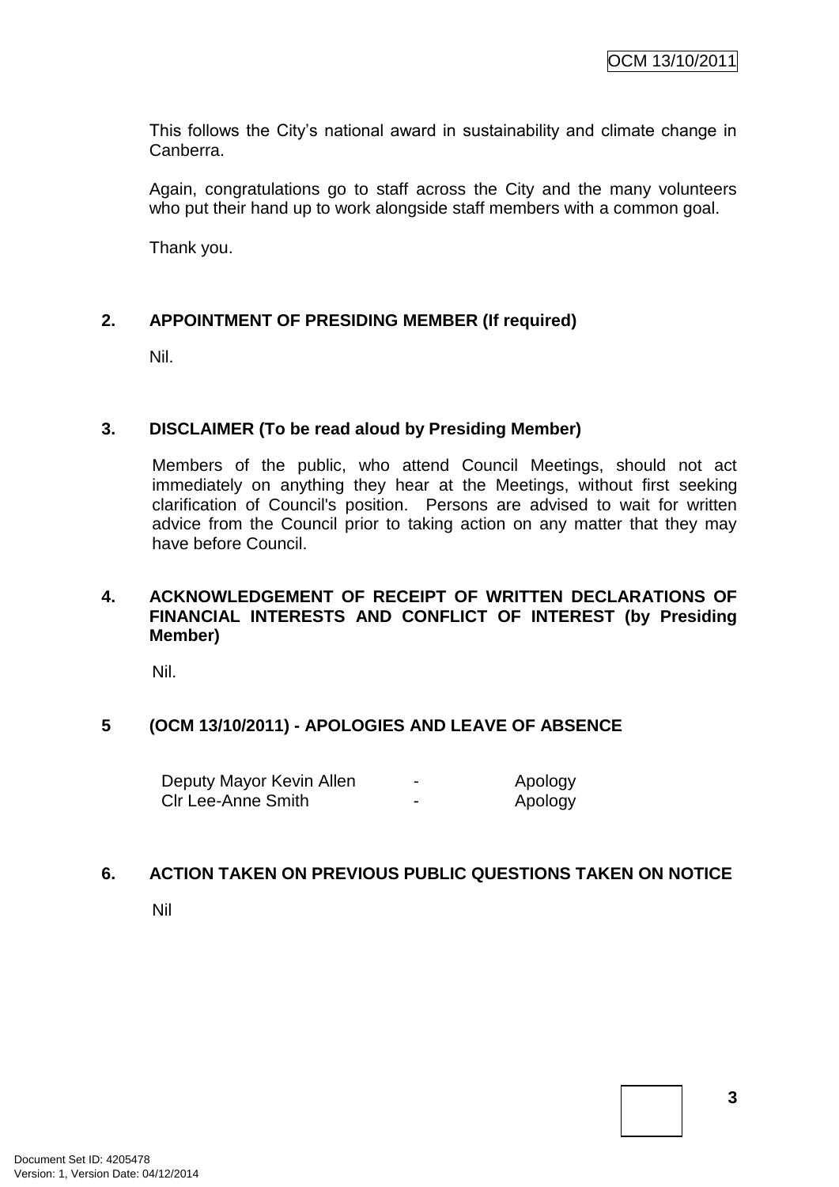This follows the City's national award in sustainability and climate change in Canberra.

Again, congratulations go to staff across the City and the many volunteers who put their hand up to work alongside staff members with a common goal.

Thank you.

## 2. APPOINTMENT OF PRESIDING MEMBER (If required)

Nil.

## 3. DISCLAIMER (To be read aloud by Presiding Member)

Members of the public, who attend Council Meetings, should not act immediately on anything they hear at the Meetings, without first seeking clarification of Council's position. Persons are advised to wait for written advice from the Council prior to taking action on any matter that they may have before Council.

## 4. ACKNOWLEDGEMENT OF RECEIPT OF WRITTEN DECLARATIONS OF FINANCIAL INTERESTS AND CONFLICT OF INTEREST (by Presiding Member)

Nil.

## 5 (OCM 13/10/2011) - APOLOGIES AND LEAVE OF ABSENCE

| | | |
|---|---|---|
| Deputy Mayor Kevin Allen | - | Apology |
| Clr Lee-Anne Smith | - | Apology |

## 6. ACTION TAKEN ON PREVIOUS PUBLIC QUESTIONS TAKEN ON NOTICE

Nil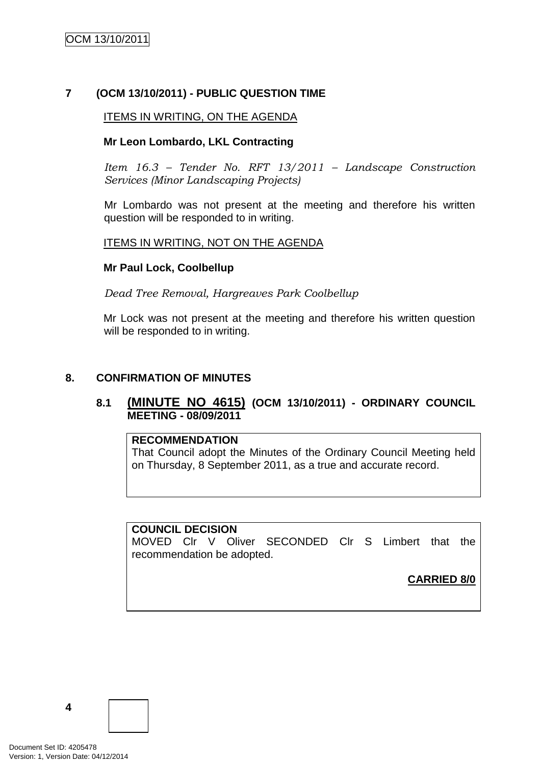## 7 (OCM 13/10/2011) - PUBLIC QUESTION TIME

ITEMS IN WRITING, ON THE AGENDA

**Mr Leon Lombardo, LKL Contracting**

*Item 16.3 – Tender No. RFT 13/2011 – Landscape Construction Services (Minor Landscaping Projects)*

Mr Lombardo was not present at the meeting and therefore his written question will be responded to in writing.

ITEMS IN WRITING, NOT ON THE AGENDA

**Mr Paul Lock, Coolbellup**

*Dead Tree Removal, Hargreaves Park Coolbellup*

Mr Lock was not present at the meeting and therefore his written question will be responded to in writing.

## 8. CONFIRMATION OF MINUTES

### 8.1 (MINUTE NO 4615) (OCM 13/10/2011) - ORDINARY COUNCIL MEETING - 08/09/2011

**RECOMMENDATION**
That Council adopt the Minutes of the Ordinary Council Meeting held on Thursday, 8 September 2011, as a true and accurate record.

**COUNCIL DECISION**
MOVED Clr V Oliver SECONDED Clr S Limbert that the recommendation be adopted.

**CARRIED 8/0**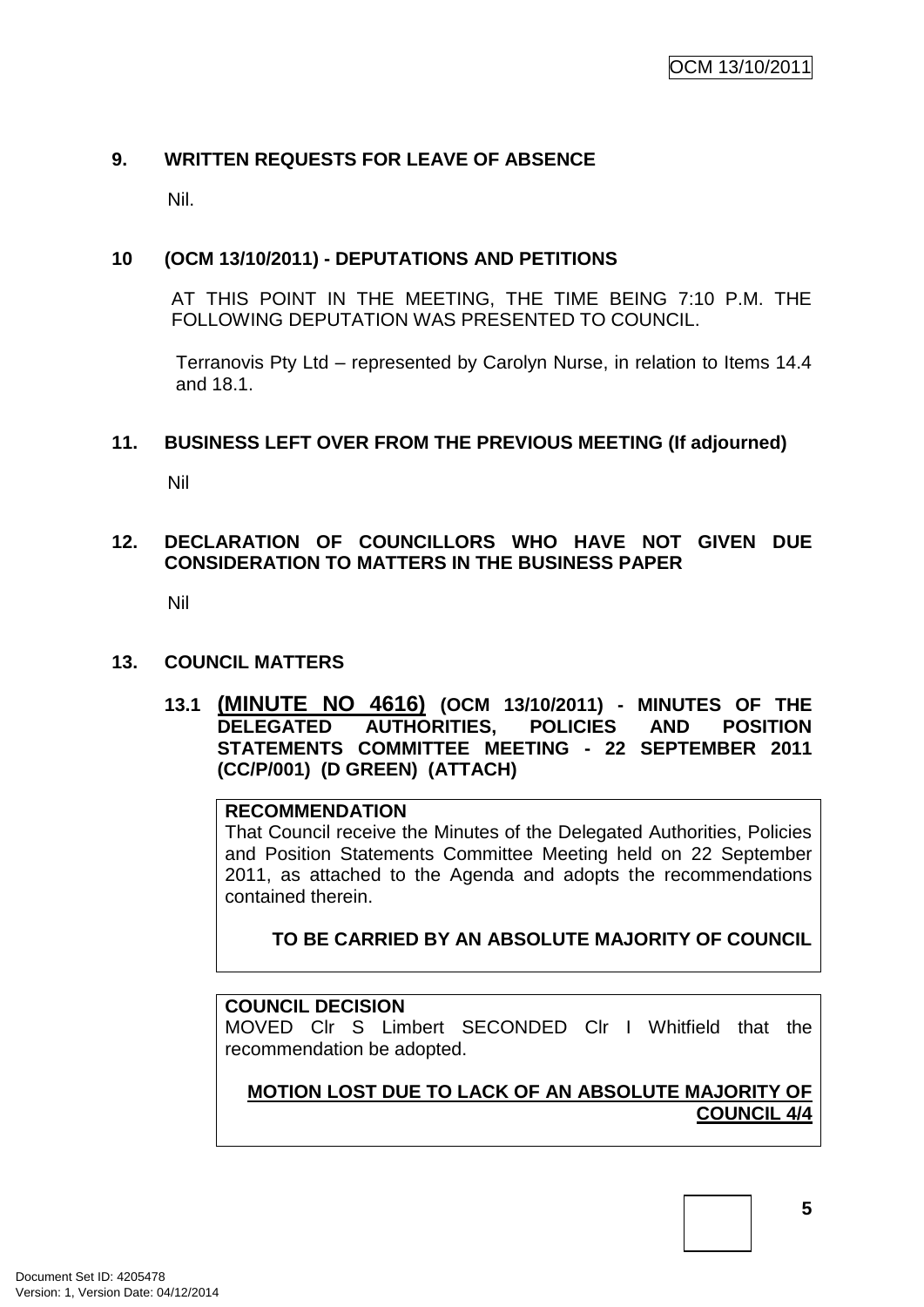## 9. WRITTEN REQUESTS FOR LEAVE OF ABSENCE

Nil.

## 10 (OCM 13/10/2011) - DEPUTATIONS AND PETITIONS

AT THIS POINT IN THE MEETING, THE TIME BEING 7:10 P.M. THE FOLLOWING DEPUTATION WAS PRESENTED TO COUNCIL.

Terranovis Pty Ltd – represented by Carolyn Nurse, in relation to Items 14.4 and 18.1.

## 11. BUSINESS LEFT OVER FROM THE PREVIOUS MEETING (If adjourned)

Nil

## 12. DECLARATION OF COUNCILLORS WHO HAVE NOT GIVEN DUE CONSIDERATION TO MATTERS IN THE BUSINESS PAPER

Nil

## 13. COUNCIL MATTERS

### 13.1 (MINUTE NO 4616) (OCM 13/10/2011) - MINUTES OF THE DELEGATED AUTHORITIES, POLICIES AND POSITION STATEMENTS COMMITTEE MEETING - 22 SEPTEMBER 2011 (CC/P/001) (D GREEN) (ATTACH)

**RECOMMENDATION**

That Council receive the Minutes of the Delegated Authorities, Policies and Position Statements Committee Meeting held on 22 September 2011, as attached to the Agenda and adopts the recommendations contained therein.

**TO BE CARRIED BY AN ABSOLUTE MAJORITY OF COUNCIL**

**COUNCIL DECISION**

MOVED Clr S Limbert SECONDED Clr I Whitfield that the recommendation be adopted.

**MOTION LOST DUE TO LACK OF AN ABSOLUTE MAJORITY OF COUNCIL 4/4**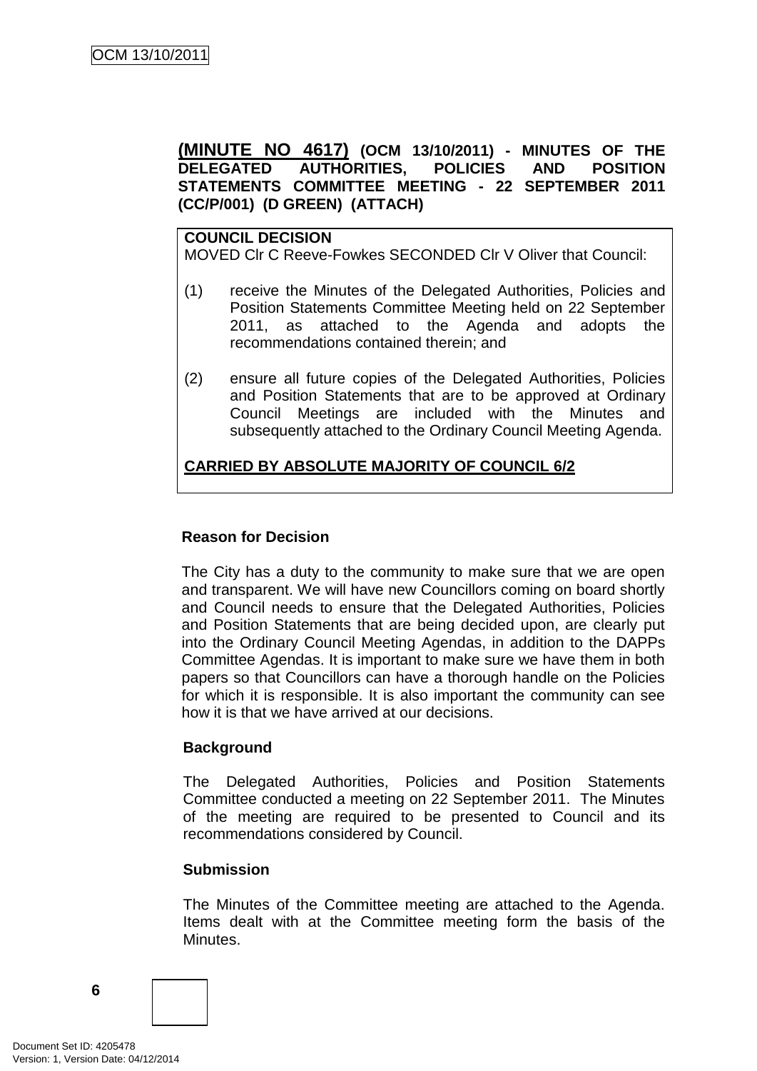**(MINUTE NO 4617)** **(OCM 13/10/2011) - MINUTES OF THE DELEGATED AUTHORITIES, POLICIES AND POSITION STATEMENTS COMMITTEE MEETING - 22 SEPTEMBER 2011 (CC/P/001) (D GREEN) (ATTACH)**

**COUNCIL DECISION**
MOVED Clr C Reeve-Fowkes SECONDED Clr V Oliver that Council:

(1) receive the Minutes of the Delegated Authorities, Policies and Position Statements Committee Meeting held on 22 September 2011, as attached to the Agenda and adopts the recommendations contained therein; and

(2) ensure all future copies of the Delegated Authorities, Policies and Position Statements that are to be approved at Ordinary Council Meetings are included with the Minutes and subsequently attached to the Ordinary Council Meeting Agenda.

**CARRIED BY ABSOLUTE MAJORITY OF COUNCIL 6/2**

**Reason for Decision**

The City has a duty to the community to make sure that we are open and transparent. We will have new Councillors coming on board shortly and Council needs to ensure that the Delegated Authorities, Policies and Position Statements that are being decided upon, are clearly put into the Ordinary Council Meeting Agendas, in addition to the DAPPs Committee Agendas. It is important to make sure we have them in both papers so that Councillors can have a thorough handle on the Policies for which it is responsible. It is also important the community can see how it is that we have arrived at our decisions.

**Background**

The Delegated Authorities, Policies and Position Statements Committee conducted a meeting on 22 September 2011. The Minutes of the meeting are required to be presented to Council and its recommendations considered by Council.

**Submission**

The Minutes of the Committee meeting are attached to the Agenda. Items dealt with at the Committee meeting form the basis of the Minutes.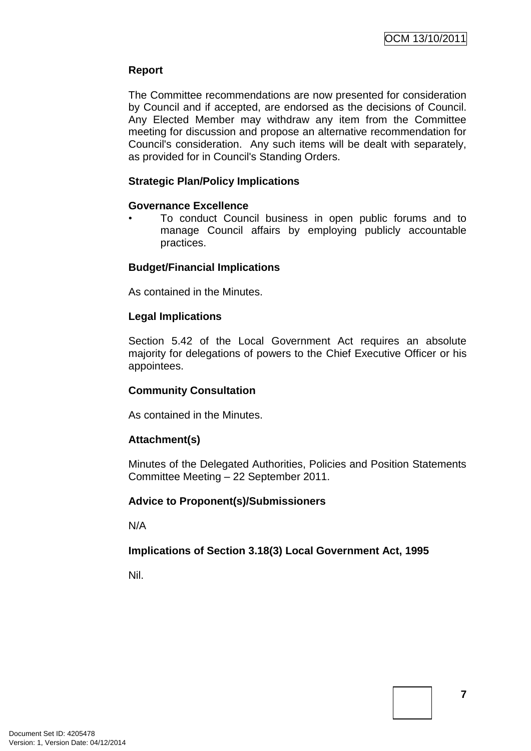**Report**

The Committee recommendations are now presented for consideration by Council and if accepted, are endorsed as the decisions of Council. Any Elected Member may withdraw any item from the Committee meeting for discussion and propose an alternative recommendation for Council's consideration. Any such items will be dealt with separately, as provided for in Council's Standing Orders.

**Strategic Plan/Policy Implications**

**Governance Excellence**

- To conduct Council business in open public forums and to manage Council affairs by employing publicly accountable practices.

**Budget/Financial Implications**

As contained in the Minutes.

**Legal Implications**

Section 5.42 of the Local Government Act requires an absolute majority for delegations of powers to the Chief Executive Officer or his appointees.

**Community Consultation**

As contained in the Minutes.

**Attachment(s)**

Minutes of the Delegated Authorities, Policies and Position Statements Committee Meeting – 22 September 2011.

**Advice to Proponent(s)/Submissioners**

N/A

**Implications of Section 3.18(3) Local Government Act, 1995**

Nil.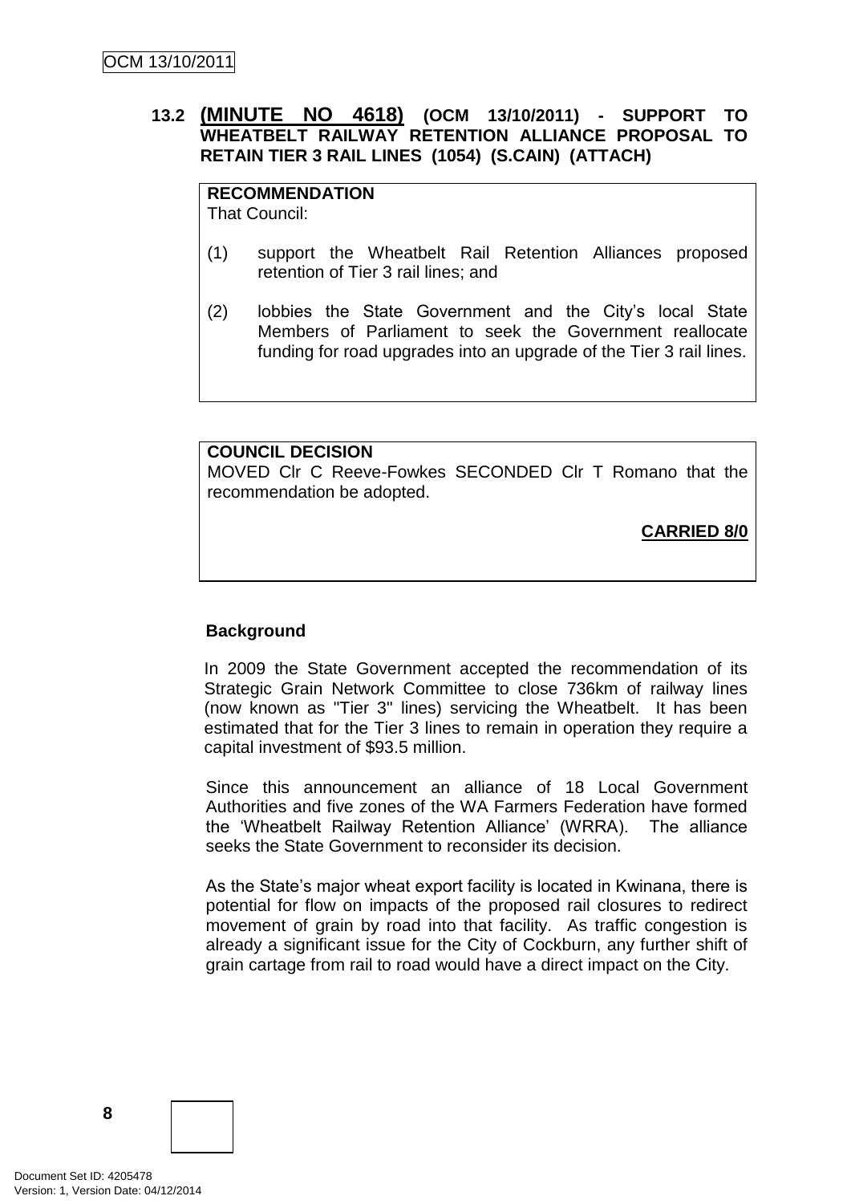**13.2 (MINUTE NO 4618) (OCM 13/10/2011) - SUPPORT TO WHEATBELT RAILWAY RETENTION ALLIANCE PROPOSAL TO RETAIN TIER 3 RAIL LINES (1054) (S.CAIN) (ATTACH)**

**RECOMMENDATION**
That Council:

(1) support the Wheatbelt Rail Retention Alliances proposed retention of Tier 3 rail lines; and

(2) lobbies the State Government and the City's local State Members of Parliament to seek the Government reallocate funding for road upgrades into an upgrade of the Tier 3 rail lines.

**COUNCIL DECISION**
MOVED Clr C Reeve-Fowkes SECONDED Clr T Romano that the recommendation be adopted.

**CARRIED 8/0**

**Background**

In 2009 the State Government accepted the recommendation of its Strategic Grain Network Committee to close 736km of railway lines (now known as "Tier 3" lines) servicing the Wheatbelt. It has been estimated that for the Tier 3 lines to remain in operation they require a capital investment of $93.5 million.

Since this announcement an alliance of 18 Local Government Authorities and five zones of the WA Farmers Federation have formed the 'Wheatbelt Railway Retention Alliance' (WRRA). The alliance seeks the State Government to reconsider its decision.

As the State's major wheat export facility is located in Kwinana, there is potential for flow on impacts of the proposed rail closures to redirect movement of grain by road into that facility. As traffic congestion is already a significant issue for the City of Cockburn, any further shift of grain cartage from rail to road would have a direct impact on the City.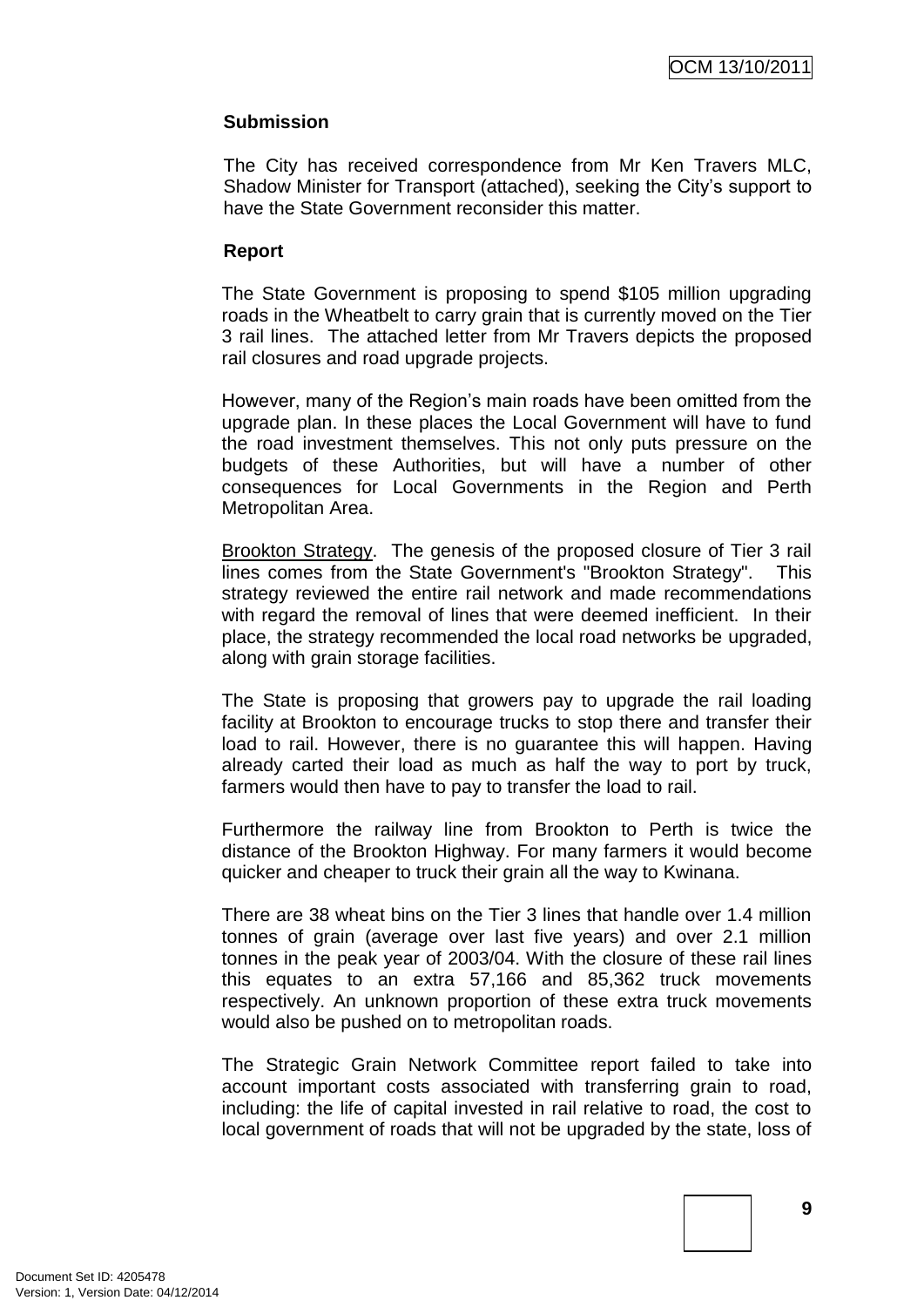### Submission

The City has received correspondence from Mr Ken Travers MLC, Shadow Minister for Transport (attached), seeking the City's support to have the State Government reconsider this matter.

### Report

The State Government is proposing to spend $105 million upgrading roads in the Wheatbelt to carry grain that is currently moved on the Tier 3 rail lines. The attached letter from Mr Travers depicts the proposed rail closures and road upgrade projects.

However, many of the Region's main roads have been omitted from the upgrade plan. In these places the Local Government will have to fund the road investment themselves. This not only puts pressure on the budgets of these Authorities, but will have a number of other consequences for Local Governments in the Region and Perth Metropolitan Area.

Brookton Strategy. The genesis of the proposed closure of Tier 3 rail lines comes from the State Government's "Brookton Strategy". This strategy reviewed the entire rail network and made recommendations with regard the removal of lines that were deemed inefficient. In their place, the strategy recommended the local road networks be upgraded, along with grain storage facilities.

The State is proposing that growers pay to upgrade the rail loading facility at Brookton to encourage trucks to stop there and transfer their load to rail. However, there is no guarantee this will happen. Having already carted their load as much as half the way to port by truck, farmers would then have to pay to transfer the load to rail.

Furthermore the railway line from Brookton to Perth is twice the distance of the Brookton Highway. For many farmers it would become quicker and cheaper to truck their grain all the way to Kwinana.

There are 38 wheat bins on the Tier 3 lines that handle over 1.4 million tonnes of grain (average over last five years) and over 2.1 million tonnes in the peak year of 2003/04. With the closure of these rail lines this equates to an extra 57,166 and 85,362 truck movements respectively. An unknown proportion of these extra truck movements would also be pushed on to metropolitan roads.

The Strategic Grain Network Committee report failed to take into account important costs associated with transferring grain to road, including: the life of capital invested in rail relative to road, the cost to local government of roads that will not be upgraded by the state, loss of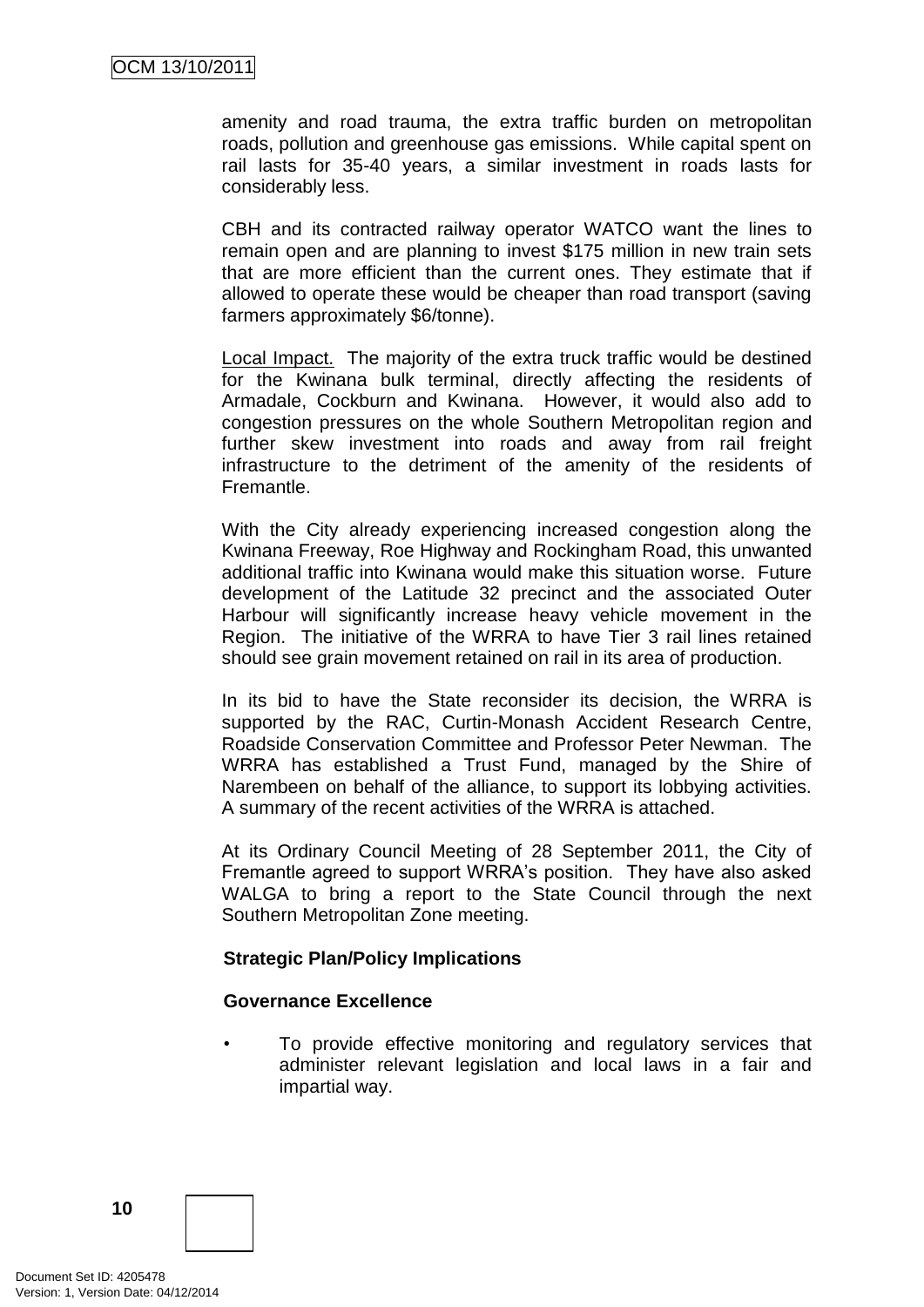amenity and road trauma, the extra traffic burden on metropolitan roads, pollution and greenhouse gas emissions. While capital spent on rail lasts for 35-40 years, a similar investment in roads lasts for considerably less.

CBH and its contracted railway operator WATCO want the lines to remain open and are planning to invest $175 million in new train sets that are more efficient than the current ones. They estimate that if allowed to operate these would be cheaper than road transport (saving farmers approximately $6/tonne).

<u>Local Impact.</u> The majority of the extra truck traffic would be destined for the Kwinana bulk terminal, directly affecting the residents of Armadale, Cockburn and Kwinana. However, it would also add to congestion pressures on the whole Southern Metropolitan region and further skew investment into roads and away from rail freight infrastructure to the detriment of the amenity of the residents of Fremantle.

With the City already experiencing increased congestion along the Kwinana Freeway, Roe Highway and Rockingham Road, this unwanted additional traffic into Kwinana would make this situation worse. Future development of the Latitude 32 precinct and the associated Outer Harbour will significantly increase heavy vehicle movement in the Region. The initiative of the WRRA to have Tier 3 rail lines retained should see grain movement retained on rail in its area of production.

In its bid to have the State reconsider its decision, the WRRA is supported by the RAC, Curtin-Monash Accident Research Centre, Roadside Conservation Committee and Professor Peter Newman. The WRRA has established a Trust Fund, managed by the Shire of Narembeen on behalf of the alliance, to support its lobbying activities. A summary of the recent activities of the WRRA is attached.

At its Ordinary Council Meeting of 28 September 2011, the City of Fremantle agreed to support WRRA's position. They have also asked WALGA to bring a report to the State Council through the next Southern Metropolitan Zone meeting.

**Strategic Plan/Policy Implications**

**Governance Excellence**

- To provide effective monitoring and regulatory services that administer relevant legislation and local laws in a fair and impartial way.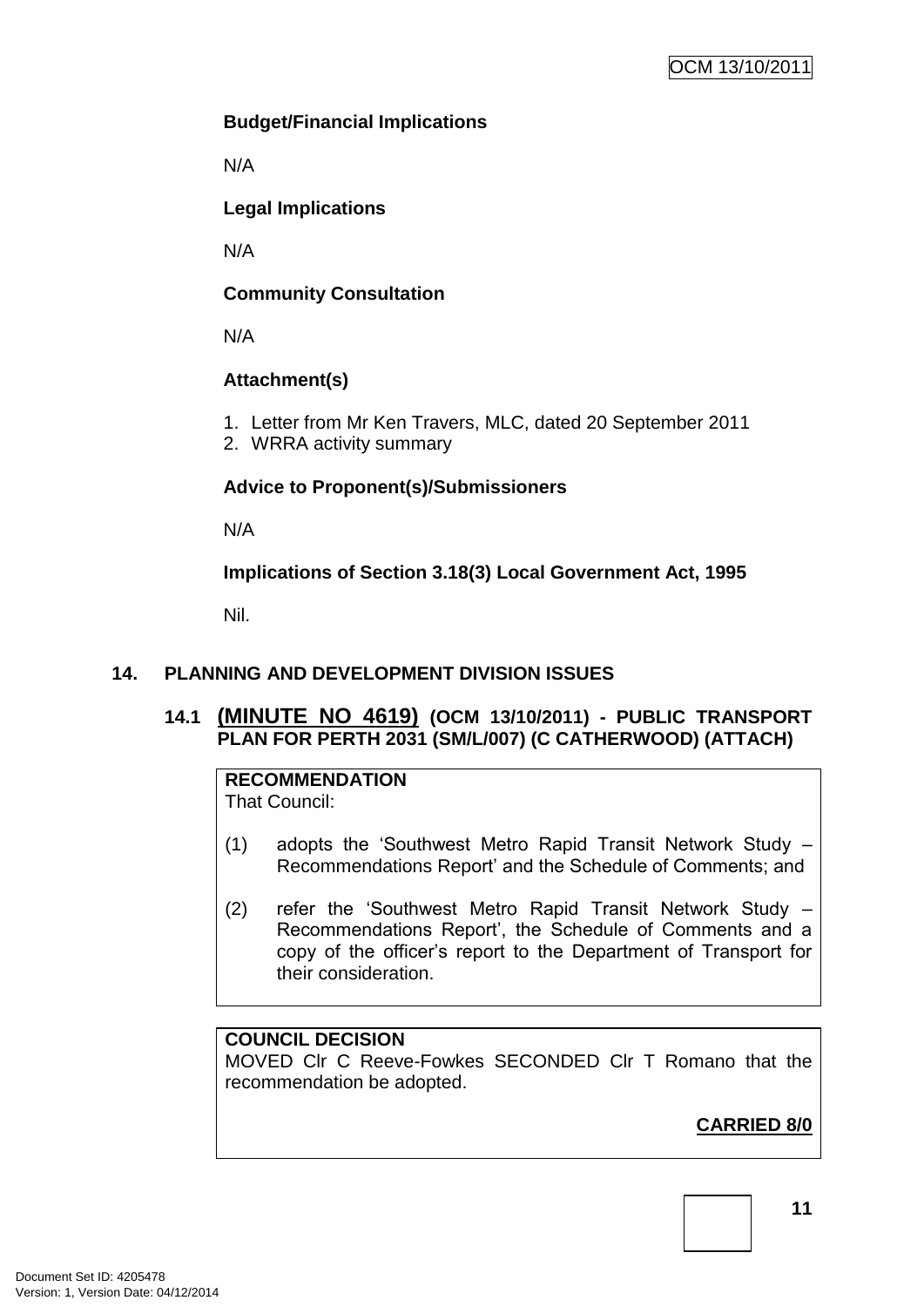**Budget/Financial Implications**

N/A

**Legal Implications**

N/A

**Community Consultation**

N/A

**Attachment(s)**

1. Letter from Mr Ken Travers, MLC, dated 20 September 2011
2. WRRA activity summary

**Advice to Proponent(s)/Submissioners**

N/A

**Implications of Section 3.18(3) Local Government Act, 1995**

Nil.

## 14. PLANNING AND DEVELOPMENT DIVISION ISSUES

### 14.1 (MINUTE NO 4619) (OCM 13/10/2011) - PUBLIC TRANSPORT PLAN FOR PERTH 2031 (SM/L/007) (C CATHERWOOD) (ATTACH)

**RECOMMENDATION**

That Council:

(1) adopts the 'Southwest Metro Rapid Transit Network Study – Recommendations Report' and the Schedule of Comments; and

(2) refer the 'Southwest Metro Rapid Transit Network Study – Recommendations Report', the Schedule of Comments and a copy of the officer's report to the Department of Transport for their consideration.

**COUNCIL DECISION**

MOVED Clr C Reeve-Fowkes SECONDED Clr T Romano that the recommendation be adopted.

**CARRIED 8/0**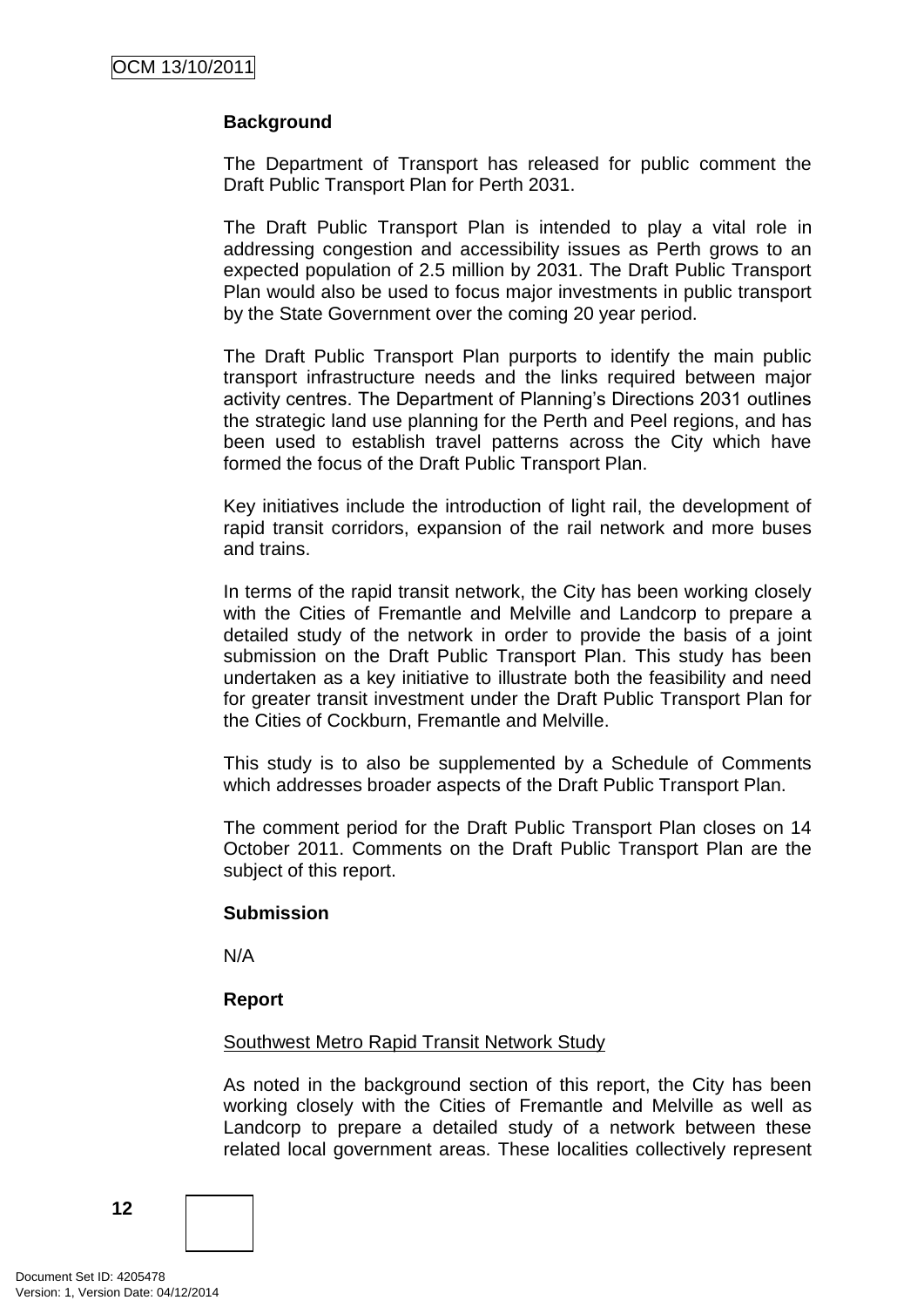**Background**

The Department of Transport has released for public comment the Draft Public Transport Plan for Perth 2031.

The Draft Public Transport Plan is intended to play a vital role in addressing congestion and accessibility issues as Perth grows to an expected population of 2.5 million by 2031. The Draft Public Transport Plan would also be used to focus major investments in public transport by the State Government over the coming 20 year period.

The Draft Public Transport Plan purports to identify the main public transport infrastructure needs and the links required between major activity centres. The Department of Planning's Directions 2031 outlines the strategic land use planning for the Perth and Peel regions, and has been used to establish travel patterns across the City which have formed the focus of the Draft Public Transport Plan.

Key initiatives include the introduction of light rail, the development of rapid transit corridors, expansion of the rail network and more buses and trains.

In terms of the rapid transit network, the City has been working closely with the Cities of Fremantle and Melville and Landcorp to prepare a detailed study of the network in order to provide the basis of a joint submission on the Draft Public Transport Plan. This study has been undertaken as a key initiative to illustrate both the feasibility and need for greater transit investment under the Draft Public Transport Plan for the Cities of Cockburn, Fremantle and Melville.

This study is to also be supplemented by a Schedule of Comments which addresses broader aspects of the Draft Public Transport Plan.

The comment period for the Draft Public Transport Plan closes on 14 October 2011. Comments on the Draft Public Transport Plan are the subject of this report.

**Submission**

N/A

**Report**

Southwest Metro Rapid Transit Network Study

As noted in the background section of this report, the City has been working closely with the Cities of Fremantle and Melville as well as Landcorp to prepare a detailed study of a network between these related local government areas. These localities collectively represent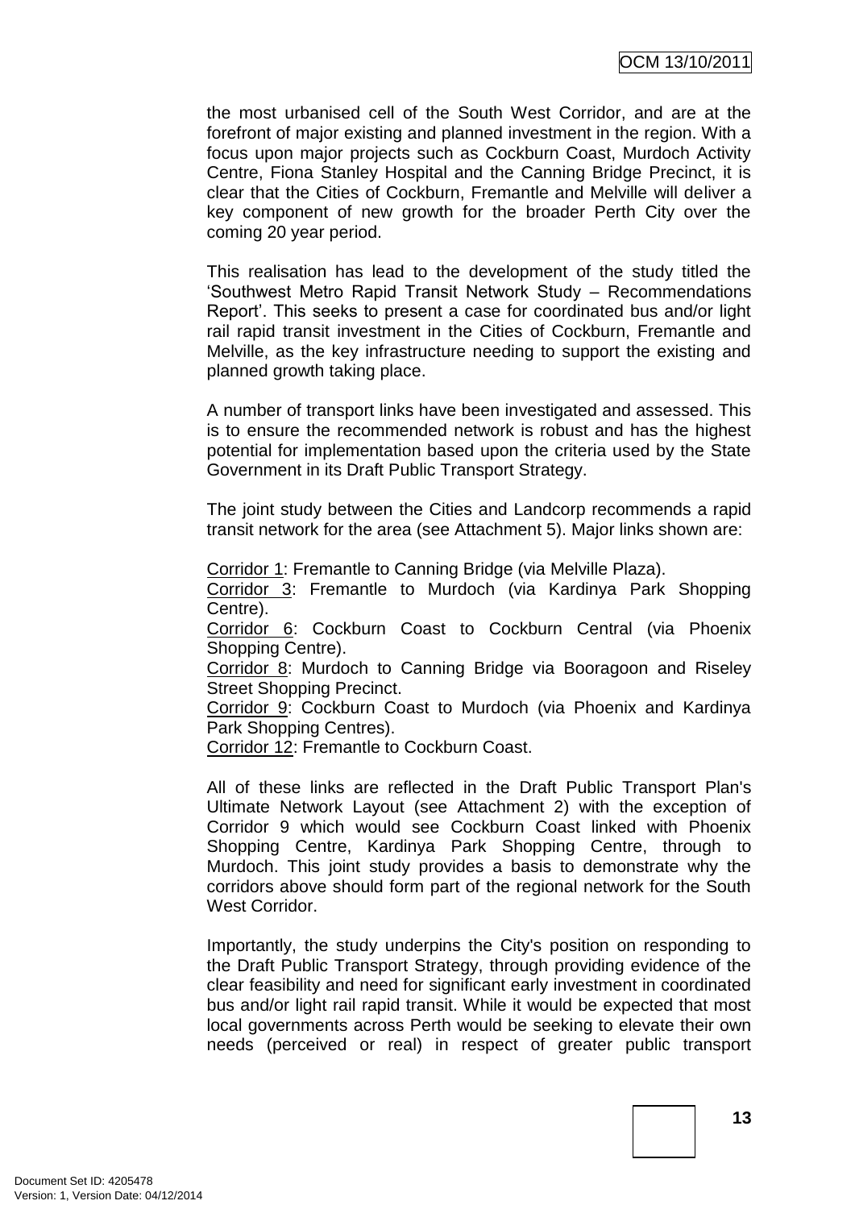the most urbanised cell of the South West Corridor, and are at the forefront of major existing and planned investment in the region. With a focus upon major projects such as Cockburn Coast, Murdoch Activity Centre, Fiona Stanley Hospital and the Canning Bridge Precinct, it is clear that the Cities of Cockburn, Fremantle and Melville will deliver a key component of new growth for the broader Perth City over the coming 20 year period.

This realisation has lead to the development of the study titled the 'Southwest Metro Rapid Transit Network Study – Recommendations Report'. This seeks to present a case for coordinated bus and/or light rail rapid transit investment in the Cities of Cockburn, Fremantle and Melville, as the key infrastructure needing to support the existing and planned growth taking place.

A number of transport links have been investigated and assessed. This is to ensure the recommended network is robust and has the highest potential for implementation based upon the criteria used by the State Government in its Draft Public Transport Strategy.

The joint study between the Cities and Landcorp recommends a rapid transit network for the area (see Attachment 5). Major links shown are:

Corridor 1: Fremantle to Canning Bridge (via Melville Plaza).
Corridor 3: Fremantle to Murdoch (via Kardinya Park Shopping Centre).
Corridor 6: Cockburn Coast to Cockburn Central (via Phoenix Shopping Centre).
Corridor 8: Murdoch to Canning Bridge via Booragoon and Riseley Street Shopping Precinct.
Corridor 9: Cockburn Coast to Murdoch (via Phoenix and Kardinya Park Shopping Centres).
Corridor 12: Fremantle to Cockburn Coast.

All of these links are reflected in the Draft Public Transport Plan's Ultimate Network Layout (see Attachment 2) with the exception of Corridor 9 which would see Cockburn Coast linked with Phoenix Shopping Centre, Kardinya Park Shopping Centre, through to Murdoch. This joint study provides a basis to demonstrate why the corridors above should form part of the regional network for the South West Corridor.

Importantly, the study underpins the City's position on responding to the Draft Public Transport Strategy, through providing evidence of the clear feasibility and need for significant early investment in coordinated bus and/or light rail rapid transit. While it would be expected that most local governments across Perth would be seeking to elevate their own needs (perceived or real) in respect of greater public transport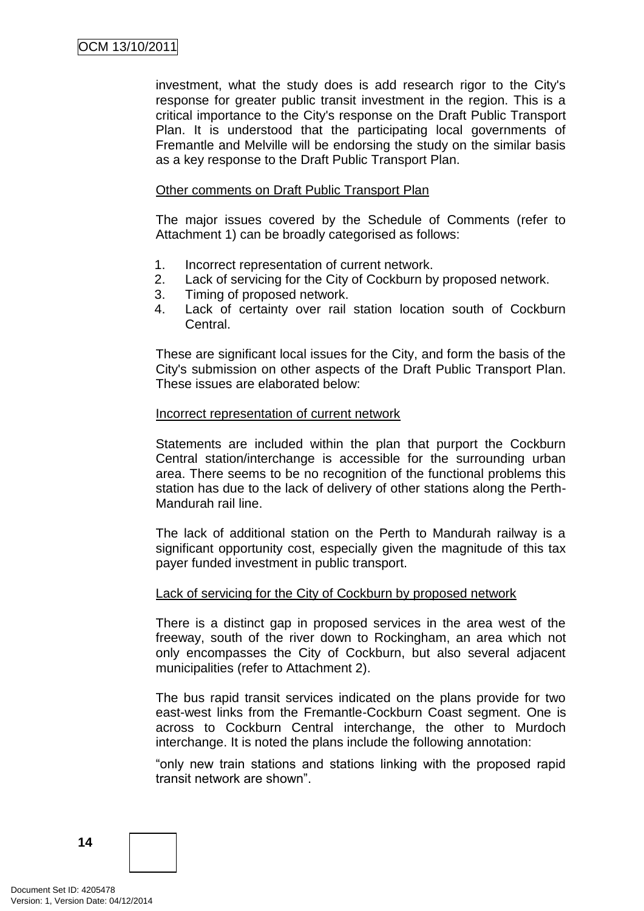investment, what the study does is add research rigor to the City's response for greater public transit investment in the region. This is a critical importance to the City's response on the Draft Public Transport Plan. It is understood that the participating local governments of Fremantle and Melville will be endorsing the study on the similar basis as a key response to the Draft Public Transport Plan.

<u>Other comments on Draft Public Transport Plan</u>

The major issues covered by the Schedule of Comments (refer to Attachment 1) can be broadly categorised as follows:

1. Incorrect representation of current network.
2. Lack of servicing for the City of Cockburn by proposed network.
3. Timing of proposed network.
4. Lack of certainty over rail station location south of Cockburn Central.

These are significant local issues for the City, and form the basis of the City's submission on other aspects of the Draft Public Transport Plan. These issues are elaborated below:

<u>Incorrect representation of current network</u>

Statements are included within the plan that purport the Cockburn Central station/interchange is accessible for the surrounding urban area. There seems to be no recognition of the functional problems this station has due to the lack of delivery of other stations along the Perth-Mandurah rail line.

The lack of additional station on the Perth to Mandurah railway is a significant opportunity cost, especially given the magnitude of this tax payer funded investment in public transport.

<u>Lack of servicing for the City of Cockburn by proposed network</u>

There is a distinct gap in proposed services in the area west of the freeway, south of the river down to Rockingham, an area which not only encompasses the City of Cockburn, but also several adjacent municipalities (refer to Attachment 2).

The bus rapid transit services indicated on the plans provide for two east-west links from the Fremantle-Cockburn Coast segment. One is across to Cockburn Central interchange, the other to Murdoch interchange. It is noted the plans include the following annotation:

"only new train stations and stations linking with the proposed rapid transit network are shown".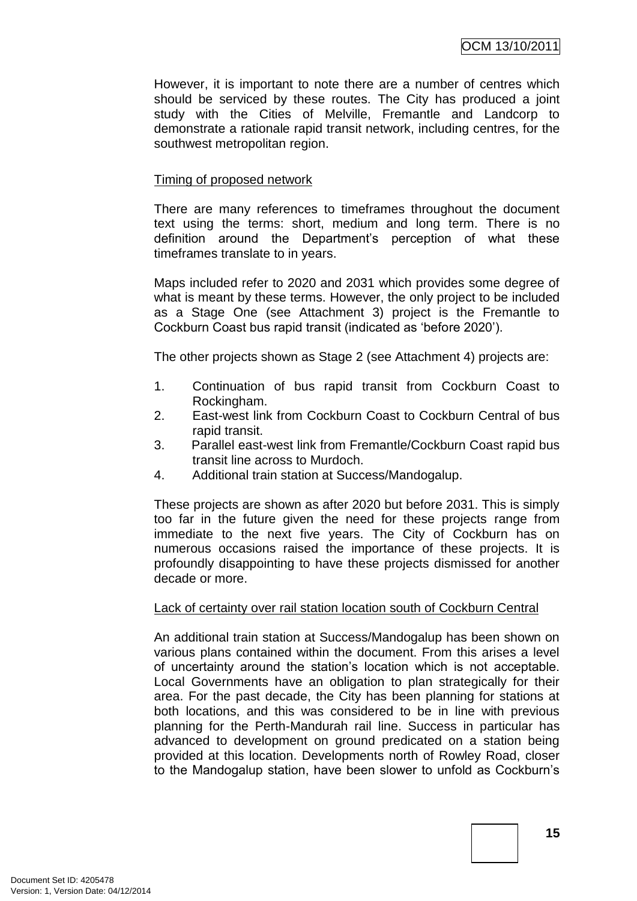However, it is important to note there are a number of centres which should be serviced by these routes. The City has produced a joint study with the Cities of Melville, Fremantle and Landcorp to demonstrate a rationale rapid transit network, including centres, for the southwest metropolitan region.

Timing of proposed network

There are many references to timeframes throughout the document text using the terms: short, medium and long term. There is no definition around the Department's perception of what these timeframes translate to in years.

Maps included refer to 2020 and 2031 which provides some degree of what is meant by these terms. However, the only project to be included as a Stage One (see Attachment 3) project is the Fremantle to Cockburn Coast bus rapid transit (indicated as 'before 2020').

The other projects shown as Stage 2 (see Attachment 4) projects are:

1. Continuation of bus rapid transit from Cockburn Coast to Rockingham.
2. East-west link from Cockburn Coast to Cockburn Central of bus rapid transit.
3. Parallel east-west link from Fremantle/Cockburn Coast rapid bus transit line across to Murdoch.
4. Additional train station at Success/Mandogalup.

These projects are shown as after 2020 but before 2031. This is simply too far in the future given the need for these projects range from immediate to the next five years. The City of Cockburn has on numerous occasions raised the importance of these projects. It is profoundly disappointing to have these projects dismissed for another decade or more.

Lack of certainty over rail station location south of Cockburn Central

An additional train station at Success/Mandogalup has been shown on various plans contained within the document. From this arises a level of uncertainty around the station's location which is not acceptable. Local Governments have an obligation to plan strategically for their area. For the past decade, the City has been planning for stations at both locations, and this was considered to be in line with previous planning for the Perth-Mandurah rail line. Success in particular has advanced to development on ground predicated on a station being provided at this location. Developments north of Rowley Road, closer to the Mandogalup station, have been slower to unfold as Cockburn's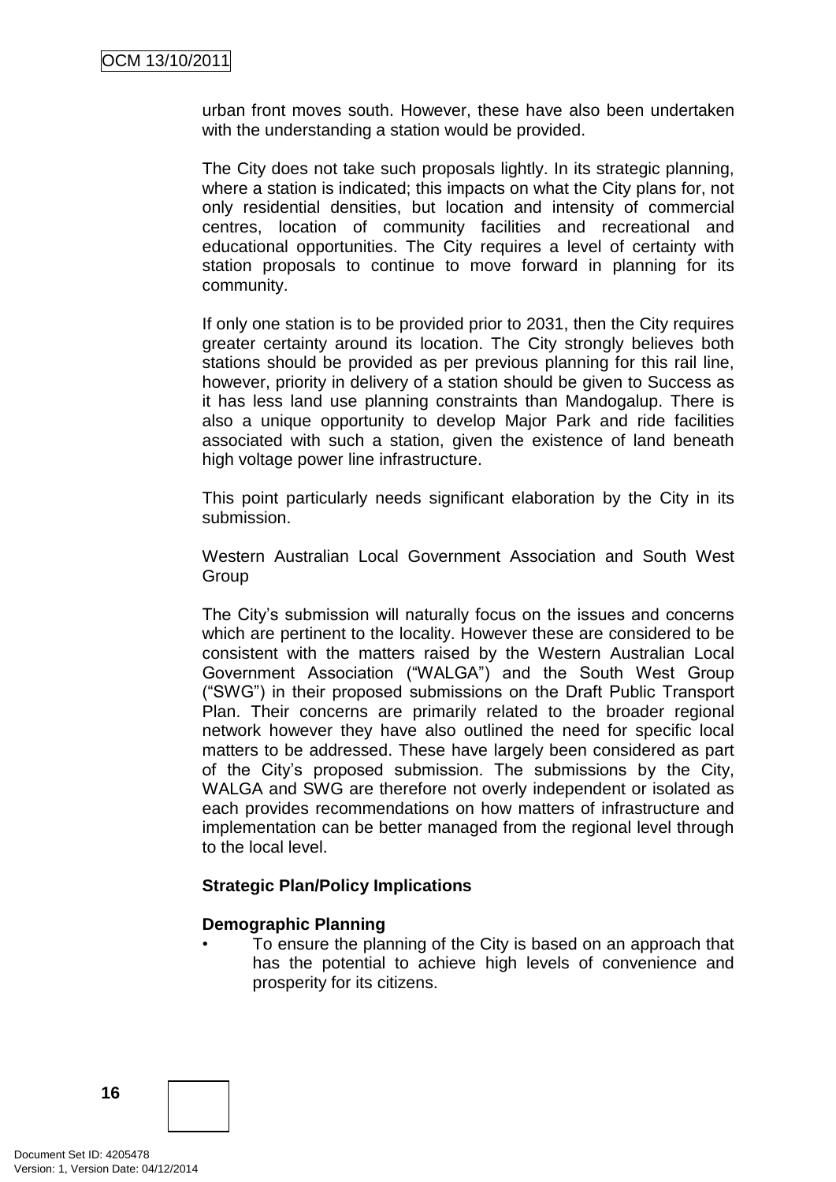urban front moves south. However, these have also been undertaken with the understanding a station would be provided.

The City does not take such proposals lightly. In its strategic planning, where a station is indicated; this impacts on what the City plans for, not only residential densities, but location and intensity of commercial centres, location of community facilities and recreational and educational opportunities. The City requires a level of certainty with station proposals to continue to move forward in planning for its community.

If only one station is to be provided prior to 2031, then the City requires greater certainty around its location. The City strongly believes both stations should be provided as per previous planning for this rail line, however, priority in delivery of a station should be given to Success as it has less land use planning constraints than Mandogalup. There is also a unique opportunity to develop Major Park and ride facilities associated with such a station, given the existence of land beneath high voltage power line infrastructure.

This point particularly needs significant elaboration by the City in its submission.

Western Australian Local Government Association and South West Group

The City's submission will naturally focus on the issues and concerns which are pertinent to the locality. However these are considered to be consistent with the matters raised by the Western Australian Local Government Association ("WALGA") and the South West Group ("SWG") in their proposed submissions on the Draft Public Transport Plan. Their concerns are primarily related to the broader regional network however they have also outlined the need for specific local matters to be addressed. These have largely been considered as part of the City's proposed submission. The submissions by the City, WALGA and SWG are therefore not overly independent or isolated as each provides recommendations on how matters of infrastructure and implementation can be better managed from the regional level through to the local level.

**Strategic Plan/Policy Implications**

**Demographic Planning**

- To ensure the planning of the City is based on an approach that has the potential to achieve high levels of convenience and prosperity for its citizens.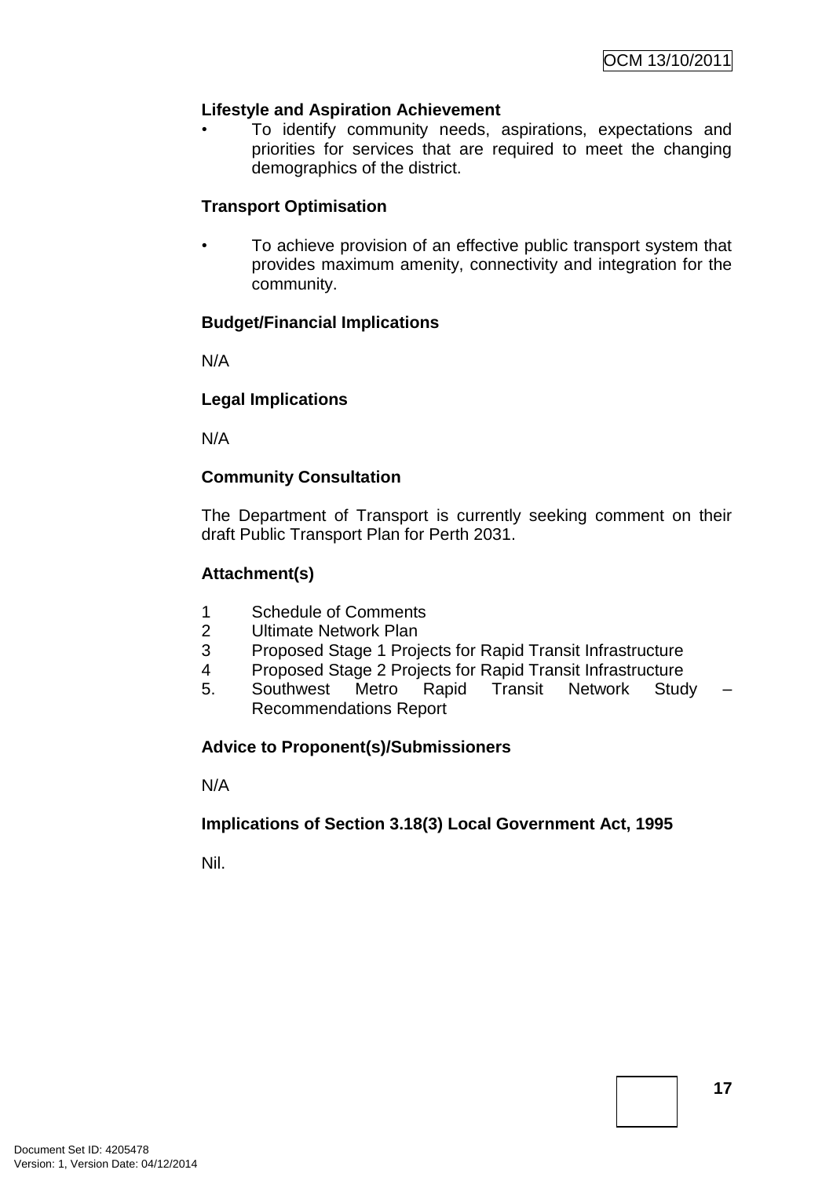**Lifestyle and Aspiration Achievement**

- To identify community needs, aspirations, expectations and priorities for services that are required to meet the changing demographics of the district.

**Transport Optimisation**

- To achieve provision of an effective public transport system that provides maximum amenity, connectivity and integration for the community.

**Budget/Financial Implications**

N/A

**Legal Implications**

N/A

**Community Consultation**

The Department of Transport is currently seeking comment on their draft Public Transport Plan for Perth 2031.

**Attachment(s)**

1. Schedule of Comments
2. Ultimate Network Plan
3. Proposed Stage 1 Projects for Rapid Transit Infrastructure
4. Proposed Stage 2 Projects for Rapid Transit Infrastructure
5. Southwest Metro Rapid Transit Network Study – Recommendations Report

**Advice to Proponent(s)/Submissioners**

N/A

**Implications of Section 3.18(3) Local Government Act, 1995**

Nil.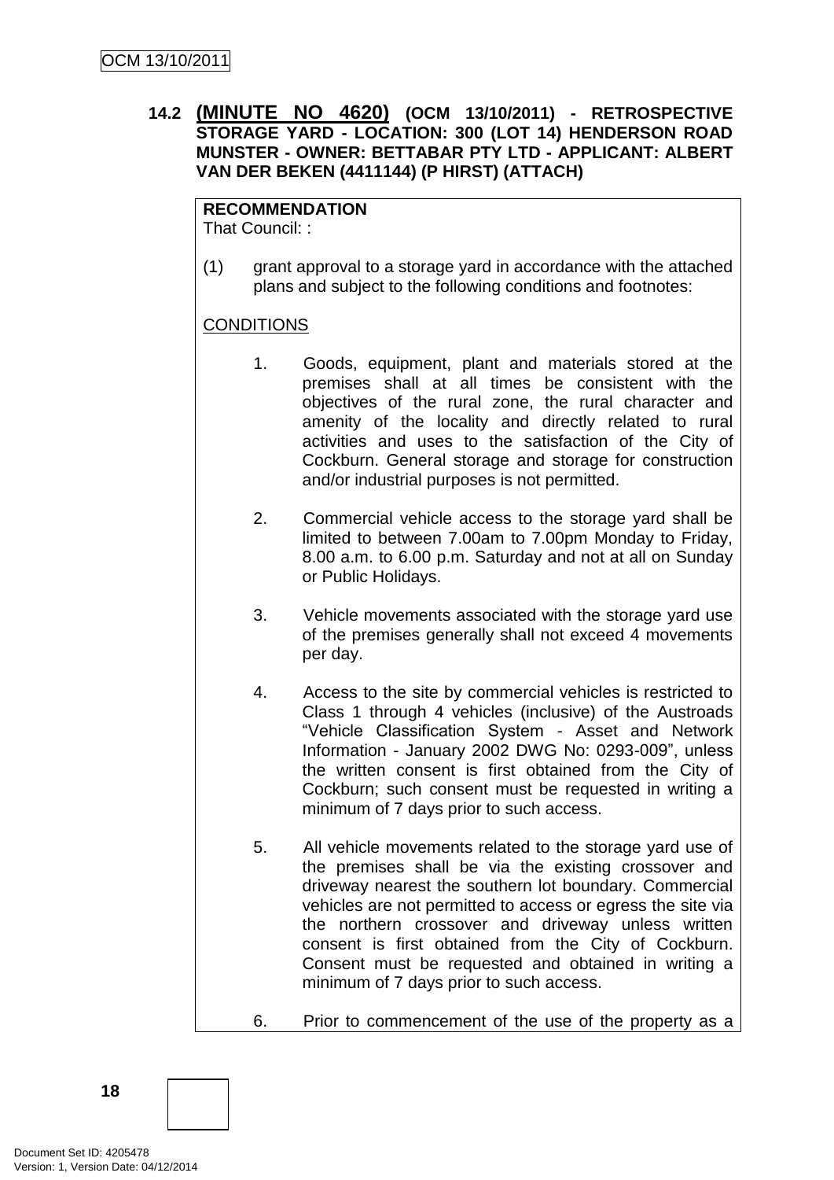**14.2 (MINUTE NO 4620) (OCM 13/10/2011) - RETROSPECTIVE STORAGE YARD - LOCATION: 300 (LOT 14) HENDERSON ROAD MUNSTER - OWNER: BETTABAR PTY LTD - APPLICANT: ALBERT VAN DER BEKEN (4411144) (P HIRST) (ATTACH)**

**RECOMMENDATION**
That Council: :

(1) grant approval to a storage yard in accordance with the attached plans and subject to the following conditions and footnotes:

CONDITIONS

1. Goods, equipment, plant and materials stored at the premises shall at all times be consistent with the objectives of the rural zone, the rural character and amenity of the locality and directly related to rural activities and uses to the satisfaction of the City of Cockburn. General storage and storage for construction and/or industrial purposes is not permitted.

2. Commercial vehicle access to the storage yard shall be limited to between 7.00am to 7.00pm Monday to Friday, 8.00 a.m. to 6.00 p.m. Saturday and not at all on Sunday or Public Holidays.

3. Vehicle movements associated with the storage yard use of the premises generally shall not exceed 4 movements per day.

4. Access to the site by commercial vehicles is restricted to Class 1 through 4 vehicles (inclusive) of the Austroads "Vehicle Classification System - Asset and Network Information - January 2002 DWG No: 0293-009", unless the written consent is first obtained from the City of Cockburn; such consent must be requested in writing a minimum of 7 days prior to such access.

5. All vehicle movements related to the storage yard use of the premises shall be via the existing crossover and driveway nearest the southern lot boundary. Commercial vehicles are not permitted to access or egress the site via the northern crossover and driveway unless written consent is first obtained from the City of Cockburn. Consent must be requested and obtained in writing a minimum of 7 days prior to such access.

6. Prior to commencement of the use of the property as a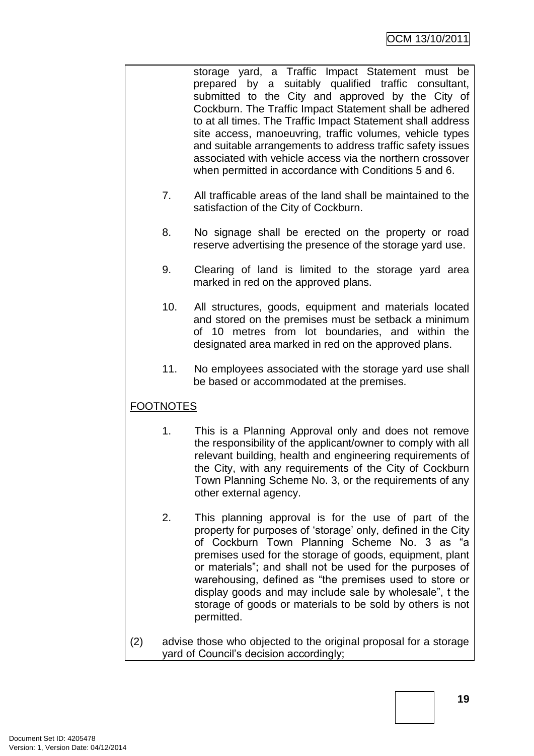storage yard, a Traffic Impact Statement must be prepared by a suitably qualified traffic consultant, submitted to the City and approved by the City of Cockburn. The Traffic Impact Statement shall be adhered to at all times. The Traffic Impact Statement shall address site access, manoeuvring, traffic volumes, vehicle types and suitable arrangements to address traffic safety issues associated with vehicle access via the northern crossover when permitted in accordance with Conditions 5 and 6.

7. All trafficable areas of the land shall be maintained to the satisfaction of the City of Cockburn.

8. No signage shall be erected on the property or road reserve advertising the presence of the storage yard use.

9. Clearing of land is limited to the storage yard area marked in red on the approved plans.

10. All structures, goods, equipment and materials located and stored on the premises must be setback a minimum of 10 metres from lot boundaries, and within the designated area marked in red on the approved plans.

11. No employees associated with the storage yard use shall be based or accommodated at the premises.

FOOTNOTES

1. This is a Planning Approval only and does not remove the responsibility of the applicant/owner to comply with all relevant building, health and engineering requirements of the City, with any requirements of the City of Cockburn Town Planning Scheme No. 3, or the requirements of any other external agency.

2. This planning approval is for the use of part of the property for purposes of 'storage' only, defined in the City of Cockburn Town Planning Scheme No. 3 as "a premises used for the storage of goods, equipment, plant or materials"; and shall not be used for the purposes of warehousing, defined as "the premises used to store or display goods and may include sale by wholesale", t the storage of goods or materials to be sold by others is not permitted.

(2) advise those who objected to the original proposal for a storage yard of Council's decision accordingly;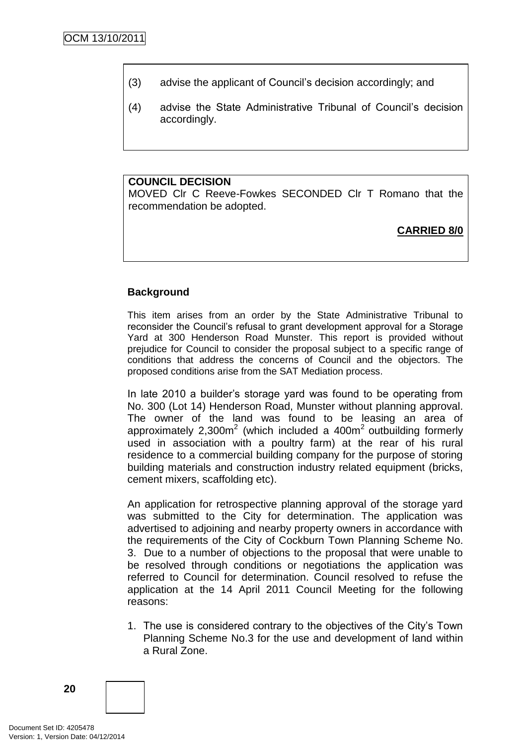(3) advise the applicant of Council's decision accordingly; and

(4) advise the State Administrative Tribunal of Council's decision accordingly.

**COUNCIL DECISION**
MOVED Clr C Reeve-Fowkes SECONDED Clr T Romano that the recommendation be adopted.

**CARRIED 8/0**

**Background**

This item arises from an order by the State Administrative Tribunal to reconsider the Council's refusal to grant development approval for a Storage Yard at 300 Henderson Road Munster. This report is provided without prejudice for Council to consider the proposal subject to a specific range of conditions that address the concerns of Council and the objectors. The proposed conditions arise from the SAT Mediation process.

In late 2010 a builder's storage yard was found to be operating from No. 300 (Lot 14) Henderson Road, Munster without planning approval. The owner of the land was found to be leasing an area of approximately 2,300m$^2$ (which included a 400m$^2$ outbuilding formerly used in association with a poultry farm) at the rear of his rural residence to a commercial building company for the purpose of storing building materials and construction industry related equipment (bricks, cement mixers, scaffolding etc).

An application for retrospective planning approval of the storage yard was submitted to the City for determination. The application was advertised to adjoining and nearby property owners in accordance with the requirements of the City of Cockburn Town Planning Scheme No. 3. Due to a number of objections to the proposal that were unable to be resolved through conditions or negotiations the application was referred to Council for determination. Council resolved to refuse the application at the 14 April 2011 Council Meeting for the following reasons:

1. The use is considered contrary to the objectives of the City's Town Planning Scheme No.3 for the use and development of land within a Rural Zone.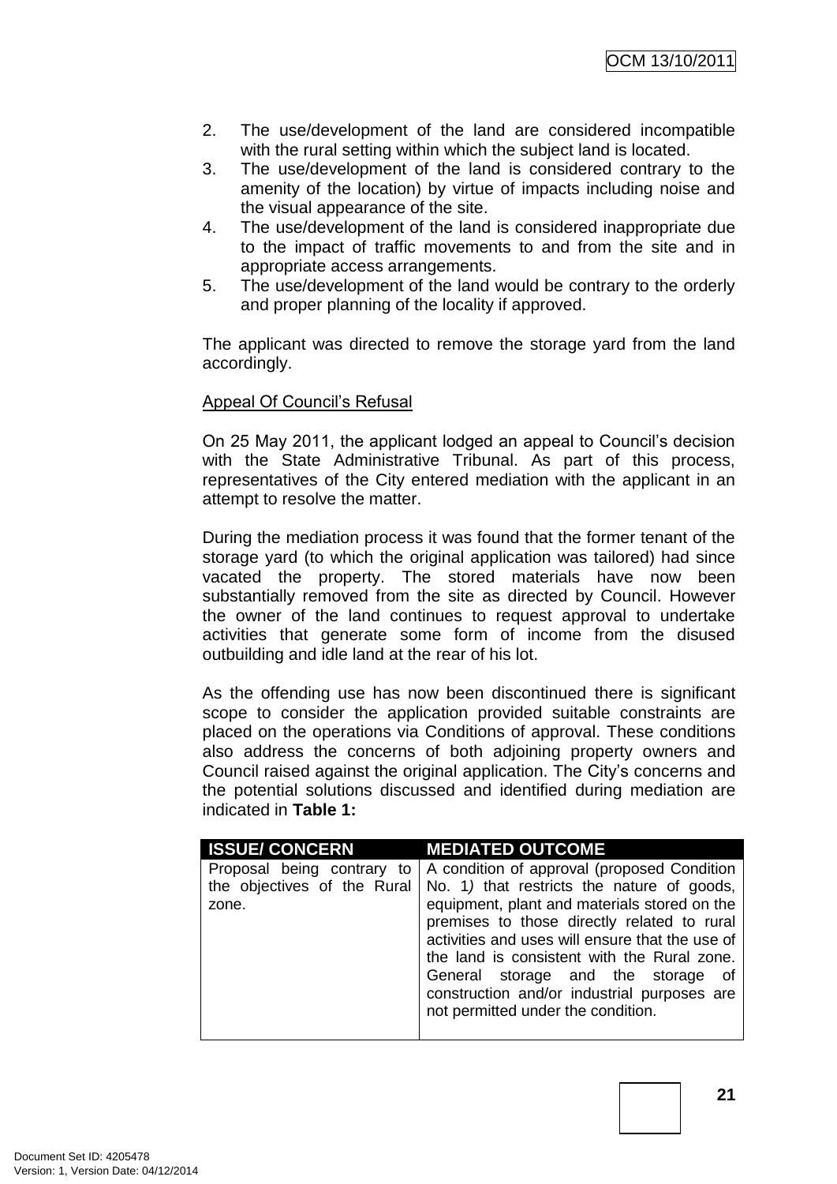2. The use/development of the land are considered incompatible with the rural setting within which the subject land is located.
3. The use/development of the land is considered contrary to the amenity of the location) by virtue of impacts including noise and the visual appearance of the site.
4. The use/development of the land is considered inappropriate due to the impact of traffic movements to and from the site and in appropriate access arrangements.
5. The use/development of the land would be contrary to the orderly and proper planning of the locality if approved.

The applicant was directed to remove the storage yard from the land accordingly.

Appeal Of Council's Refusal

On 25 May 2011, the applicant lodged an appeal to Council's decision with the State Administrative Tribunal. As part of this process, representatives of the City entered mediation with the applicant in an attempt to resolve the matter.

During the mediation process it was found that the former tenant of the storage yard (to which the original application was tailored) had since vacated the property. The stored materials have now been substantially removed from the site as directed by Council. However the owner of the land continues to request approval to undertake activities that generate some form of income from the disused outbuilding and idle land at the rear of his lot.

As the offending use has now been discontinued there is significant scope to consider the application provided suitable constraints are placed on the operations via Conditions of approval. These conditions also address the concerns of both adjoining property owners and Council raised against the original application. The City's concerns and the potential solutions discussed and identified during mediation are indicated in **Table 1:**

| ISSUE/ CONCERN | MEDIATED OUTCOME |
|---|---|
| Proposal being contrary to the objectives of the Rural zone. | A condition of approval (proposed Condition No. 1) that restricts the nature of goods, equipment, plant and materials stored on the premises to those directly related to rural activities and uses will ensure that the use of the land is consistent with the Rural zone. General storage and the storage of construction and/or industrial purposes are not permitted under the condition. |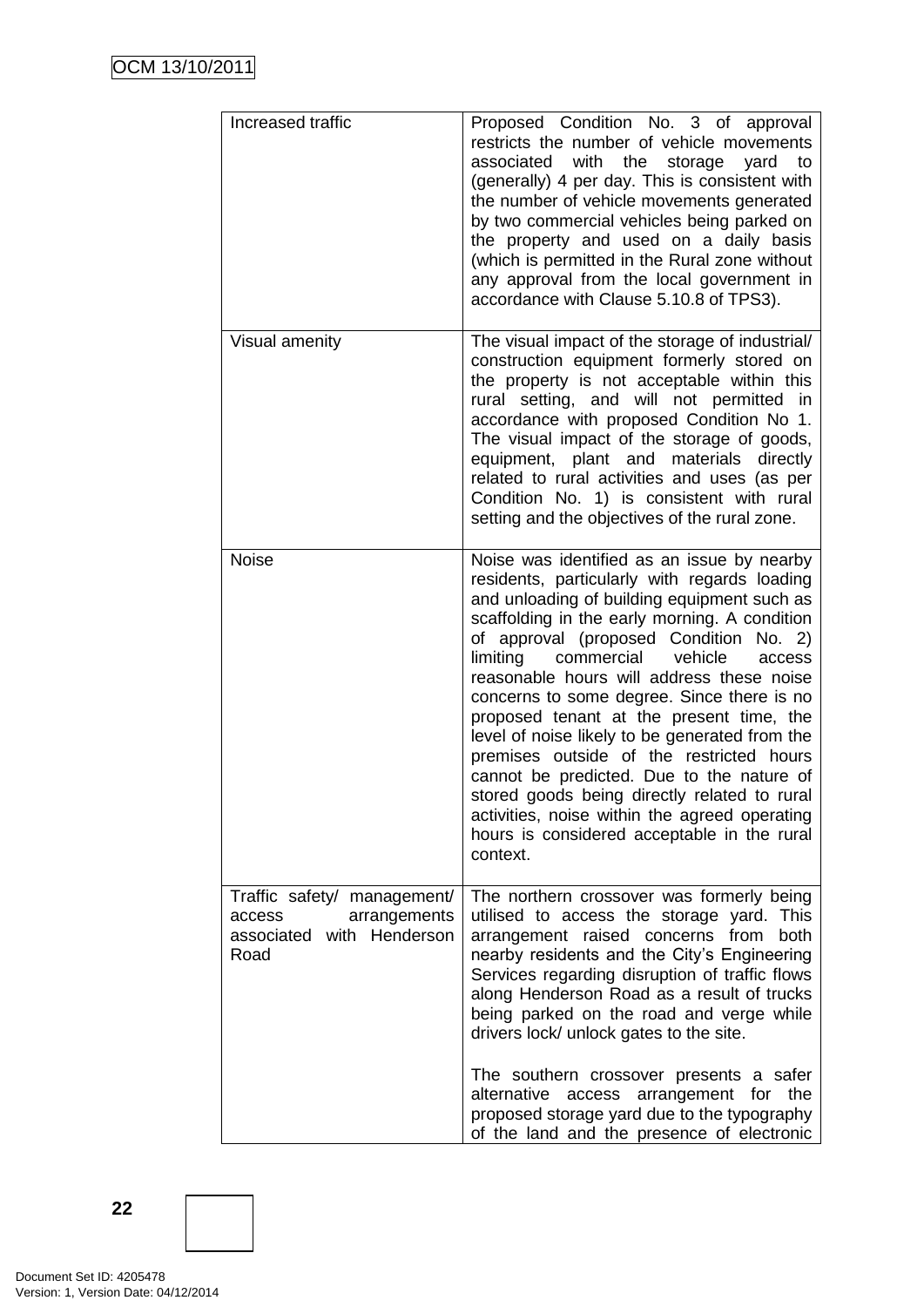| | |
|---|---|
| Increased traffic | Proposed Condition No. 3 of approval restricts the number of vehicle movements associated with the storage yard to (generally) 4 per day. This is consistent with the number of vehicle movements generated by two commercial vehicles being parked on the property and used on a daily basis (which is permitted in the Rural zone without any approval from the local government in accordance with Clause 5.10.8 of TPS3). |
| Visual amenity | The visual impact of the storage of industrial/ construction equipment formerly stored on the property is not acceptable within this rural setting, and will not permitted in accordance with proposed Condition No 1. The visual impact of the storage of goods, equipment, plant and materials directly related to rural activities and uses (as per Condition No. 1) is consistent with rural setting and the objectives of the rural zone. |
| Noise | Noise was identified as an issue by nearby residents, particularly with regards loading and unloading of building equipment such as scaffolding in the early morning. A condition of approval (proposed Condition No. 2) limiting commercial vehicle access reasonable hours will address these noise concerns to some degree. Since there is no proposed tenant at the present time, the level of noise likely to be generated from the premises outside of the restricted hours cannot be predicted. Due to the nature of stored goods being directly related to rural activities, noise within the agreed operating hours is considered acceptable in the rural context. |
| Traffic safety/ management/ access arrangements associated with Henderson Road | The northern crossover was formerly being utilised to access the storage yard. This arrangement raised concerns from both nearby residents and the City's Engineering Services regarding disruption of traffic flows along Henderson Road as a result of trucks being parked on the road and verge while drivers lock/ unlock gates to the site.<br><br>The southern crossover presents a safer alternative access arrangement for the proposed storage yard due to the typography of the land and the presence of electronic |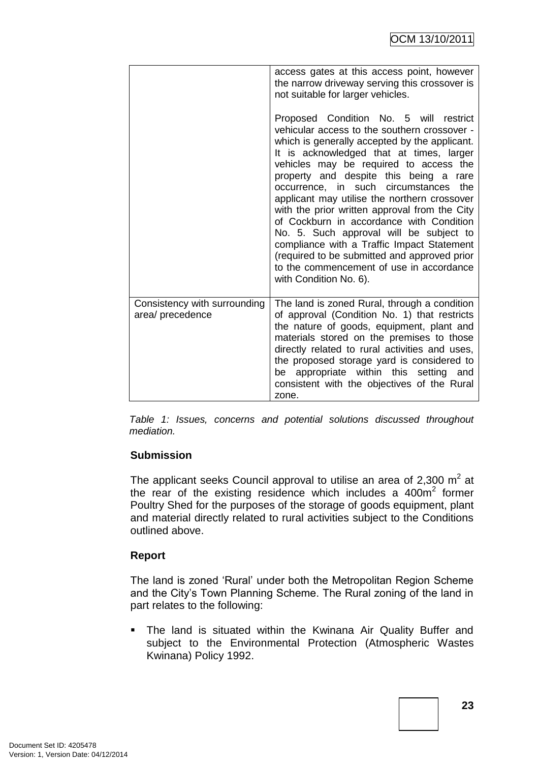|  |  |
| --- | --- |
|  | access gates at this access point, however the narrow driveway serving this crossover is not suitable for larger vehicles.<br><br>Proposed Condition No. 5 will restrict vehicular access to the southern crossover - which is generally accepted by the applicant. It is acknowledged that at times, larger vehicles may be required to access the property and despite this being a rare occurrence, in such circumstances the applicant may utilise the northern crossover with the prior written approval from the City of Cockburn in accordance with Condition No. 5. Such approval will be subject to compliance with a Traffic Impact Statement (required to be submitted and approved prior to the commencement of use in accordance with Condition No. 6). |
| Consistency with surrounding area/ precedence | The land is zoned Rural, through a condition of approval (Condition No. 1) that restricts the nature of goods, equipment, plant and materials stored on the premises to those directly related to rural activities and uses, the proposed storage yard is considered to be appropriate within this setting and consistent with the objectives of the Rural zone. |

*Table 1: Issues, concerns and potential solutions discussed throughout mediation.*

**Submission**

The applicant seeks Council approval to utilise an area of 2,300 $m^2$ at the rear of the existing residence which includes a 400$m^2$ former Poultry Shed for the purposes of the storage of goods equipment, plant and material directly related to rural activities subject to the Conditions outlined above.

**Report**

The land is zoned 'Rural' under both the Metropolitan Region Scheme and the City's Town Planning Scheme. The Rural zoning of the land in part relates to the following:

- The land is situated within the Kwinana Air Quality Buffer and subject to the Environmental Protection (Atmospheric Wastes Kwinana) Policy 1992.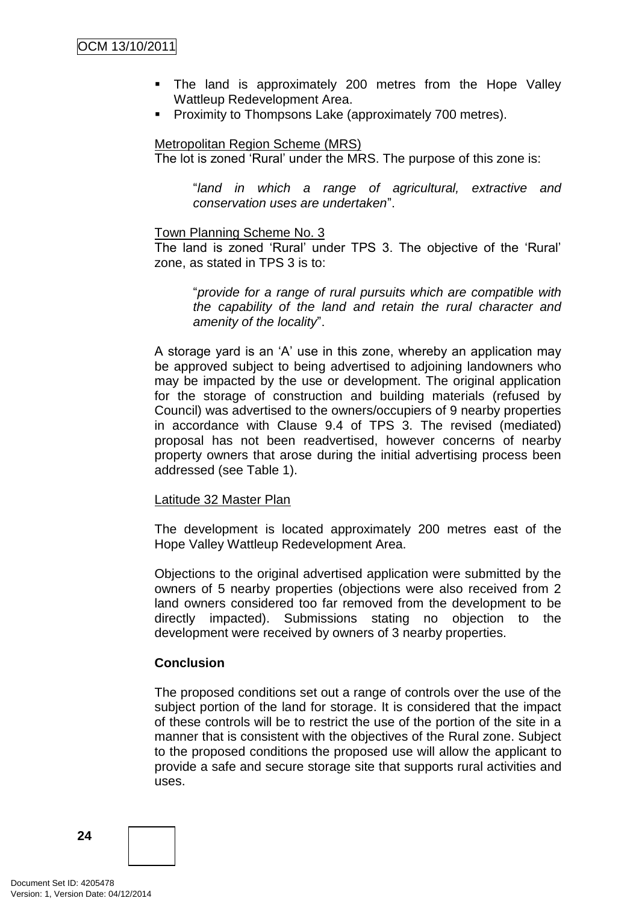- The land is approximately 200 metres from the Hope Valley Wattleup Redevelopment Area.
- Proximity to Thompsons Lake (approximately 700 metres).

Metropolitan Region Scheme (MRS)

The lot is zoned 'Rural' under the MRS. The purpose of this zone is:

> "*land in which a range of agricultural, extractive and conservation uses are undertaken*".

Town Planning Scheme No. 3

The land is zoned 'Rural' under TPS 3. The objective of the 'Rural' zone, as stated in TPS 3 is to:

> "*provide for a range of rural pursuits which are compatible with the capability of the land and retain the rural character and amenity of the locality*".

A storage yard is an 'A' use in this zone, whereby an application may be approved subject to being advertised to adjoining landowners who may be impacted by the use or development. The original application for the storage of construction and building materials (refused by Council) was advertised to the owners/occupiers of 9 nearby properties in accordance with Clause 9.4 of TPS 3. The revised (mediated) proposal has not been readvertised, however concerns of nearby property owners that arose during the initial advertising process been addressed (see Table 1).

Latitude 32 Master Plan

The development is located approximately 200 metres east of the Hope Valley Wattleup Redevelopment Area.

Objections to the original advertised application were submitted by the owners of 5 nearby properties (objections were also received from 2 land owners considered too far removed from the development to be directly impacted). Submissions stating no objection to the development were received by owners of 3 nearby properties.

**Conclusion**

The proposed conditions set out a range of controls over the use of the subject portion of the land for storage. It is considered that the impact of these controls will be to restrict the use of the portion of the site in a manner that is consistent with the objectives of the Rural zone. Subject to the proposed conditions the proposed use will allow the applicant to provide a safe and secure storage site that supports rural activities and uses.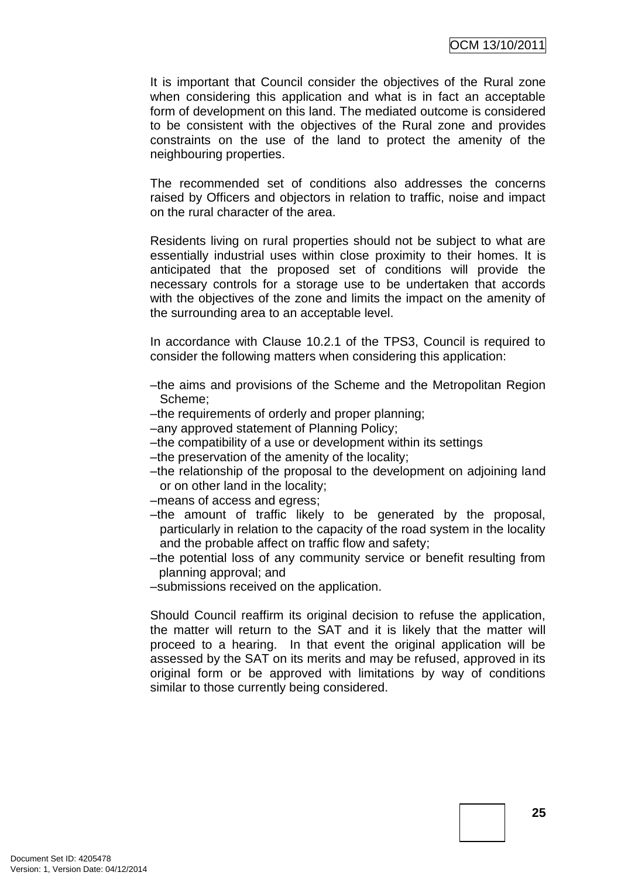It is important that Council consider the objectives of the Rural zone when considering this application and what is in fact an acceptable form of development on this land. The mediated outcome is considered to be consistent with the objectives of the Rural zone and provides constraints on the use of the land to protect the amenity of the neighbouring properties.

The recommended set of conditions also addresses the concerns raised by Officers and objectors in relation to traffic, noise and impact on the rural character of the area.

Residents living on rural properties should not be subject to what are essentially industrial uses within close proximity to their homes. It is anticipated that the proposed set of conditions will provide the necessary controls for a storage use to be undertaken that accords with the objectives of the zone and limits the impact on the amenity of the surrounding area to an acceptable level.

In accordance with Clause 10.2.1 of the TPS3, Council is required to consider the following matters when considering this application:

–the aims and provisions of the Scheme and the Metropolitan Region Scheme;
–the requirements of orderly and proper planning;
–any approved statement of Planning Policy;
–the compatibility of a use or development within its settings
–the preservation of the amenity of the locality;
–the relationship of the proposal to the development on adjoining land or on other land in the locality;
–means of access and egress;
–the amount of traffic likely to be generated by the proposal, particularly in relation to the capacity of the road system in the locality and the probable affect on traffic flow and safety;
–the potential loss of any community service or benefit resulting from planning approval; and
–submissions received on the application.

Should Council reaffirm its original decision to refuse the application, the matter will return to the SAT and it is likely that the matter will proceed to a hearing. In that event the original application will be assessed by the SAT on its merits and may be refused, approved in its original form or be approved with limitations by way of conditions similar to those currently being considered.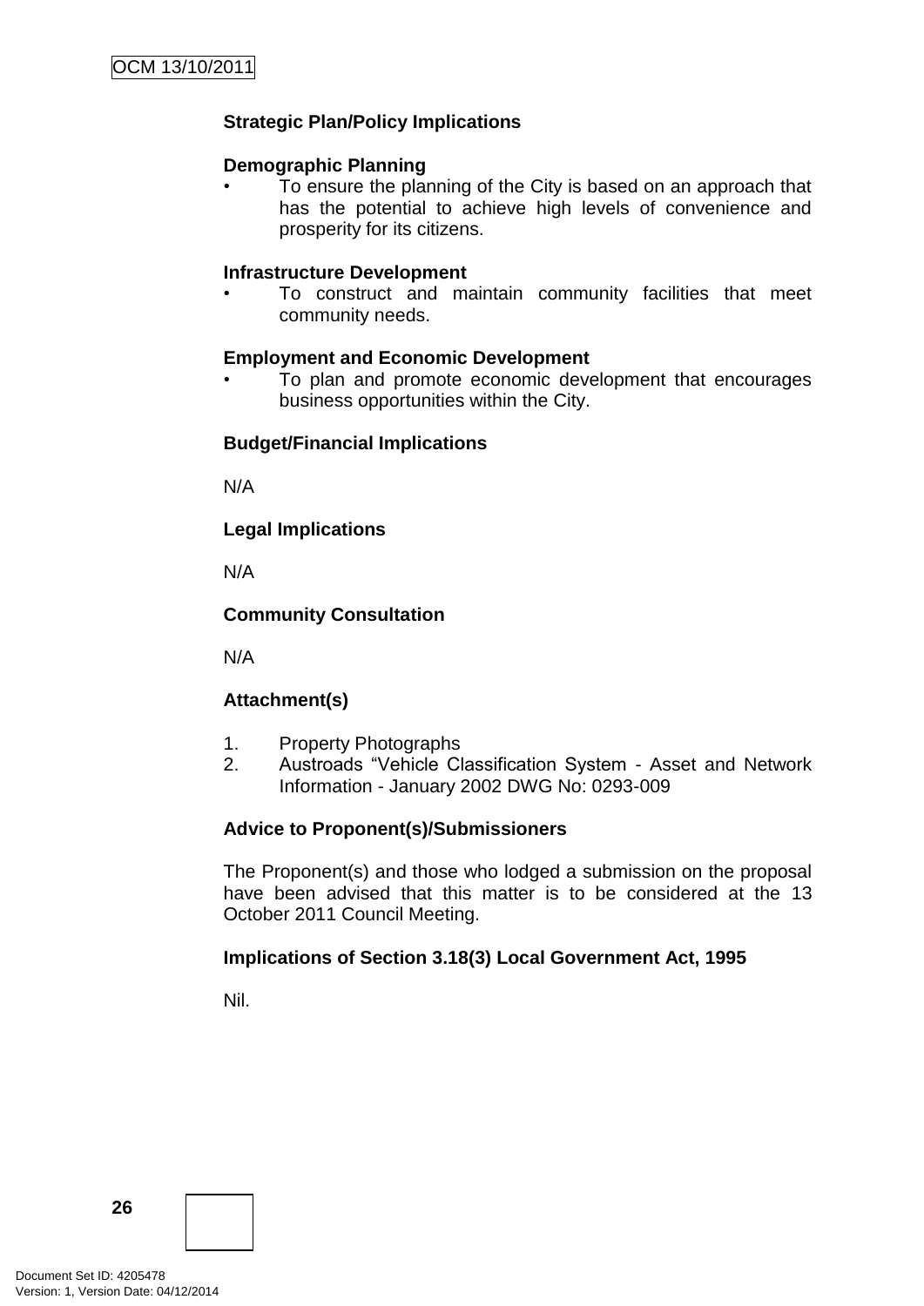**Strategic Plan/Policy Implications**

**Demographic Planning**

- To ensure the planning of the City is based on an approach that has the potential to achieve high levels of convenience and prosperity for its citizens.

**Infrastructure Development**

- To construct and maintain community facilities that meet community needs.

**Employment and Economic Development**

- To plan and promote economic development that encourages business opportunities within the City.

**Budget/Financial Implications**

N/A

**Legal Implications**

N/A

**Community Consultation**

N/A

**Attachment(s)**

1. Property Photographs
2. Austroads "Vehicle Classification System - Asset and Network Information - January 2002 DWG No: 0293-009

**Advice to Proponent(s)/Submissioners**

The Proponent(s) and those who lodged a submission on the proposal have been advised that this matter is to be considered at the 13 October 2011 Council Meeting.

**Implications of Section 3.18(3) Local Government Act, 1995**

Nil.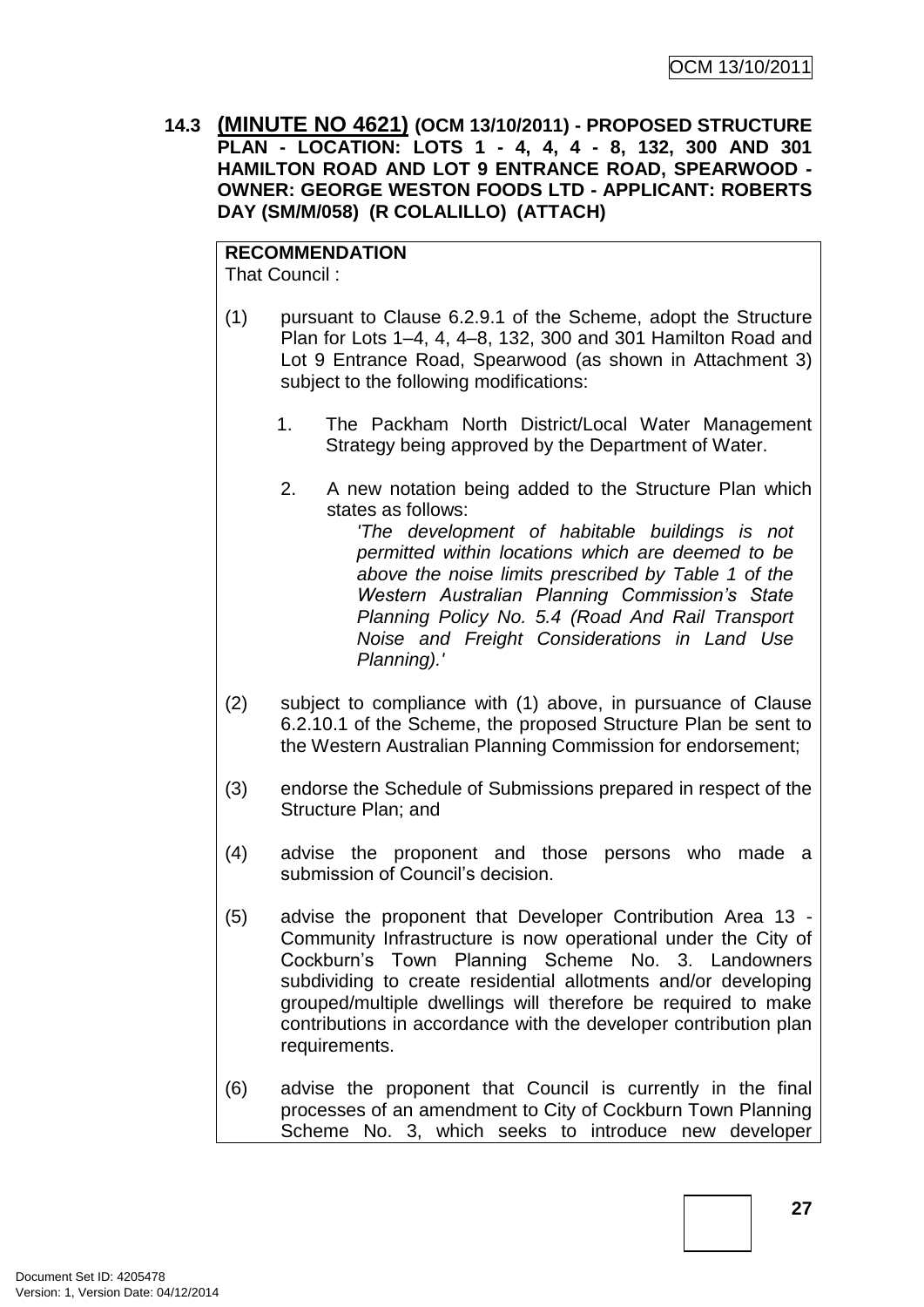**14.3 (MINUTE NO 4621) (OCM 13/10/2011) - PROPOSED STRUCTURE PLAN - LOCATION: LOTS 1 - 4, 4, 4 - 8, 132, 300 AND 301 HAMILTON ROAD AND LOT 9 ENTRANCE ROAD, SPEARWOOD - OWNER: GEORGE WESTON FOODS LTD - APPLICANT: ROBERTS DAY (SM/M/058) (R COLALILLO) (ATTACH)**

**RECOMMENDATION**

That Council :

(1) pursuant to Clause 6.2.9.1 of the Scheme, adopt the Structure Plan for Lots 1–4, 4, 4–8, 132, 300 and 301 Hamilton Road and Lot 9 Entrance Road, Spearwood (as shown in Attachment 3) subject to the following modifications:

1. The Packham North District/Local Water Management Strategy being approved by the Department of Water.

2. A new notation being added to the Structure Plan which states as follows:

*'The development of habitable buildings is not permitted within locations which are deemed to be above the noise limits prescribed by Table 1 of the Western Australian Planning Commission's State Planning Policy No. 5.4 (Road And Rail Transport Noise and Freight Considerations in Land Use Planning).'*

(2) subject to compliance with (1) above, in pursuance of Clause 6.2.10.1 of the Scheme, the proposed Structure Plan be sent to the Western Australian Planning Commission for endorsement;

(3) endorse the Schedule of Submissions prepared in respect of the Structure Plan; and

(4) advise the proponent and those persons who made a submission of Council's decision.

(5) advise the proponent that Developer Contribution Area 13 - Community Infrastructure is now operational under the City of Cockburn's Town Planning Scheme No. 3. Landowners subdividing to create residential allotments and/or developing grouped/multiple dwellings will therefore be required to make contributions in accordance with the developer contribution plan requirements.

(6) advise the proponent that Council is currently in the final processes of an amendment to City of Cockburn Town Planning Scheme No. 3, which seeks to introduce new developer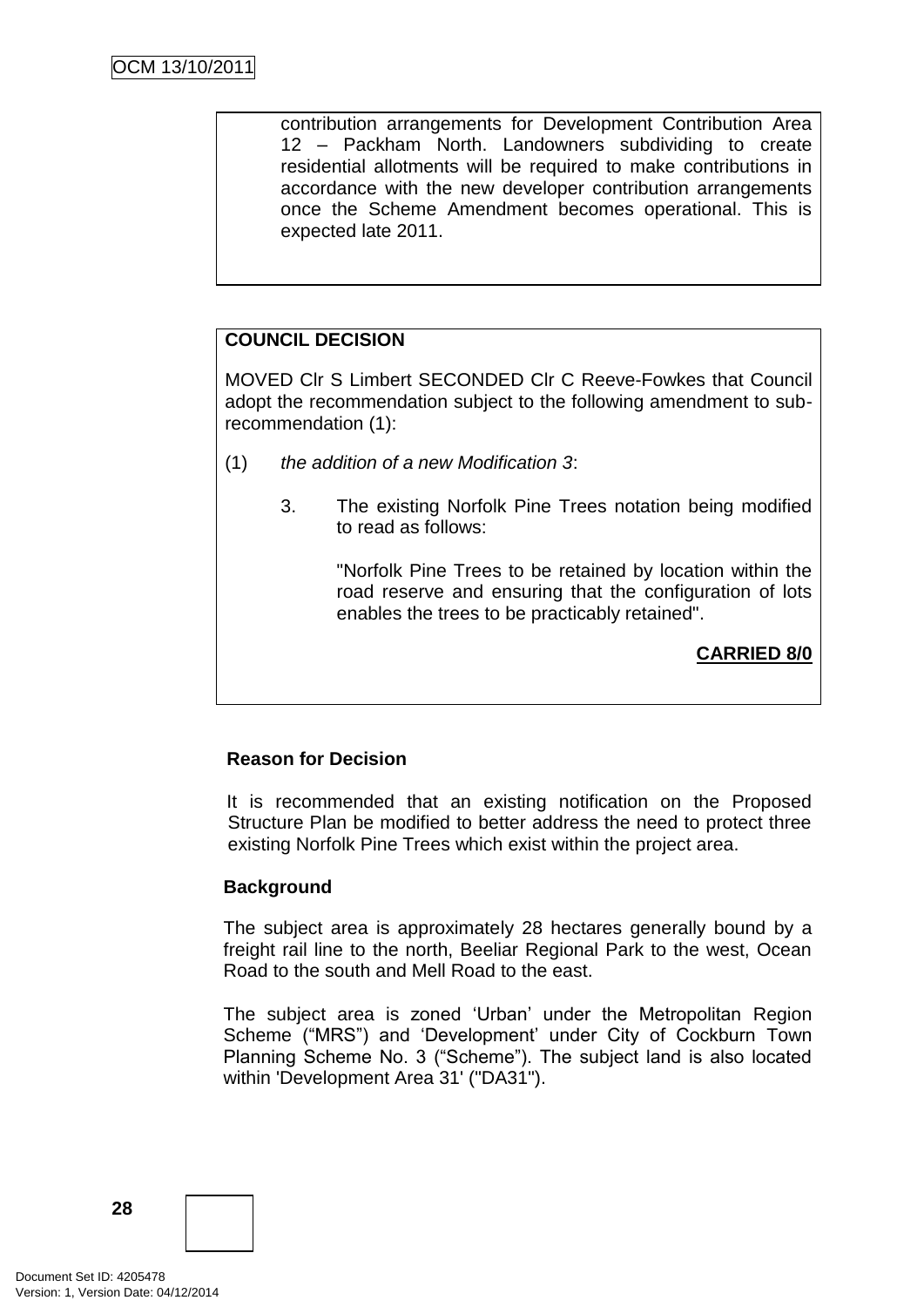contribution arrangements for Development Contribution Area 12 – Packham North. Landowners subdividing to create residential allotments will be required to make contributions in accordance with the new developer contribution arrangements once the Scheme Amendment becomes operational. This is expected late 2011.

**COUNCIL DECISION**

MOVED Clr S Limbert SECONDED Clr C Reeve-Fowkes that Council adopt the recommendation subject to the following amendment to sub-recommendation (1):

(1) *the addition of a new Modification 3*:

3. The existing Norfolk Pine Trees notation being modified to read as follows:

"Norfolk Pine Trees to be retained by location within the road reserve and ensuring that the configuration of lots enables the trees to be practicably retained".

**CARRIED 8/0**

**Reason for Decision**

It is recommended that an existing notification on the Proposed Structure Plan be modified to better address the need to protect three existing Norfolk Pine Trees which exist within the project area.

**Background**

The subject area is approximately 28 hectares generally bound by a freight rail line to the north, Beeliar Regional Park to the west, Ocean Road to the south and Mell Road to the east.

The subject area is zoned 'Urban' under the Metropolitan Region Scheme ("MRS") and 'Development' under City of Cockburn Town Planning Scheme No. 3 ("Scheme"). The subject land is also located within 'Development Area 31' ("DA31").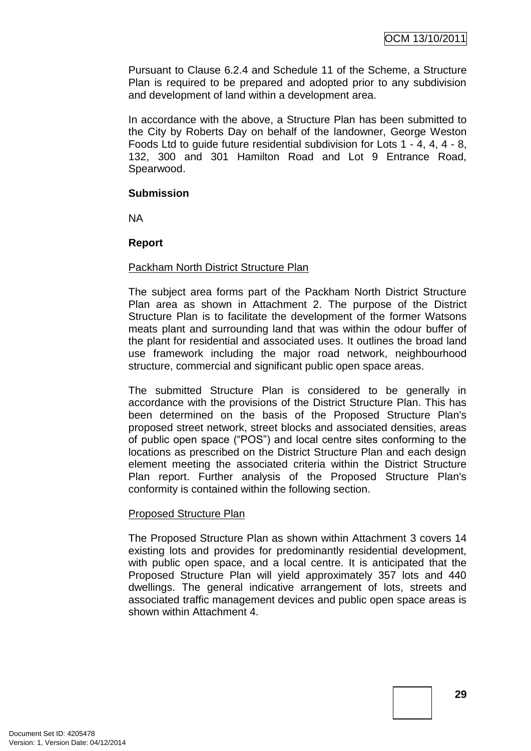Pursuant to Clause 6.2.4 and Schedule 11 of the Scheme, a Structure Plan is required to be prepared and adopted prior to any subdivision and development of land within a development area.

In accordance with the above, a Structure Plan has been submitted to the City by Roberts Day on behalf of the landowner, George Weston Foods Ltd to guide future residential subdivision for Lots 1 - 4, 4, 4 - 8, 132, 300 and 301 Hamilton Road and Lot 9 Entrance Road, Spearwood.

**Submission**

NA

**Report**

Packham North District Structure Plan

The subject area forms part of the Packham North District Structure Plan area as shown in Attachment 2. The purpose of the District Structure Plan is to facilitate the development of the former Watsons meats plant and surrounding land that was within the odour buffer of the plant for residential and associated uses. It outlines the broad land use framework including the major road network, neighbourhood structure, commercial and significant public open space areas.

The submitted Structure Plan is considered to be generally in accordance with the provisions of the District Structure Plan. This has been determined on the basis of the Proposed Structure Plan's proposed street network, street blocks and associated densities, areas of public open space ("POS") and local centre sites conforming to the locations as prescribed on the District Structure Plan and each design element meeting the associated criteria within the District Structure Plan report. Further analysis of the Proposed Structure Plan's conformity is contained within the following section.

Proposed Structure Plan

The Proposed Structure Plan as shown within Attachment 3 covers 14 existing lots and provides for predominantly residential development, with public open space, and a local centre. It is anticipated that the Proposed Structure Plan will yield approximately 357 lots and 440 dwellings. The general indicative arrangement of lots, streets and associated traffic management devices and public open space areas is shown within Attachment 4.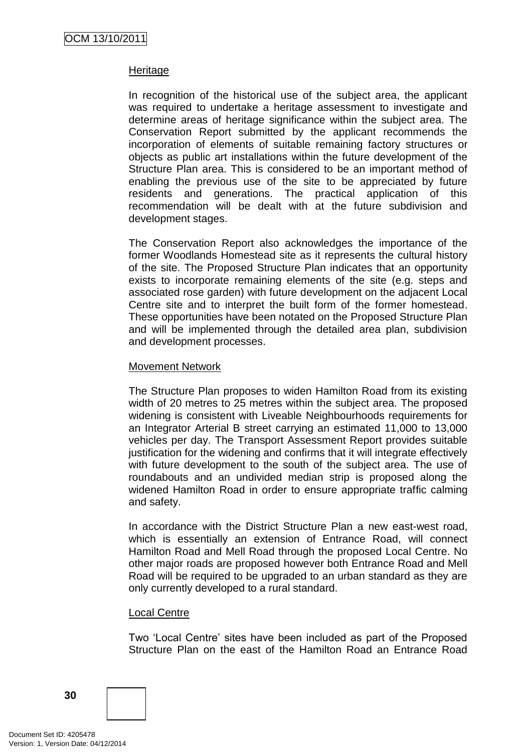### Heritage

In recognition of the historical use of the subject area, the applicant was required to undertake a heritage assessment to investigate and determine areas of heritage significance within the subject area. The Conservation Report submitted by the applicant recommends the incorporation of elements of suitable remaining factory structures or objects as public art installations within the future development of the Structure Plan area. This is considered to be an important method of enabling the previous use of the site to be appreciated by future residents and generations. The practical application of this recommendation will be dealt with at the future subdivision and development stages.

The Conservation Report also acknowledges the importance of the former Woodlands Homestead site as it represents the cultural history of the site. The Proposed Structure Plan indicates that an opportunity exists to incorporate remaining elements of the site (e.g. steps and associated rose garden) with future development on the adjacent Local Centre site and to interpret the built form of the former homestead. These opportunities have been notated on the Proposed Structure Plan and will be implemented through the detailed area plan, subdivision and development processes.

### Movement Network

The Structure Plan proposes to widen Hamilton Road from its existing width of 20 metres to 25 metres within the subject area. The proposed widening is consistent with Liveable Neighbourhoods requirements for an Integrator Arterial B street carrying an estimated 11,000 to 13,000 vehicles per day. The Transport Assessment Report provides suitable justification for the widening and confirms that it will integrate effectively with future development to the south of the subject area. The use of roundabouts and an undivided median strip is proposed along the widened Hamilton Road in order to ensure appropriate traffic calming and safety.

In accordance with the District Structure Plan a new east-west road, which is essentially an extension of Entrance Road, will connect Hamilton Road and Mell Road through the proposed Local Centre. No other major roads are proposed however both Entrance Road and Mell Road will be required to be upgraded to an urban standard as they are only currently developed to a rural standard.

### Local Centre

Two 'Local Centre' sites have been included as part of the Proposed Structure Plan on the east of the Hamilton Road an Entrance Road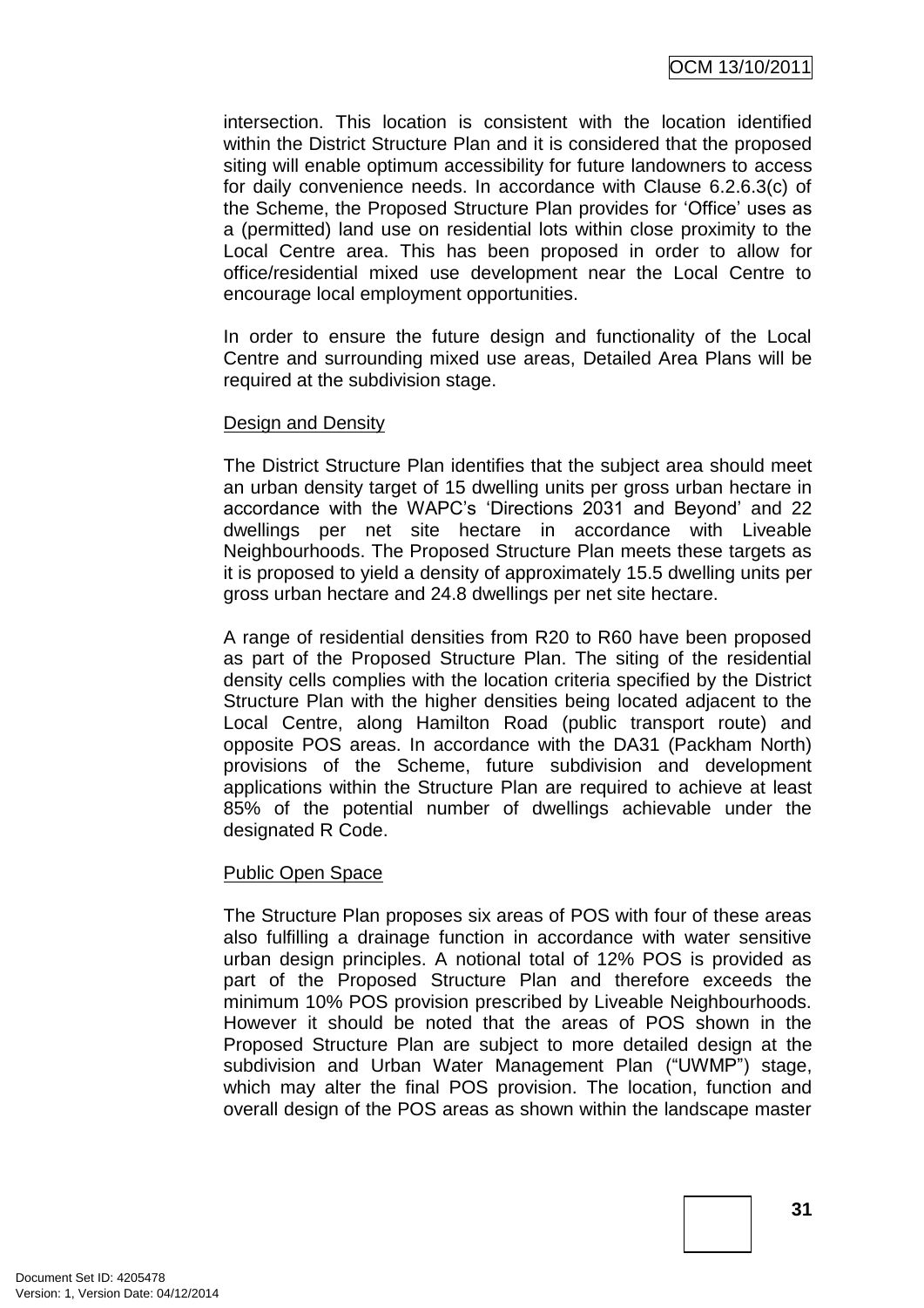intersection. This location is consistent with the location identified within the District Structure Plan and it is considered that the proposed siting will enable optimum accessibility for future landowners to access for daily convenience needs. In accordance with Clause 6.2.6.3(c) of the Scheme, the Proposed Structure Plan provides for 'Office' uses as a (permitted) land use on residential lots within close proximity to the Local Centre area. This has been proposed in order to allow for office/residential mixed use development near the Local Centre to encourage local employment opportunities.

In order to ensure the future design and functionality of the Local Centre and surrounding mixed use areas, Detailed Area Plans will be required at the subdivision stage.

Design and Density

The District Structure Plan identifies that the subject area should meet an urban density target of 15 dwelling units per gross urban hectare in accordance with the WAPC's 'Directions 2031 and Beyond' and 22 dwellings per net site hectare in accordance with Liveable Neighbourhoods. The Proposed Structure Plan meets these targets as it is proposed to yield a density of approximately 15.5 dwelling units per gross urban hectare and 24.8 dwellings per net site hectare.

A range of residential densities from R20 to R60 have been proposed as part of the Proposed Structure Plan. The siting of the residential density cells complies with the location criteria specified by the District Structure Plan with the higher densities being located adjacent to the Local Centre, along Hamilton Road (public transport route) and opposite POS areas. In accordance with the DA31 (Packham North) provisions of the Scheme, future subdivision and development applications within the Structure Plan are required to achieve at least 85% of the potential number of dwellings achievable under the designated R Code.

Public Open Space

The Structure Plan proposes six areas of POS with four of these areas also fulfilling a drainage function in accordance with water sensitive urban design principles. A notional total of 12% POS is provided as part of the Proposed Structure Plan and therefore exceeds the minimum 10% POS provision prescribed by Liveable Neighbourhoods. However it should be noted that the areas of POS shown in the Proposed Structure Plan are subject to more detailed design at the subdivision and Urban Water Management Plan ("UWMP") stage, which may alter the final POS provision. The location, function and overall design of the POS areas as shown within the landscape master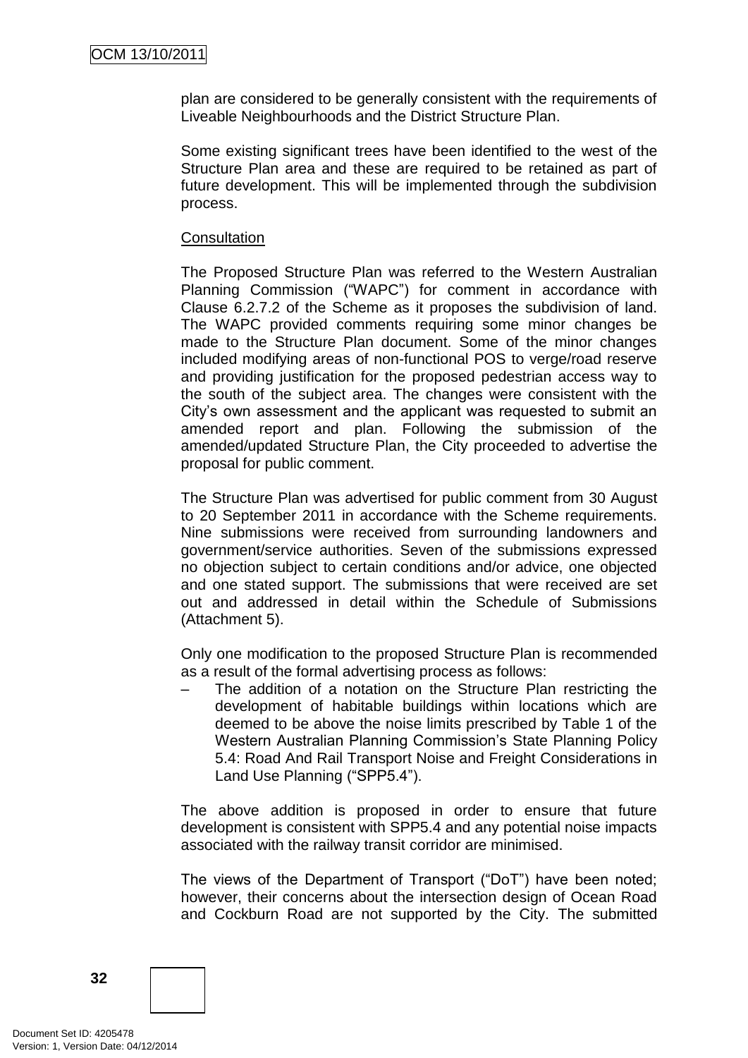plan are considered to be generally consistent with the requirements of Liveable Neighbourhoods and the District Structure Plan.

Some existing significant trees have been identified to the west of the Structure Plan area and these are required to be retained as part of future development. This will be implemented through the subdivision process.

Consultation

The Proposed Structure Plan was referred to the Western Australian Planning Commission ("WAPC") for comment in accordance with Clause 6.2.7.2 of the Scheme as it proposes the subdivision of land. The WAPC provided comments requiring some minor changes be made to the Structure Plan document. Some of the minor changes included modifying areas of non-functional POS to verge/road reserve and providing justification for the proposed pedestrian access way to the south of the subject area. The changes were consistent with the City's own assessment and the applicant was requested to submit an amended report and plan. Following the submission of the amended/updated Structure Plan, the City proceeded to advertise the proposal for public comment.

The Structure Plan was advertised for public comment from 30 August to 20 September 2011 in accordance with the Scheme requirements. Nine submissions were received from surrounding landowners and government/service authorities. Seven of the submissions expressed no objection subject to certain conditions and/or advice, one objected and one stated support. The submissions that were received are set out and addressed in detail within the Schedule of Submissions (Attachment 5).

Only one modification to the proposed Structure Plan is recommended as a result of the formal advertising process as follows:

– The addition of a notation on the Structure Plan restricting the development of habitable buildings within locations which are deemed to be above the noise limits prescribed by Table 1 of the Western Australian Planning Commission's State Planning Policy 5.4: Road And Rail Transport Noise and Freight Considerations in Land Use Planning ("SPP5.4").

The above addition is proposed in order to ensure that future development is consistent with SPP5.4 and any potential noise impacts associated with the railway transit corridor are minimised.

The views of the Department of Transport ("DoT") have been noted; however, their concerns about the intersection design of Ocean Road and Cockburn Road are not supported by the City. The submitted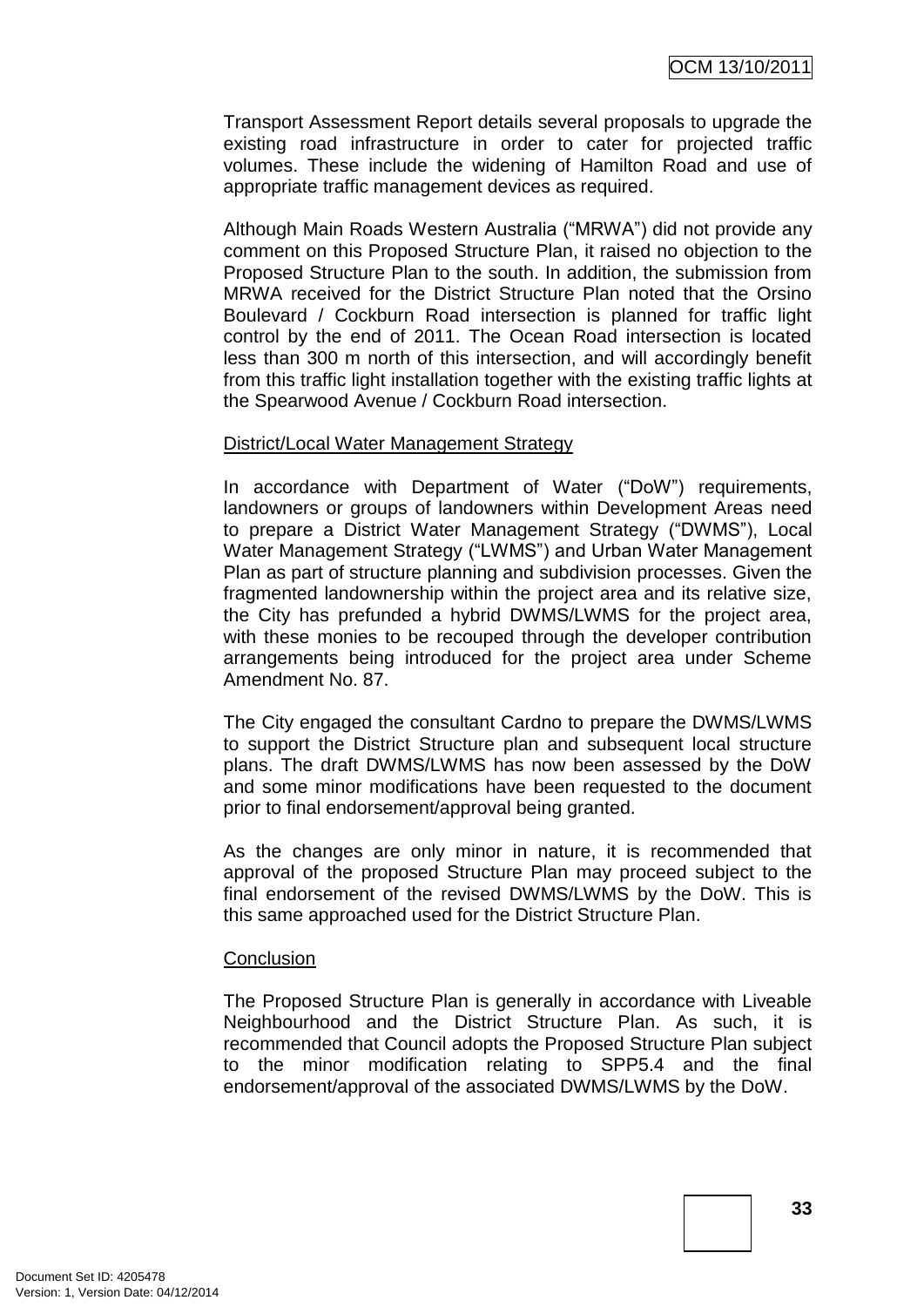Transport Assessment Report details several proposals to upgrade the existing road infrastructure in order to cater for projected traffic volumes. These include the widening of Hamilton Road and use of appropriate traffic management devices as required.

Although Main Roads Western Australia ("MRWA") did not provide any comment on this Proposed Structure Plan, it raised no objection to the Proposed Structure Plan to the south. In addition, the submission from MRWA received for the District Structure Plan noted that the Orsino Boulevard / Cockburn Road intersection is planned for traffic light control by the end of 2011. The Ocean Road intersection is located less than 300 m north of this intersection, and will accordingly benefit from this traffic light installation together with the existing traffic lights at the Spearwood Avenue / Cockburn Road intersection.

District/Local Water Management Strategy

In accordance with Department of Water ("DoW") requirements, landowners or groups of landowners within Development Areas need to prepare a District Water Management Strategy ("DWMS"), Local Water Management Strategy ("LWMS") and Urban Water Management Plan as part of structure planning and subdivision processes. Given the fragmented landownership within the project area and its relative size, the City has prefunded a hybrid DWMS/LWMS for the project area, with these monies to be recouped through the developer contribution arrangements being introduced for the project area under Scheme Amendment No. 87.

The City engaged the consultant Cardno to prepare the DWMS/LWMS to support the District Structure plan and subsequent local structure plans. The draft DWMS/LWMS has now been assessed by the DoW and some minor modifications have been requested to the document prior to final endorsement/approval being granted.

As the changes are only minor in nature, it is recommended that approval of the proposed Structure Plan may proceed subject to the final endorsement of the revised DWMS/LWMS by the DoW. This is this same approached used for the District Structure Plan.

Conclusion

The Proposed Structure Plan is generally in accordance with Liveable Neighbourhood and the District Structure Plan. As such, it is recommended that Council adopts the Proposed Structure Plan subject to the minor modification relating to SPP5.4 and the final endorsement/approval of the associated DWMS/LWMS by the DoW.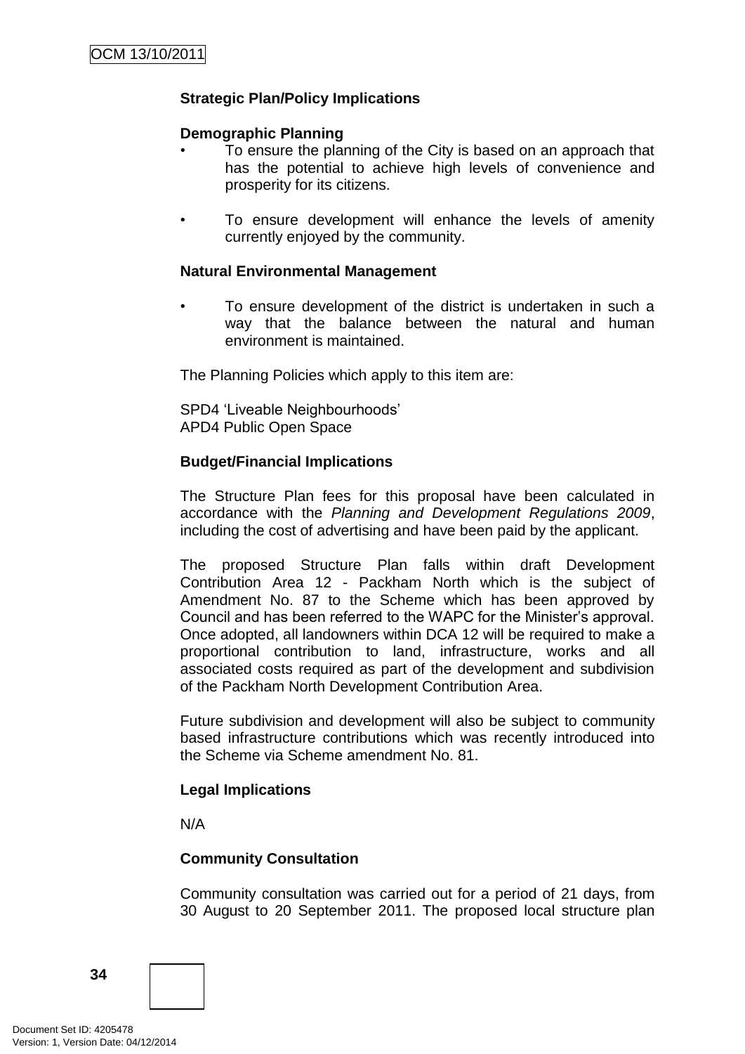**Strategic Plan/Policy Implications**

**Demographic Planning**

- To ensure the planning of the City is based on an approach that has the potential to achieve high levels of convenience and prosperity for its citizens.

- To ensure development will enhance the levels of amenity currently enjoyed by the community.

**Natural Environmental Management**

- To ensure development of the district is undertaken in such a way that the balance between the natural and human environment is maintained.

The Planning Policies which apply to this item are:

SPD4 'Liveable Neighbourhoods'
APD4 Public Open Space

**Budget/Financial Implications**

The Structure Plan fees for this proposal have been calculated in accordance with the *Planning and Development Regulations 2009*, including the cost of advertising and have been paid by the applicant.

The proposed Structure Plan falls within draft Development Contribution Area 12 - Packham North which is the subject of Amendment No. 87 to the Scheme which has been approved by Council and has been referred to the WAPC for the Minister's approval. Once adopted, all landowners within DCA 12 will be required to make a proportional contribution to land, infrastructure, works and all associated costs required as part of the development and subdivision of the Packham North Development Contribution Area.

Future subdivision and development will also be subject to community based infrastructure contributions which was recently introduced into the Scheme via Scheme amendment No. 81.

**Legal Implications**

N/A

**Community Consultation**

Community consultation was carried out for a period of 21 days, from 30 August to 20 September 2011. The proposed local structure plan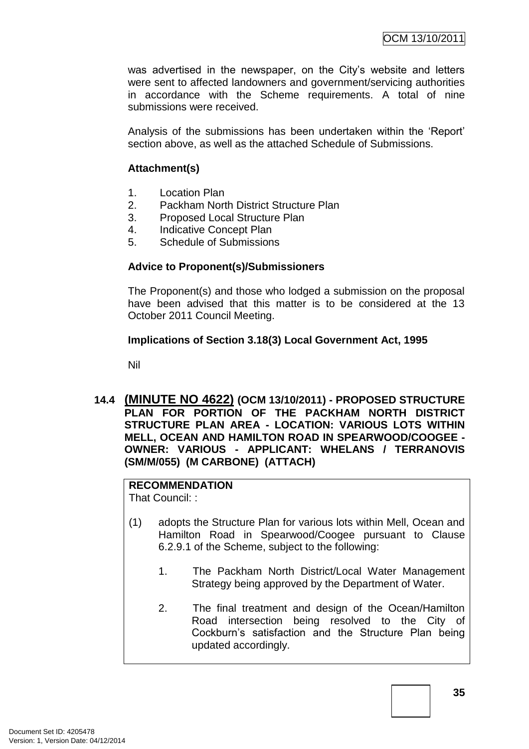was advertised in the newspaper, on the City's website and letters were sent to affected landowners and government/servicing authorities in accordance with the Scheme requirements. A total of nine submissions were received.

Analysis of the submissions has been undertaken within the 'Report' section above, as well as the attached Schedule of Submissions.

**Attachment(s)**

1. Location Plan
2. Packham North District Structure Plan
3. Proposed Local Structure Plan
4. Indicative Concept Plan
5. Schedule of Submissions

**Advice to Proponent(s)/Submissioners**

The Proponent(s) and those who lodged a submission on the proposal have been advised that this matter is to be considered at the 13 October 2011 Council Meeting.

**Implications of Section 3.18(3) Local Government Act, 1995**

Nil

## 14.4 (MINUTE NO 4622) (OCM 13/10/2011) - PROPOSED STRUCTURE PLAN FOR PORTION OF THE PACKHAM NORTH DISTRICT STRUCTURE PLAN AREA - LOCATION: VARIOUS LOTS WITHIN MELL, OCEAN AND HAMILTON ROAD IN SPEARWOOD/COOGEE - OWNER: VARIOUS - APPLICANT: WHELANS / TERRANOVIS (SM/M/055) (M CARBONE) (ATTACH)

**RECOMMENDATION**

That Council: :

(1) adopts the Structure Plan for various lots within Mell, Ocean and Hamilton Road in Spearwood/Coogee pursuant to Clause 6.2.9.1 of the Scheme, subject to the following:

1. The Packham North District/Local Water Management Strategy being approved by the Department of Water.

2. The final treatment and design of the Ocean/Hamilton Road intersection being resolved to the City of Cockburn's satisfaction and the Structure Plan being updated accordingly.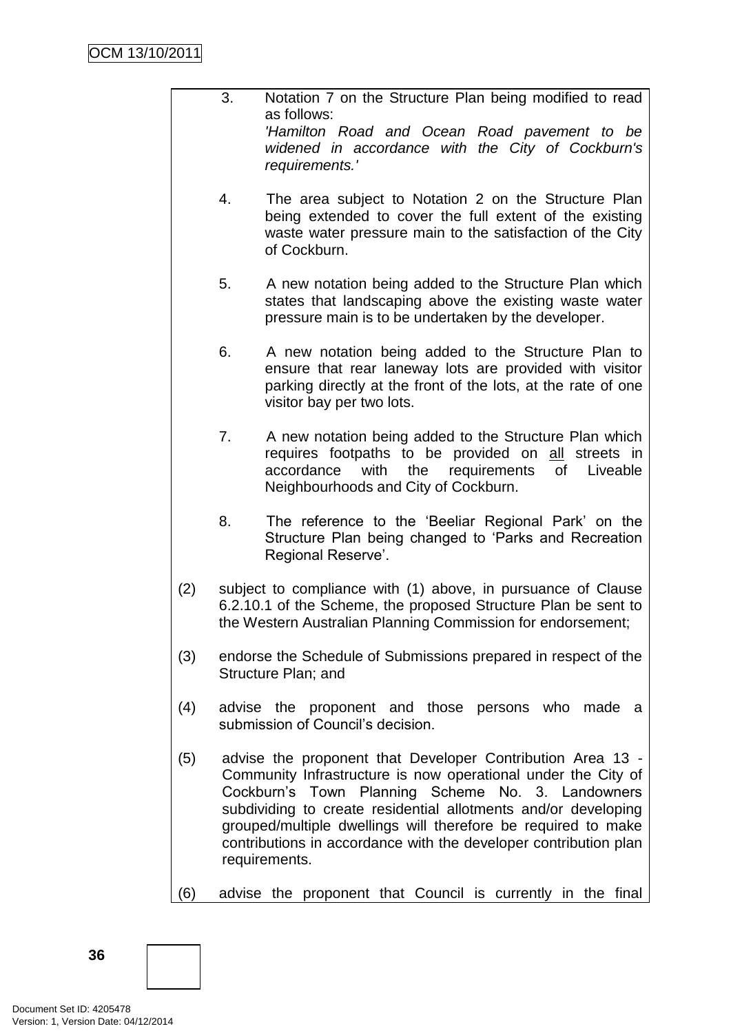3. Notation 7 on the Structure Plan being modified to read as follows:
   *'Hamilton Road and Ocean Road pavement to be widened in accordance with the City of Cockburn's requirements.'*

4. The area subject to Notation 2 on the Structure Plan being extended to cover the full extent of the existing waste water pressure main to the satisfaction of the City of Cockburn.

5. A new notation being added to the Structure Plan which states that landscaping above the existing waste water pressure main is to be undertaken by the developer.

6. A new notation being added to the Structure Plan to ensure that rear laneway lots are provided with visitor parking directly at the front of the lots, at the rate of one visitor bay per two lots.

7. A new notation being added to the Structure Plan which requires footpaths to be provided on <u>all</u> streets in accordance with the requirements of Liveable Neighbourhoods and City of Cockburn.

8. The reference to the 'Beeliar Regional Park' on the Structure Plan being changed to 'Parks and Recreation Regional Reserve'.

(2) subject to compliance with (1) above, in pursuance of Clause 6.2.10.1 of the Scheme, the proposed Structure Plan be sent to the Western Australian Planning Commission for endorsement;

(3) endorse the Schedule of Submissions prepared in respect of the Structure Plan; and

(4) advise the proponent and those persons who made a submission of Council's decision.

(5) advise the proponent that Developer Contribution Area 13 - Community Infrastructure is now operational under the City of Cockburn's Town Planning Scheme No. 3. Landowners subdividing to create residential allotments and/or developing grouped/multiple dwellings will therefore be required to make contributions in accordance with the developer contribution plan requirements.

(6) advise the proponent that Council is currently in the final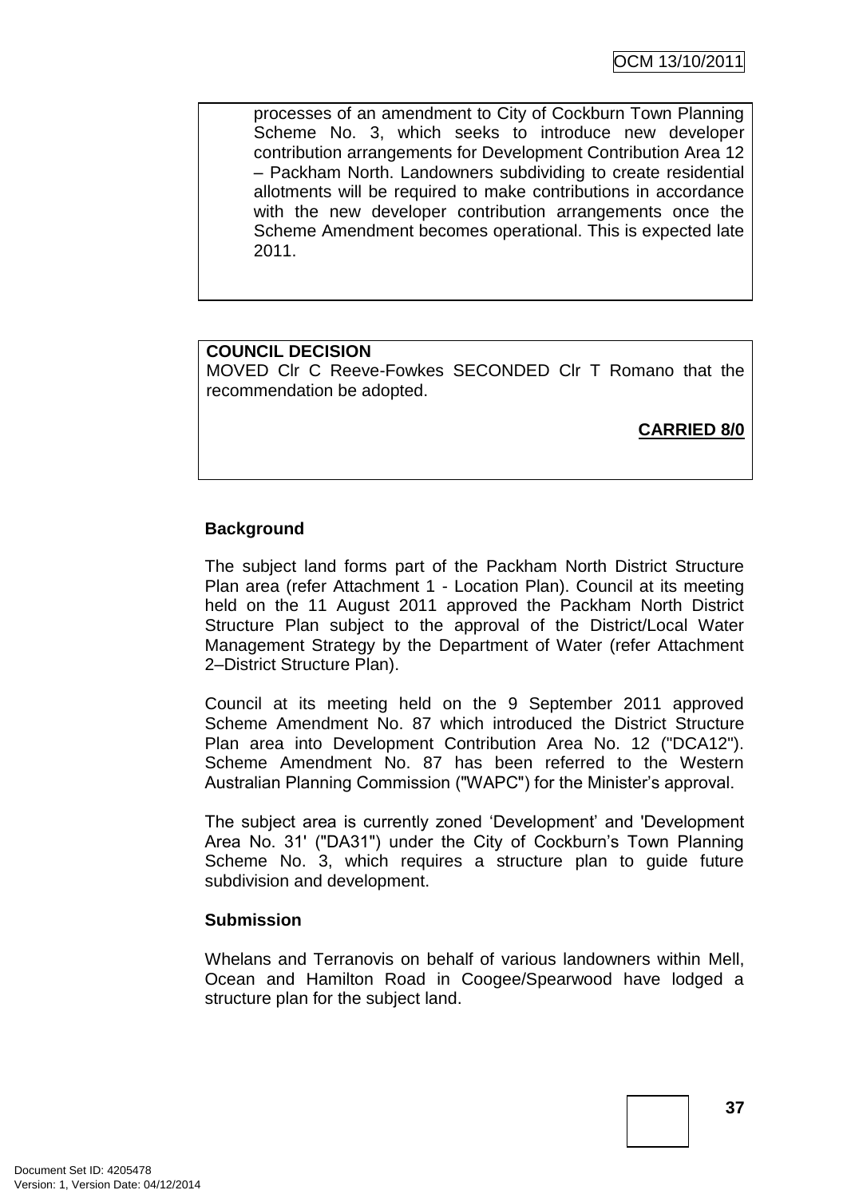processes of an amendment to City of Cockburn Town Planning Scheme No. 3, which seeks to introduce new developer contribution arrangements for Development Contribution Area 12 – Packham North. Landowners subdividing to create residential allotments will be required to make contributions in accordance with the new developer contribution arrangements once the Scheme Amendment becomes operational. This is expected late 2011.

**COUNCIL DECISION**
MOVED Clr C Reeve-Fowkes SECONDED Clr T Romano that the recommendation be adopted.

**CARRIED 8/0**

**Background**

The subject land forms part of the Packham North District Structure Plan area (refer Attachment 1 - Location Plan). Council at its meeting held on the 11 August 2011 approved the Packham North District Structure Plan subject to the approval of the District/Local Water Management Strategy by the Department of Water (refer Attachment 2–District Structure Plan).

Council at its meeting held on the 9 September 2011 approved Scheme Amendment No. 87 which introduced the District Structure Plan area into Development Contribution Area No. 12 ("DCA12"). Scheme Amendment No. 87 has been referred to the Western Australian Planning Commission ("WAPC") for the Minister's approval.

The subject area is currently zoned 'Development' and 'Development Area No. 31' ("DA31") under the City of Cockburn's Town Planning Scheme No. 3, which requires a structure plan to guide future subdivision and development.

**Submission**

Whelans and Terranovis on behalf of various landowners within Mell, Ocean and Hamilton Road in Coogee/Spearwood have lodged a structure plan for the subject land.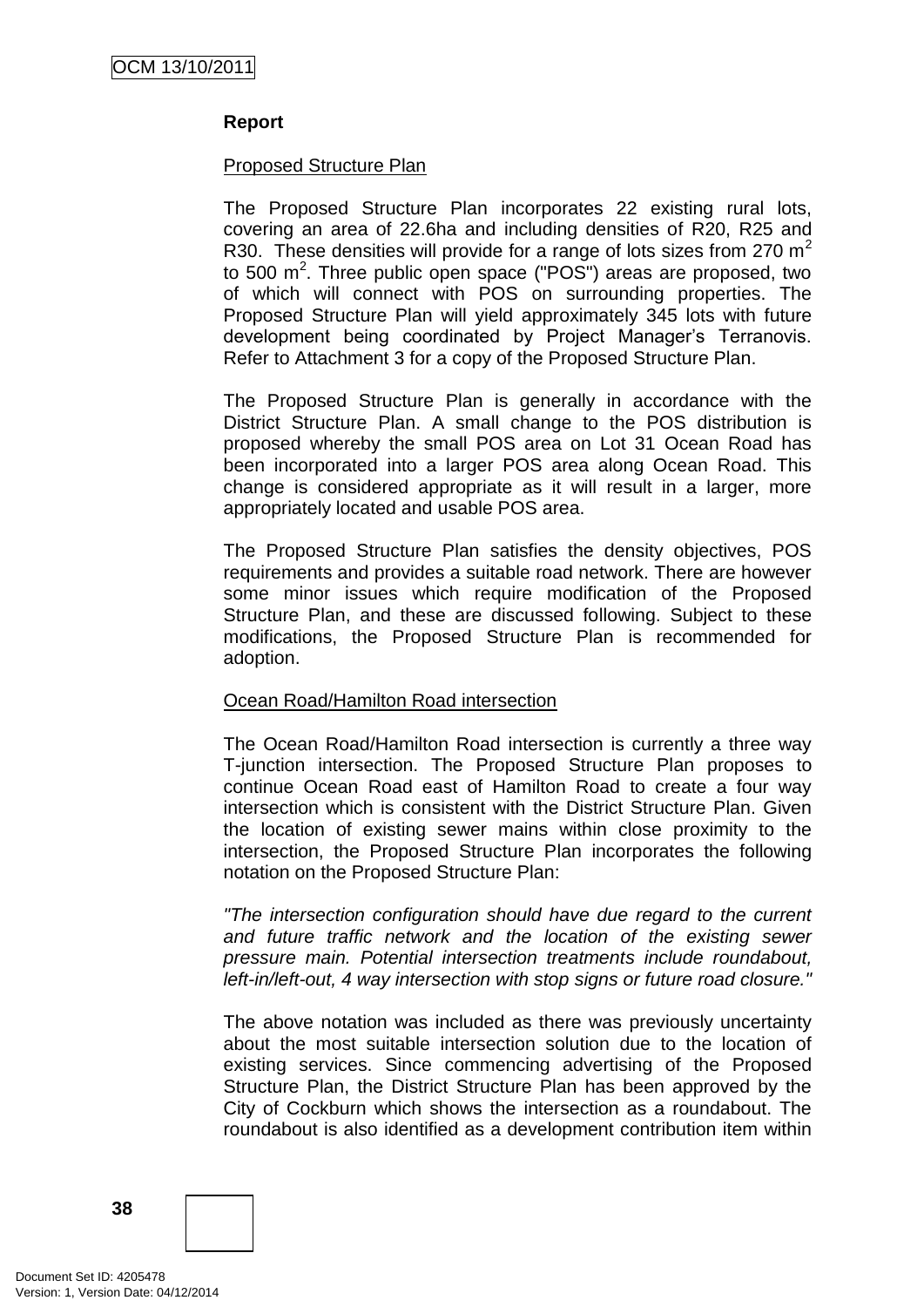**Report**

Proposed Structure Plan

The Proposed Structure Plan incorporates 22 existing rural lots, covering an area of 22.6ha and including densities of R20, R25 and R30. These densities will provide for a range of lots sizes from 270 $m^2$ to 500 $m^2$. Three public open space ("POS") areas are proposed, two of which will connect with POS on surrounding properties. The Proposed Structure Plan will yield approximately 345 lots with future development being coordinated by Project Manager's Terranovis. Refer to Attachment 3 for a copy of the Proposed Structure Plan.

The Proposed Structure Plan is generally in accordance with the District Structure Plan. A small change to the POS distribution is proposed whereby the small POS area on Lot 31 Ocean Road has been incorporated into a larger POS area along Ocean Road. This change is considered appropriate as it will result in a larger, more appropriately located and usable POS area.

The Proposed Structure Plan satisfies the density objectives, POS requirements and provides a suitable road network. There are however some minor issues which require modification of the Proposed Structure Plan, and these are discussed following. Subject to these modifications, the Proposed Structure Plan is recommended for adoption.

Ocean Road/Hamilton Road intersection

The Ocean Road/Hamilton Road intersection is currently a three way T-junction intersection. The Proposed Structure Plan proposes to continue Ocean Road east of Hamilton Road to create a four way intersection which is consistent with the District Structure Plan. Given the location of existing sewer mains within close proximity to the intersection, the Proposed Structure Plan incorporates the following notation on the Proposed Structure Plan:

*"The intersection configuration should have due regard to the current and future traffic network and the location of the existing sewer pressure main. Potential intersection treatments include roundabout, left-in/left-out, 4 way intersection with stop signs or future road closure."*

The above notation was included as there was previously uncertainty about the most suitable intersection solution due to the location of existing services. Since commencing advertising of the Proposed Structure Plan, the District Structure Plan has been approved by the City of Cockburn which shows the intersection as a roundabout. The roundabout is also identified as a development contribution item within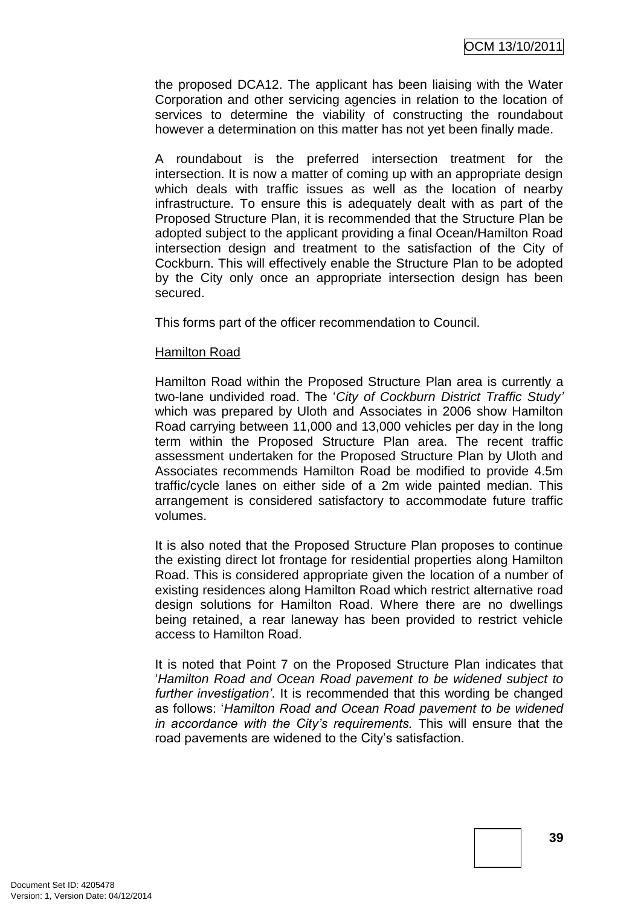the proposed DCA12. The applicant has been liaising with the Water Corporation and other servicing agencies in relation to the location of services to determine the viability of constructing the roundabout however a determination on this matter has not yet been finally made.

A roundabout is the preferred intersection treatment for the intersection. It is now a matter of coming up with an appropriate design which deals with traffic issues as well as the location of nearby infrastructure. To ensure this is adequately dealt with as part of the Proposed Structure Plan, it is recommended that the Structure Plan be adopted subject to the applicant providing a final Ocean/Hamilton Road intersection design and treatment to the satisfaction of the City of Cockburn. This will effectively enable the Structure Plan to be adopted by the City only once an appropriate intersection design has been secured.

This forms part of the officer recommendation to Council.

Hamilton Road

Hamilton Road within the Proposed Structure Plan area is currently a two-lane undivided road. The '*City of Cockburn District Traffic Study'* which was prepared by Uloth and Associates in 2006 show Hamilton Road carrying between 11,000 and 13,000 vehicles per day in the long term within the Proposed Structure Plan area. The recent traffic assessment undertaken for the Proposed Structure Plan by Uloth and Associates recommends Hamilton Road be modified to provide 4.5m traffic/cycle lanes on either side of a 2m wide painted median. This arrangement is considered satisfactory to accommodate future traffic volumes.

It is also noted that the Proposed Structure Plan proposes to continue the existing direct lot frontage for residential properties along Hamilton Road. This is considered appropriate given the location of a number of existing residences along Hamilton Road which restrict alternative road design solutions for Hamilton Road. Where there are no dwellings being retained, a rear laneway has been provided to restrict vehicle access to Hamilton Road.

It is noted that Point 7 on the Proposed Structure Plan indicates that '*Hamilton Road and Ocean Road pavement to be widened subject to further investigation'*. It is recommended that this wording be changed as follows: '*Hamilton Road and Ocean Road pavement to be widened in accordance with the City's requirements.* This will ensure that the road pavements are widened to the City's satisfaction.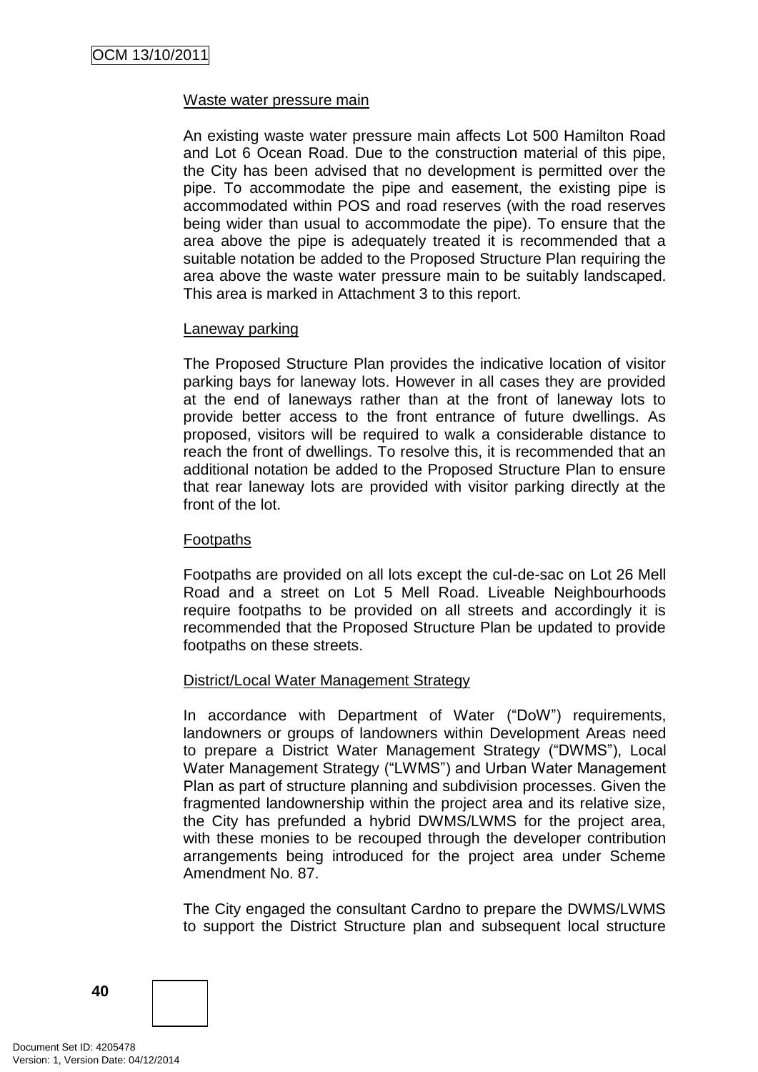Waste water pressure main

An existing waste water pressure main affects Lot 500 Hamilton Road and Lot 6 Ocean Road. Due to the construction material of this pipe, the City has been advised that no development is permitted over the pipe. To accommodate the pipe and easement, the existing pipe is accommodated within POS and road reserves (with the road reserves being wider than usual to accommodate the pipe). To ensure that the area above the pipe is adequately treated it is recommended that a suitable notation be added to the Proposed Structure Plan requiring the area above the waste water pressure main to be suitably landscaped. This area is marked in Attachment 3 to this report.

Laneway parking

The Proposed Structure Plan provides the indicative location of visitor parking bays for laneway lots. However in all cases they are provided at the end of laneways rather than at the front of laneway lots to provide better access to the front entrance of future dwellings. As proposed, visitors will be required to walk a considerable distance to reach the front of dwellings. To resolve this, it is recommended that an additional notation be added to the Proposed Structure Plan to ensure that rear laneway lots are provided with visitor parking directly at the front of the lot.

Footpaths

Footpaths are provided on all lots except the cul-de-sac on Lot 26 Mell Road and a street on Lot 5 Mell Road. Liveable Neighbourhoods require footpaths to be provided on all streets and accordingly it is recommended that the Proposed Structure Plan be updated to provide footpaths on these streets.

District/Local Water Management Strategy

In accordance with Department of Water ("DoW") requirements, landowners or groups of landowners within Development Areas need to prepare a District Water Management Strategy ("DWMS"), Local Water Management Strategy ("LWMS") and Urban Water Management Plan as part of structure planning and subdivision processes. Given the fragmented landownership within the project area and its relative size, the City has prefunded a hybrid DWMS/LWMS for the project area, with these monies to be recouped through the developer contribution arrangements being introduced for the project area under Scheme Amendment No. 87.

The City engaged the consultant Cardno to prepare the DWMS/LWMS to support the District Structure plan and subsequent local structure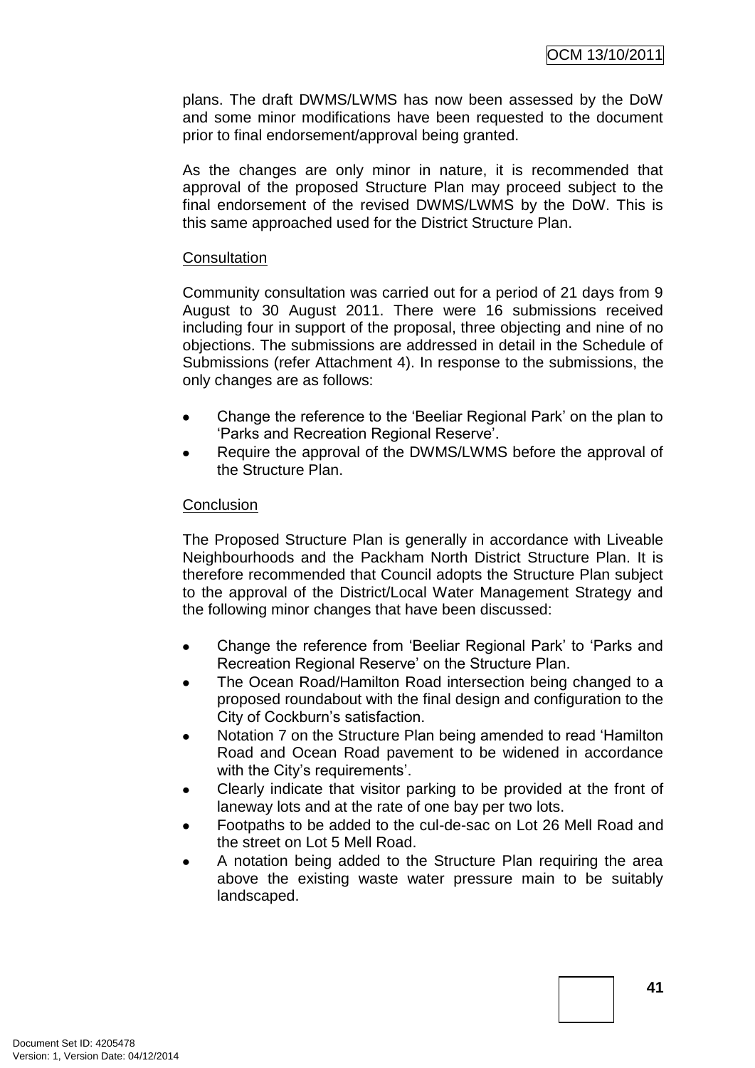plans. The draft DWMS/LWMS has now been assessed by the DoW and some minor modifications have been requested to the document prior to final endorsement/approval being granted.

As the changes are only minor in nature, it is recommended that approval of the proposed Structure Plan may proceed subject to the final endorsement of the revised DWMS/LWMS by the DoW. This is this same approached used for the District Structure Plan.

Consultation

Community consultation was carried out for a period of 21 days from 9 August to 30 August 2011. There were 16 submissions received including four in support of the proposal, three objecting and nine of no objections. The submissions are addressed in detail in the Schedule of Submissions (refer Attachment 4). In response to the submissions, the only changes are as follows:

- Change the reference to the 'Beeliar Regional Park' on the plan to 'Parks and Recreation Regional Reserve'.
- Require the approval of the DWMS/LWMS before the approval of the Structure Plan.

Conclusion

The Proposed Structure Plan is generally in accordance with Liveable Neighbourhoods and the Packham North District Structure Plan. It is therefore recommended that Council adopts the Structure Plan subject to the approval of the District/Local Water Management Strategy and the following minor changes that have been discussed:

- Change the reference from 'Beeliar Regional Park' to 'Parks and Recreation Regional Reserve' on the Structure Plan.
- The Ocean Road/Hamilton Road intersection being changed to a proposed roundabout with the final design and configuration to the City of Cockburn's satisfaction.
- Notation 7 on the Structure Plan being amended to read 'Hamilton Road and Ocean Road pavement to be widened in accordance with the City's requirements'.
- Clearly indicate that visitor parking to be provided at the front of laneway lots and at the rate of one bay per two lots.
- Footpaths to be added to the cul-de-sac on Lot 26 Mell Road and the street on Lot 5 Mell Road.
- A notation being added to the Structure Plan requiring the area above the existing waste water pressure main to be suitably landscaped.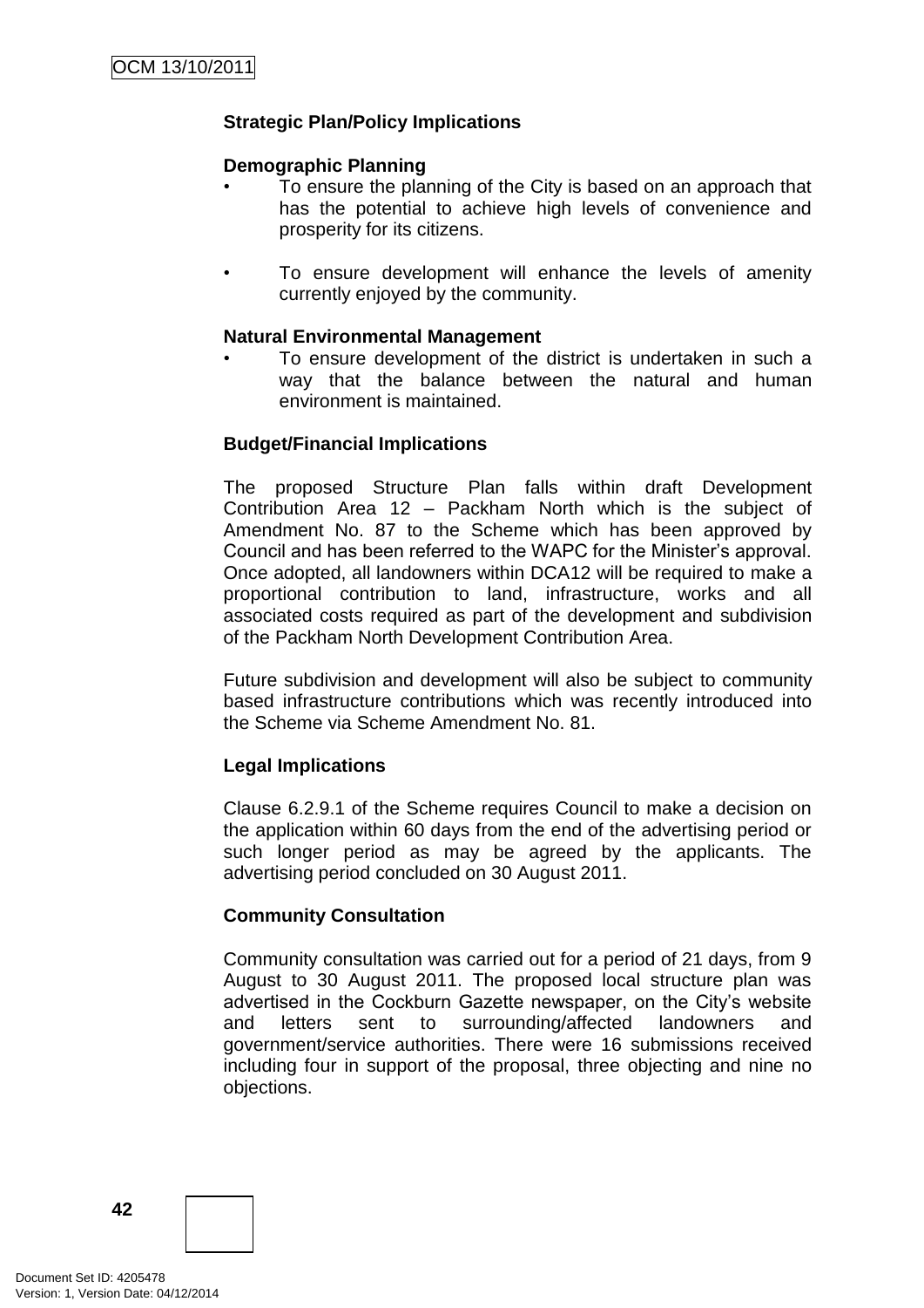**Strategic Plan/Policy Implications**

**Demographic Planning**

- To ensure the planning of the City is based on an approach that has the potential to achieve high levels of convenience and prosperity for its citizens.

- To ensure development will enhance the levels of amenity currently enjoyed by the community.

**Natural Environmental Management**

- To ensure development of the district is undertaken in such a way that the balance between the natural and human environment is maintained.

**Budget/Financial Implications**

The proposed Structure Plan falls within draft Development Contribution Area 12 – Packham North which is the subject of Amendment No. 87 to the Scheme which has been approved by Council and has been referred to the WAPC for the Minister's approval. Once adopted, all landowners within DCA12 will be required to make a proportional contribution to land, infrastructure, works and all associated costs required as part of the development and subdivision of the Packham North Development Contribution Area.

Future subdivision and development will also be subject to community based infrastructure contributions which was recently introduced into the Scheme via Scheme Amendment No. 81.

**Legal Implications**

Clause 6.2.9.1 of the Scheme requires Council to make a decision on the application within 60 days from the end of the advertising period or such longer period as may be agreed by the applicants. The advertising period concluded on 30 August 2011.

**Community Consultation**

Community consultation was carried out for a period of 21 days, from 9 August to 30 August 2011. The proposed local structure plan was advertised in the Cockburn Gazette newspaper, on the City's website and letters sent to surrounding/affected landowners and government/service authorities. There were 16 submissions received including four in support of the proposal, three objecting and nine no objections.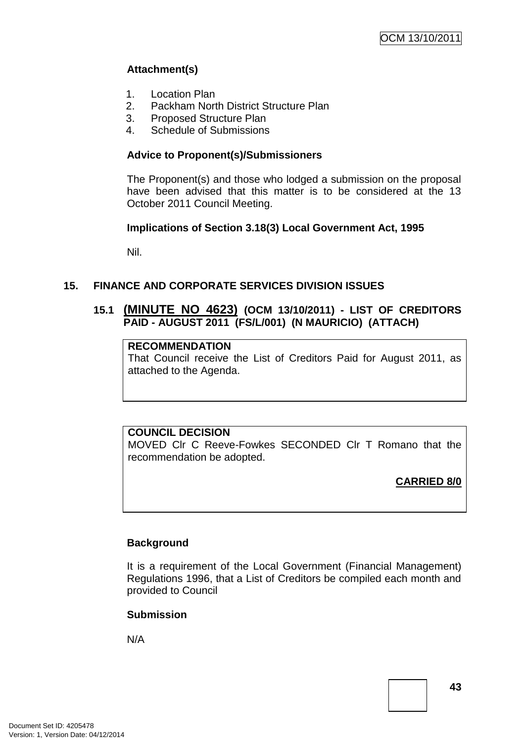**Attachment(s)**

1. Location Plan
2. Packham North District Structure Plan
3. Proposed Structure Plan
4. Schedule of Submissions

**Advice to Proponent(s)/Submissioners**

The Proponent(s) and those who lodged a submission on the proposal have been advised that this matter is to be considered at the 13 October 2011 Council Meeting.

**Implications of Section 3.18(3) Local Government Act, 1995**

Nil.

## 15. FINANCE AND CORPORATE SERVICES DIVISION ISSUES

### 15.1 (MINUTE NO 4623) (OCM 13/10/2011) - LIST OF CREDITORS PAID - AUGUST 2011 (FS/L/001) (N MAURICIO) (ATTACH)

**RECOMMENDATION**
That Council receive the List of Creditors Paid for August 2011, as attached to the Agenda.

**COUNCIL DECISION**
MOVED Clr C Reeve-Fowkes SECONDED Clr T Romano that the recommendation be adopted.

**CARRIED 8/0**

**Background**

It is a requirement of the Local Government (Financial Management) Regulations 1996, that a List of Creditors be compiled each month and provided to Council

**Submission**

N/A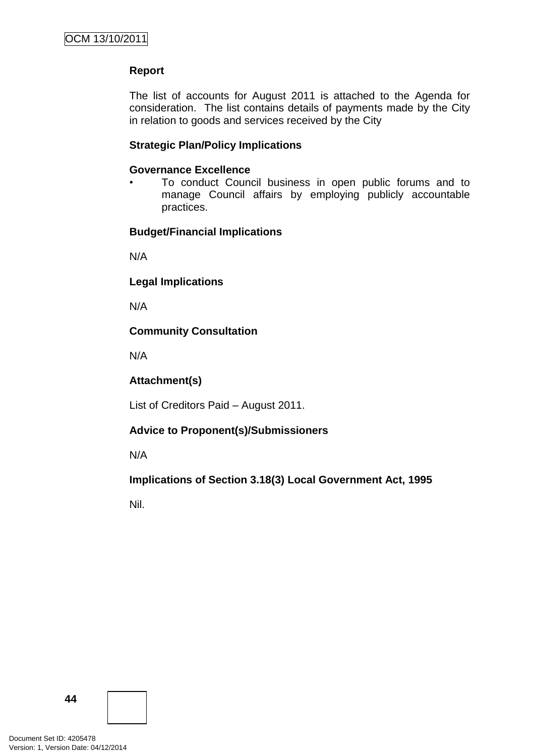**Report**

The list of accounts for August 2011 is attached to the Agenda for consideration. The list contains details of payments made by the City in relation to goods and services received by the City

**Strategic Plan/Policy Implications**

**Governance Excellence**

- To conduct Council business in open public forums and to manage Council affairs by employing publicly accountable practices.

**Budget/Financial Implications**

N/A

**Legal Implications**

N/A

**Community Consultation**

N/A

**Attachment(s)**

List of Creditors Paid – August 2011.

**Advice to Proponent(s)/Submissioners**

N/A

**Implications of Section 3.18(3) Local Government Act, 1995**

Nil.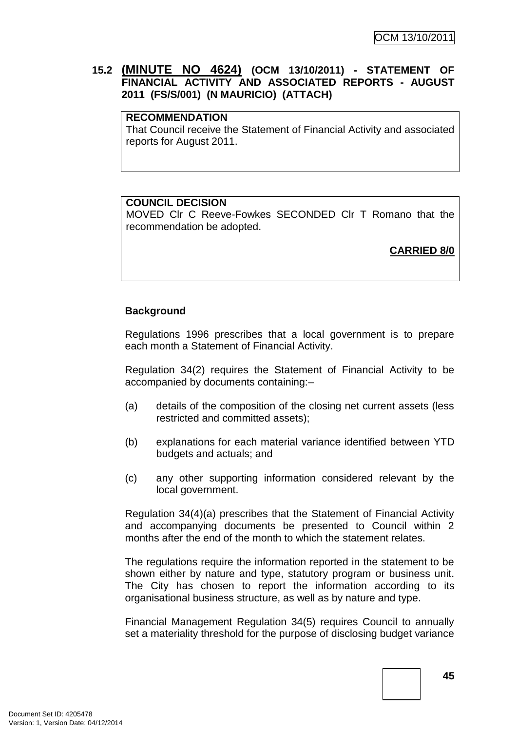## 15.2 (MINUTE NO 4624) (OCM 13/10/2011) - STATEMENT OF FINANCIAL ACTIVITY AND ASSOCIATED REPORTS - AUGUST 2011 (FS/S/001) (N MAURICIO) (ATTACH)

**RECOMMENDATION**
That Council receive the Statement of Financial Activity and associated reports for August 2011.

**COUNCIL DECISION**
MOVED Clr C Reeve-Fowkes SECONDED Clr T Romano that the recommendation be adopted.

**CARRIED 8/0**

**Background**

Regulations 1996 prescribes that a local government is to prepare each month a Statement of Financial Activity.

Regulation 34(2) requires the Statement of Financial Activity to be accompanied by documents containing:–

(a) details of the composition of the closing net current assets (less restricted and committed assets);

(b) explanations for each material variance identified between YTD budgets and actuals; and

(c) any other supporting information considered relevant by the local government.

Regulation 34(4)(a) prescribes that the Statement of Financial Activity and accompanying documents be presented to Council within 2 months after the end of the month to which the statement relates.

The regulations require the information reported in the statement to be shown either by nature and type, statutory program or business unit. The City has chosen to report the information according to its organisational business structure, as well as by nature and type.

Financial Management Regulation 34(5) requires Council to annually set a materiality threshold for the purpose of disclosing budget variance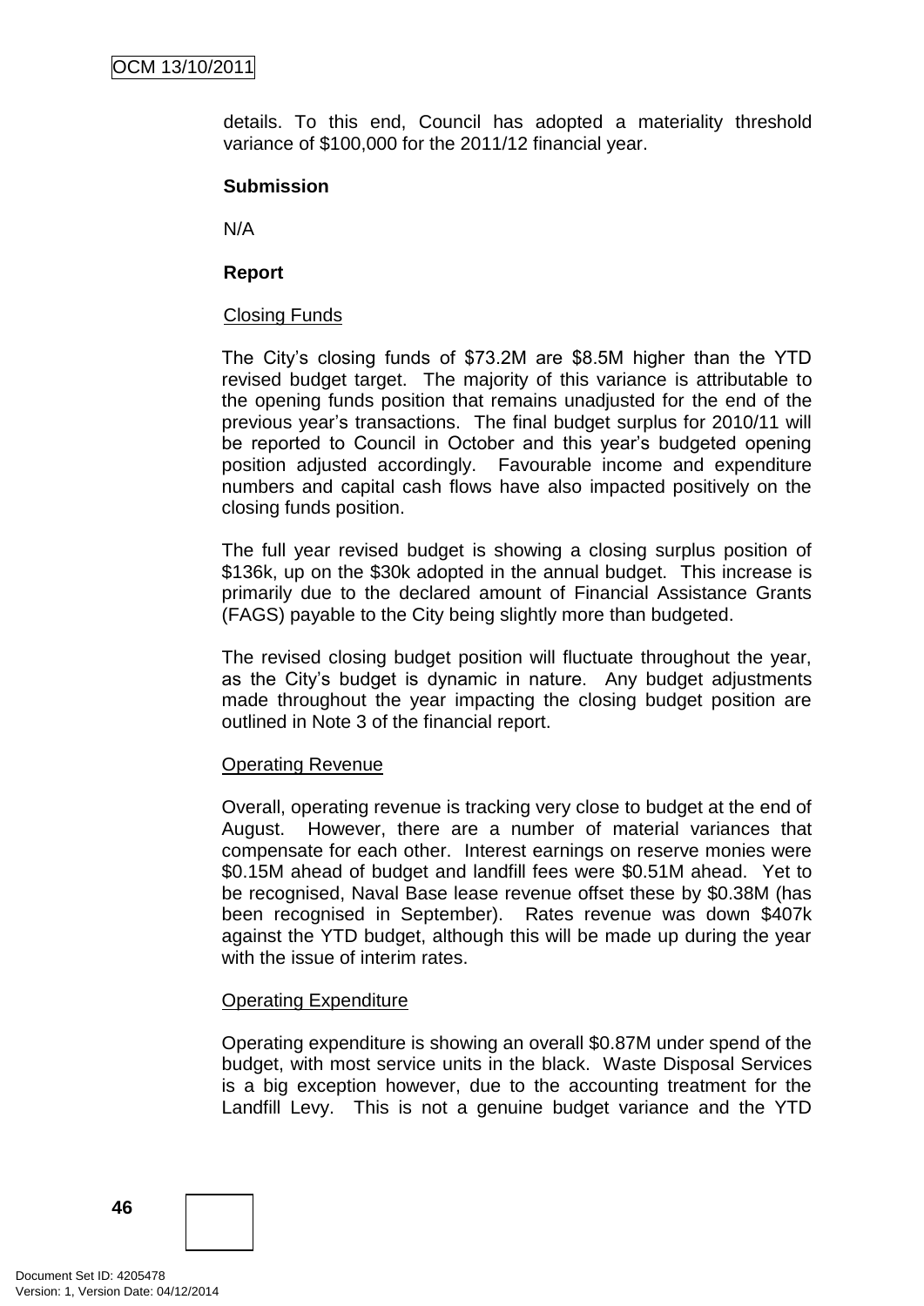details. To this end, Council has adopted a materiality threshold variance of $100,000 for the 2011/12 financial year.

**Submission**

N/A

**Report**

<u>Closing Funds</u>

The City's closing funds of $73.2M are $8.5M higher than the YTD revised budget target. The majority of this variance is attributable to the opening funds position that remains unadjusted for the end of the previous year's transactions. The final budget surplus for 2010/11 will be reported to Council in October and this year's budgeted opening position adjusted accordingly. Favourable income and expenditure numbers and capital cash flows have also impacted positively on the closing funds position.

The full year revised budget is showing a closing surplus position of $136k, up on the $30k adopted in the annual budget. This increase is primarily due to the declared amount of Financial Assistance Grants (FAGS) payable to the City being slightly more than budgeted.

The revised closing budget position will fluctuate throughout the year, as the City's budget is dynamic in nature. Any budget adjustments made throughout the year impacting the closing budget position are outlined in Note 3 of the financial report.

<u>Operating Revenue</u>

Overall, operating revenue is tracking very close to budget at the end of August. However, there are a number of material variances that compensate for each other. Interest earnings on reserve monies were $0.15M ahead of budget and landfill fees were $0.51M ahead. Yet to be recognised, Naval Base lease revenue offset these by $0.38M (has been recognised in September). Rates revenue was down $407k against the YTD budget, although this will be made up during the year with the issue of interim rates.

<u>Operating Expenditure</u>

Operating expenditure is showing an overall $0.87M under spend of the budget, with most service units in the black. Waste Disposal Services is a big exception however, due to the accounting treatment for the Landfill Levy. This is not a genuine budget variance and the YTD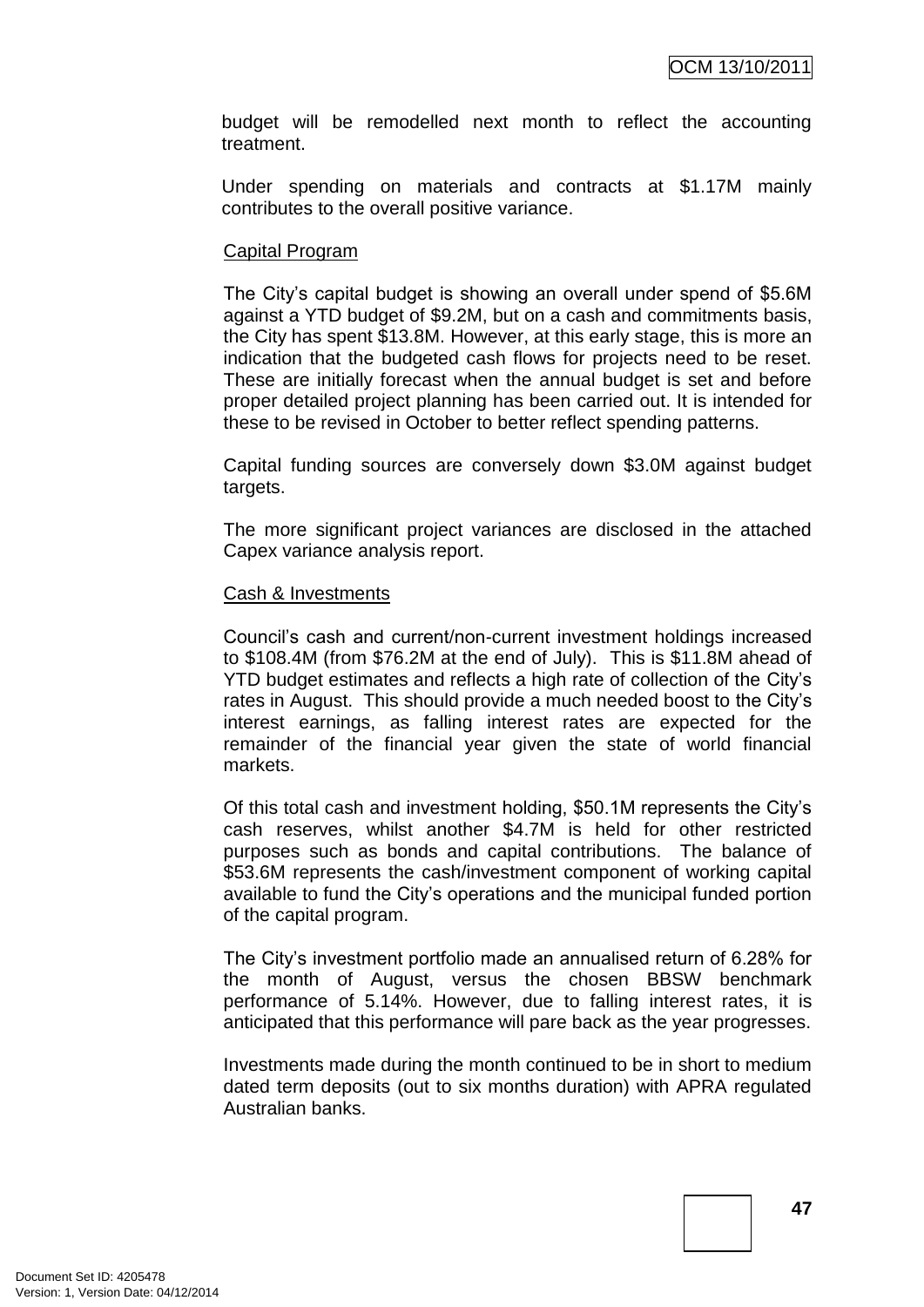budget will be remodelled next month to reflect the accounting treatment.

Under spending on materials and contracts at $1.17M mainly contributes to the overall positive variance.

Capital Program

The City's capital budget is showing an overall under spend of $5.6M against a YTD budget of $9.2M, but on a cash and commitments basis, the City has spent $13.8M. However, at this early stage, this is more an indication that the budgeted cash flows for projects need to be reset. These are initially forecast when the annual budget is set and before proper detailed project planning has been carried out. It is intended for these to be revised in October to better reflect spending patterns.

Capital funding sources are conversely down $3.0M against budget targets.

The more significant project variances are disclosed in the attached Capex variance analysis report.

Cash & Investments

Council's cash and current/non-current investment holdings increased to $108.4M (from $76.2M at the end of July). This is $11.8M ahead of YTD budget estimates and reflects a high rate of collection of the City's rates in August. This should provide a much needed boost to the City's interest earnings, as falling interest rates are expected for the remainder of the financial year given the state of world financial markets.

Of this total cash and investment holding, $50.1M represents the City's cash reserves, whilst another $4.7M is held for other restricted purposes such as bonds and capital contributions. The balance of $53.6M represents the cash/investment component of working capital available to fund the City's operations and the municipal funded portion of the capital program.

The City's investment portfolio made an annualised return of 6.28% for the month of August, versus the chosen BBSW benchmark performance of 5.14%. However, due to falling interest rates, it is anticipated that this performance will pare back as the year progresses.

Investments made during the month continued to be in short to medium dated term deposits (out to six months duration) with APRA regulated Australian banks.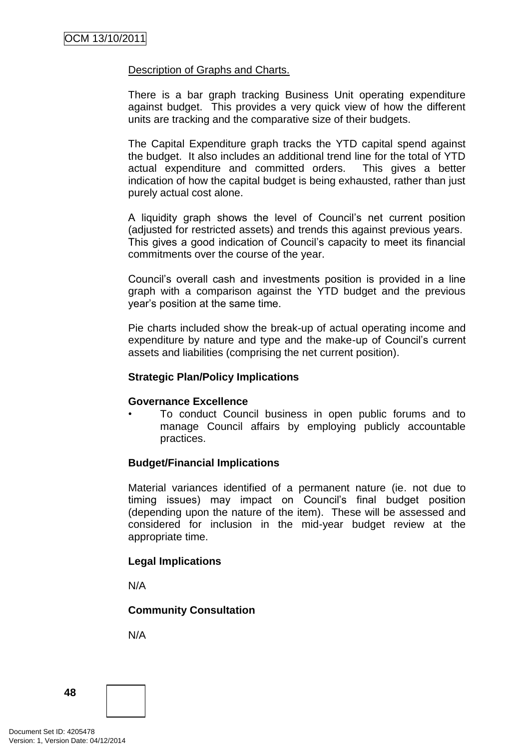Description of Graphs and Charts.

There is a bar graph tracking Business Unit operating expenditure against budget. This provides a very quick view of how the different units are tracking and the comparative size of their budgets.

The Capital Expenditure graph tracks the YTD capital spend against the budget. It also includes an additional trend line for the total of YTD actual expenditure and committed orders. This gives a better indication of how the capital budget is being exhausted, rather than just purely actual cost alone.

A liquidity graph shows the level of Council's net current position (adjusted for restricted assets) and trends this against previous years. This gives a good indication of Council's capacity to meet its financial commitments over the course of the year.

Council's overall cash and investments position is provided in a line graph with a comparison against the YTD budget and the previous year's position at the same time.

Pie charts included show the break-up of actual operating income and expenditure by nature and type and the make-up of Council's current assets and liabilities (comprising the net current position).

**Strategic Plan/Policy Implications**

**Governance Excellence**

- To conduct Council business in open public forums and to manage Council affairs by employing publicly accountable practices.

**Budget/Financial Implications**

Material variances identified of a permanent nature (ie. not due to timing issues) may impact on Council's final budget position (depending upon the nature of the item). These will be assessed and considered for inclusion in the mid-year budget review at the appropriate time.

**Legal Implications**

N/A

**Community Consultation**

N/A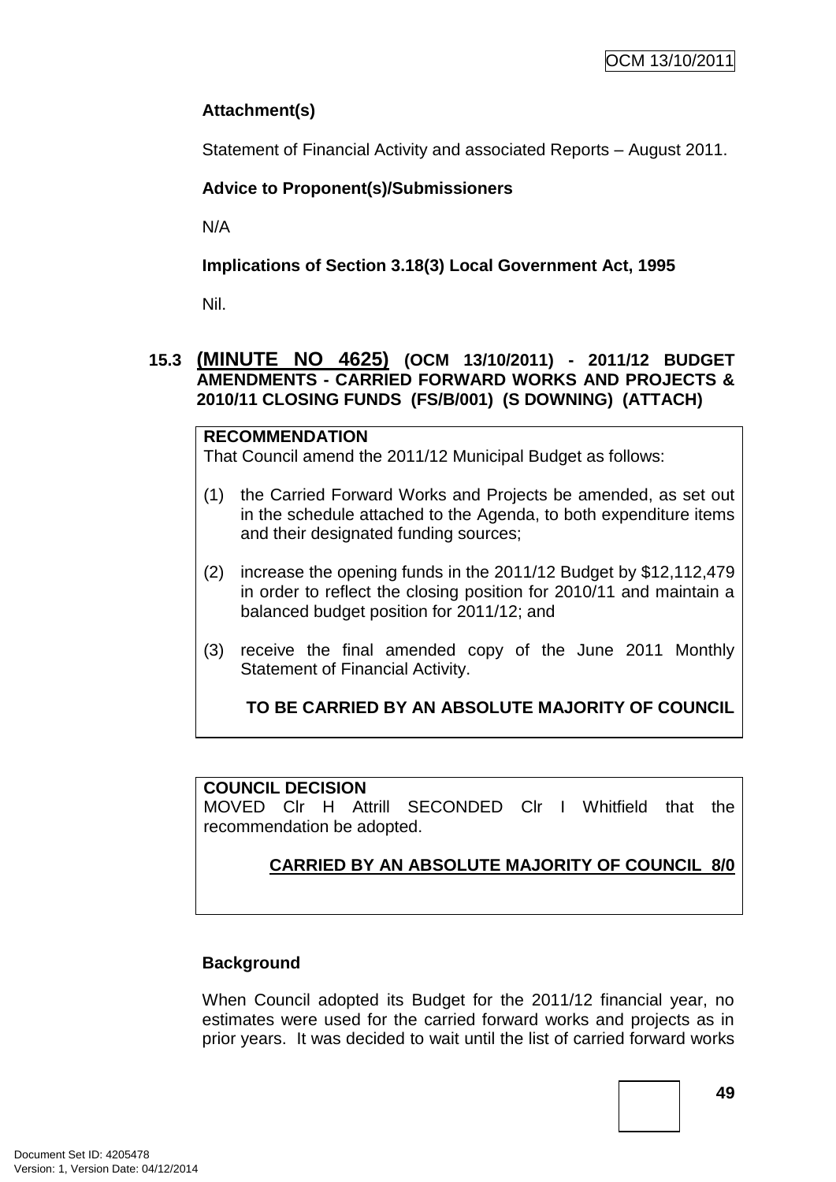**Attachment(s)**

Statement of Financial Activity and associated Reports – August 2011.

**Advice to Proponent(s)/Submissioners**

N/A

**Implications of Section 3.18(3) Local Government Act, 1995**

Nil.

## 15.3 (MINUTE NO 4625) (OCM 13/10/2011) - 2011/12 BUDGET AMENDMENTS - CARRIED FORWARD WORKS AND PROJECTS & 2010/11 CLOSING FUNDS (FS/B/001) (S DOWNING) (ATTACH)

**RECOMMENDATION**
That Council amend the 2011/12 Municipal Budget as follows:

(1) the Carried Forward Works and Projects be amended, as set out in the schedule attached to the Agenda, to both expenditure items and their designated funding sources;

(2) increase the opening funds in the 2011/12 Budget by $12,112,479 in order to reflect the closing position for 2010/11 and maintain a balanced budget position for 2011/12; and

(3) receive the final amended copy of the June 2011 Monthly Statement of Financial Activity.

**TO BE CARRIED BY AN ABSOLUTE MAJORITY OF COUNCIL**

**COUNCIL DECISION**
MOVED Clr H Attrill SECONDED Clr I Whitfield that the recommendation be adopted.

**CARRIED BY AN ABSOLUTE MAJORITY OF COUNCIL 8/0**

**Background**

When Council adopted its Budget for the 2011/12 financial year, no estimates were used for the carried forward works and projects as in prior years. It was decided to wait until the list of carried forward works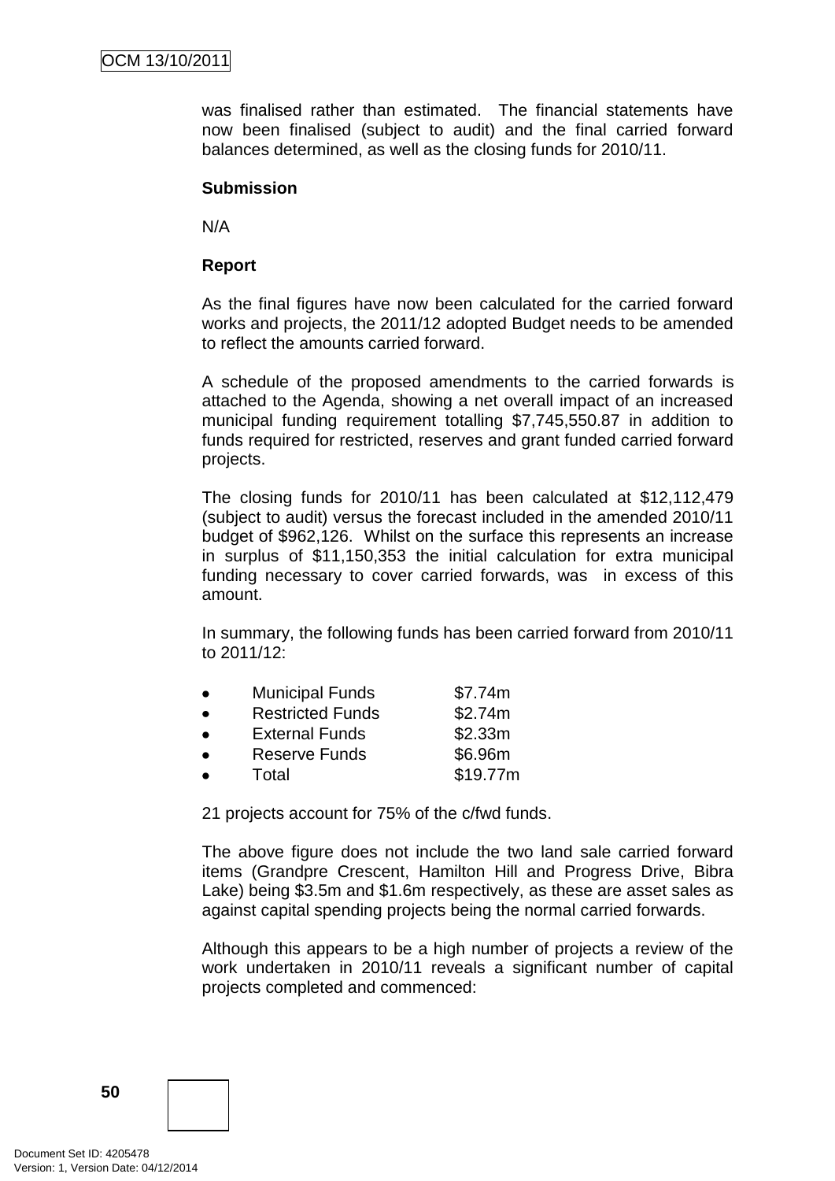was finalised rather than estimated. The financial statements have now been finalised (subject to audit) and the final carried forward balances determined, as well as the closing funds for 2010/11.

**Submission**

N/A

**Report**

As the final figures have now been calculated for the carried forward works and projects, the 2011/12 adopted Budget needs to be amended to reflect the amounts carried forward.

A schedule of the proposed amendments to the carried forwards is attached to the Agenda, showing a net overall impact of an increased municipal funding requirement totalling $7,745,550.87 in addition to funds required for restricted, reserves and grant funded carried forward projects.

The closing funds for 2010/11 has been calculated at $12,112,479 (subject to audit) versus the forecast included in the amended 2010/11 budget of $962,126. Whilst on the surface this represents an increase in surplus of $11,150,353 the initial calculation for extra municipal funding necessary to cover carried forwards, was in excess of this amount.

In summary, the following funds has been carried forward from 2010/11 to 2011/12:

- Municipal Funds $7.74m
- Restricted Funds $2.74m
- External Funds $2.33m
- Reserve Funds $6.96m
- Total $19.77m

21 projects account for 75% of the c/fwd funds.

The above figure does not include the two land sale carried forward items (Grandpre Crescent, Hamilton Hill and Progress Drive, Bibra Lake) being $3.5m and $1.6m respectively, as these are asset sales as against capital spending projects being the normal carried forwards.

Although this appears to be a high number of projects a review of the work undertaken in 2010/11 reveals a significant number of capital projects completed and commenced: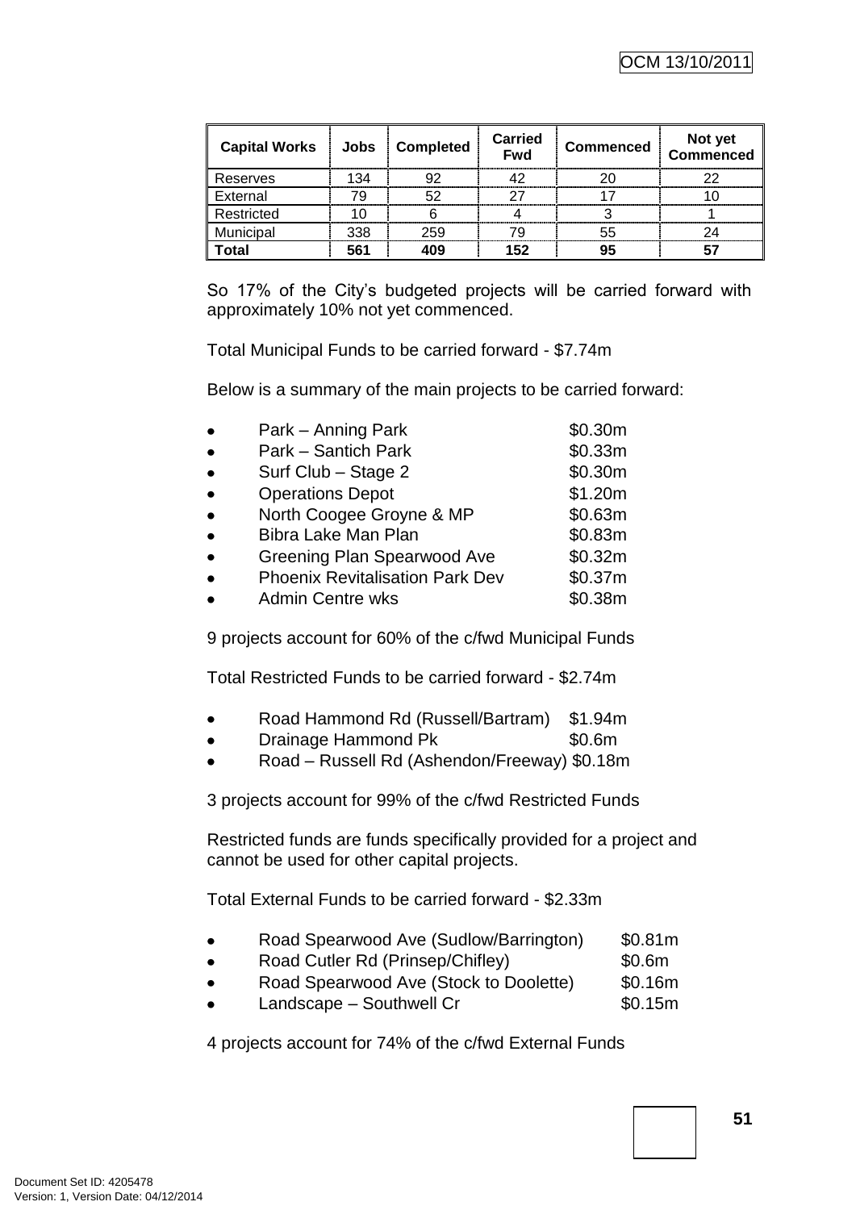| Capital Works | Jobs | Completed | Carried Fwd | Commenced | Not yet Commenced |
|---|---|---|---|---|---|
| Reserves | 134 | 92 | 42 | 20 | 22 |
| External | 79 | 52 | 27 | 17 | 10 |
| Restricted | 10 | 6 | 4 | 3 | 1 |
| Municipal | 338 | 259 | 79 | 55 | 24 |
| **Total** | **561** | **409** | **152** | **95** | **57** |

So 17% of the City's budgeted projects will be carried forward with approximately 10% not yet commenced.

Total Municipal Funds to be carried forward - $7.74m

Below is a summary of the main projects to be carried forward:

- Park – Anning Park $0.30m
- Park – Santich Park $0.33m
- Surf Club – Stage 2 $0.30m
- Operations Depot $1.20m
- North Coogee Groyne & MP $0.63m
- Bibra Lake Man Plan $0.83m
- Greening Plan Spearwood Ave $0.32m
- Phoenix Revitalisation Park Dev $0.37m
- Admin Centre wks $0.38m

9 projects account for 60% of the c/fwd Municipal Funds

Total Restricted Funds to be carried forward - $2.74m

- Road Hammond Rd (Russell/Bartram) $1.94m
- Drainage Hammond Pk $0.6m
- Road – Russell Rd (Ashendon/Freeway) $0.18m

3 projects account for 99% of the c/fwd Restricted Funds

Restricted funds are funds specifically provided for a project and cannot be used for other capital projects.

Total External Funds to be carried forward - $2.33m

- Road Spearwood Ave (Sudlow/Barrington) $0.81m
- Road Cutler Rd (Prinsep/Chifley) $0.6m
- Road Spearwood Ave (Stock to Doolette) $0.16m
- Landscape – Southwell Cr $0.15m

4 projects account for 74% of the c/fwd External Funds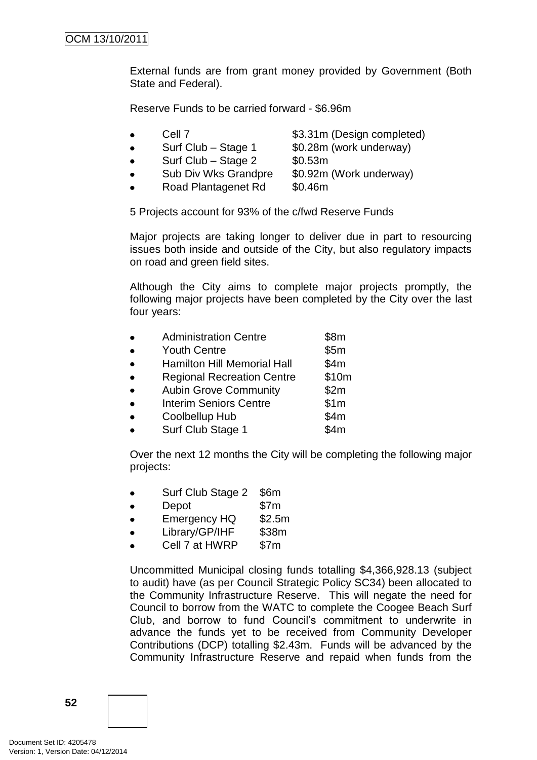External funds are from grant money provided by Government (Both State and Federal).

Reserve Funds to be carried forward - $6.96m

- Cell 7 $3.31m (Design completed)
- Surf Club – Stage 1 $0.28m (work underway)
- Surf Club – Stage 2 $0.53m
- Sub Div Wks Grandpre $0.92m (Work underway)
- Road Plantagenet Rd $0.46m

5 Projects account for 93% of the c/fwd Reserve Funds

Major projects are taking longer to deliver due in part to resourcing issues both inside and outside of the City, but also regulatory impacts on road and green field sites.

Although the City aims to complete major projects promptly, the following major projects have been completed by the City over the last four years:

- Administration Centre $8m
- Youth Centre $5m
- Hamilton Hill Memorial Hall $4m
- Regional Recreation Centre $10m
- Aubin Grove Community $2m
- Interim Seniors Centre $1m
- Coolbellup Hub $4m
- Surf Club Stage 1 $4m

Over the next 12 months the City will be completing the following major projects:

- Surf Club Stage 2 $6m
- Depot $7m
- Emergency HQ $2.5m
- Library/GP/IHF $38m
- Cell 7 at HWRP $7m

Uncommitted Municipal closing funds totalling $4,366,928.13 (subject to audit) have (as per Council Strategic Policy SC34) been allocated to the Community Infrastructure Reserve. This will negate the need for Council to borrow from the WATC to complete the Coogee Beach Surf Club, and borrow to fund Council's commitment to underwrite in advance the funds yet to be received from Community Developer Contributions (DCP) totalling $2.43m. Funds will be advanced by the Community Infrastructure Reserve and repaid when funds from the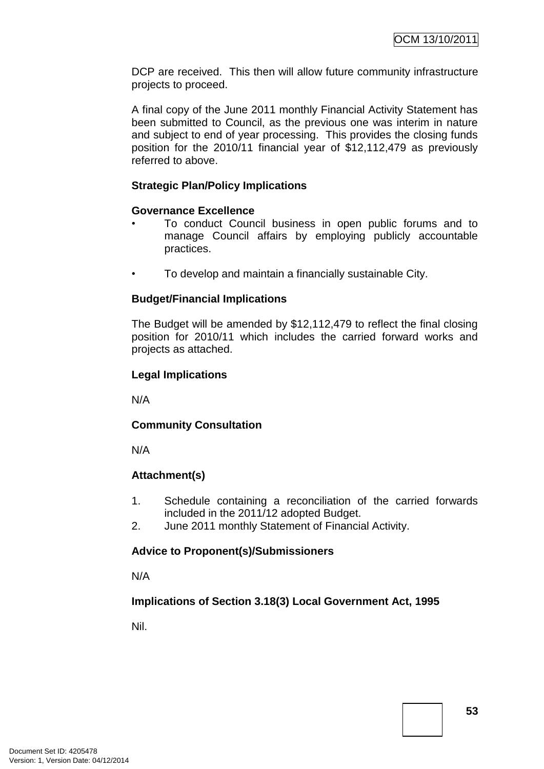DCP are received. This then will allow future community infrastructure projects to proceed.

A final copy of the June 2011 monthly Financial Activity Statement has been submitted to Council, as the previous one was interim in nature and subject to end of year processing. This provides the closing funds position for the 2010/11 financial year of $12,112,479 as previously referred to above.

**Strategic Plan/Policy Implications**

**Governance Excellence**

- To conduct Council business in open public forums and to manage Council affairs by employing publicly accountable practices.

- To develop and maintain a financially sustainable City.

**Budget/Financial Implications**

The Budget will be amended by $12,112,479 to reflect the final closing position for 2010/11 which includes the carried forward works and projects as attached.

**Legal Implications**

N/A

**Community Consultation**

N/A

**Attachment(s)**

1. Schedule containing a reconciliation of the carried forwards included in the 2011/12 adopted Budget.
2. June 2011 monthly Statement of Financial Activity.

**Advice to Proponent(s)/Submissioners**

N/A

**Implications of Section 3.18(3) Local Government Act, 1995**

Nil.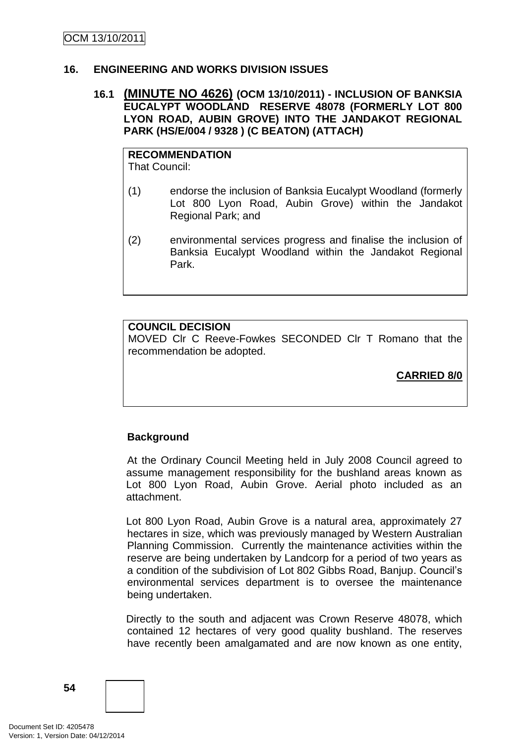## 16. ENGINEERING AND WORKS DIVISION ISSUES

### 16.1 (MINUTE NO 4626) (OCM 13/10/2011) - INCLUSION OF BANKSIA EUCALYPT WOODLAND RESERVE 48078 (FORMERLY LOT 800 LYON ROAD, AUBIN GROVE) INTO THE JANDAKOT REGIONAL PARK (HS/E/004 / 9328 ) (C BEATON) (ATTACH)

**RECOMMENDATION**
That Council:

(1) endorse the inclusion of Banksia Eucalypt Woodland (formerly Lot 800 Lyon Road, Aubin Grove) within the Jandakot Regional Park; and

(2) environmental services progress and finalise the inclusion of Banksia Eucalypt Woodland within the Jandakot Regional Park.

**COUNCIL DECISION**
MOVED Clr C Reeve-Fowkes SECONDED Clr T Romano that the recommendation be adopted.

**CARRIED 8/0**

**Background**

At the Ordinary Council Meeting held in July 2008 Council agreed to assume management responsibility for the bushland areas known as Lot 800 Lyon Road, Aubin Grove. Aerial photo included as an attachment.

Lot 800 Lyon Road, Aubin Grove is a natural area, approximately 27 hectares in size, which was previously managed by Western Australian Planning Commission. Currently the maintenance activities within the reserve are being undertaken by Landcorp for a period of two years as a condition of the subdivision of Lot 802 Gibbs Road, Banjup. Council's environmental services department is to oversee the maintenance being undertaken.

Directly to the south and adjacent was Crown Reserve 48078, which contained 12 hectares of very good quality bushland. The reserves have recently been amalgamated and are now known as one entity,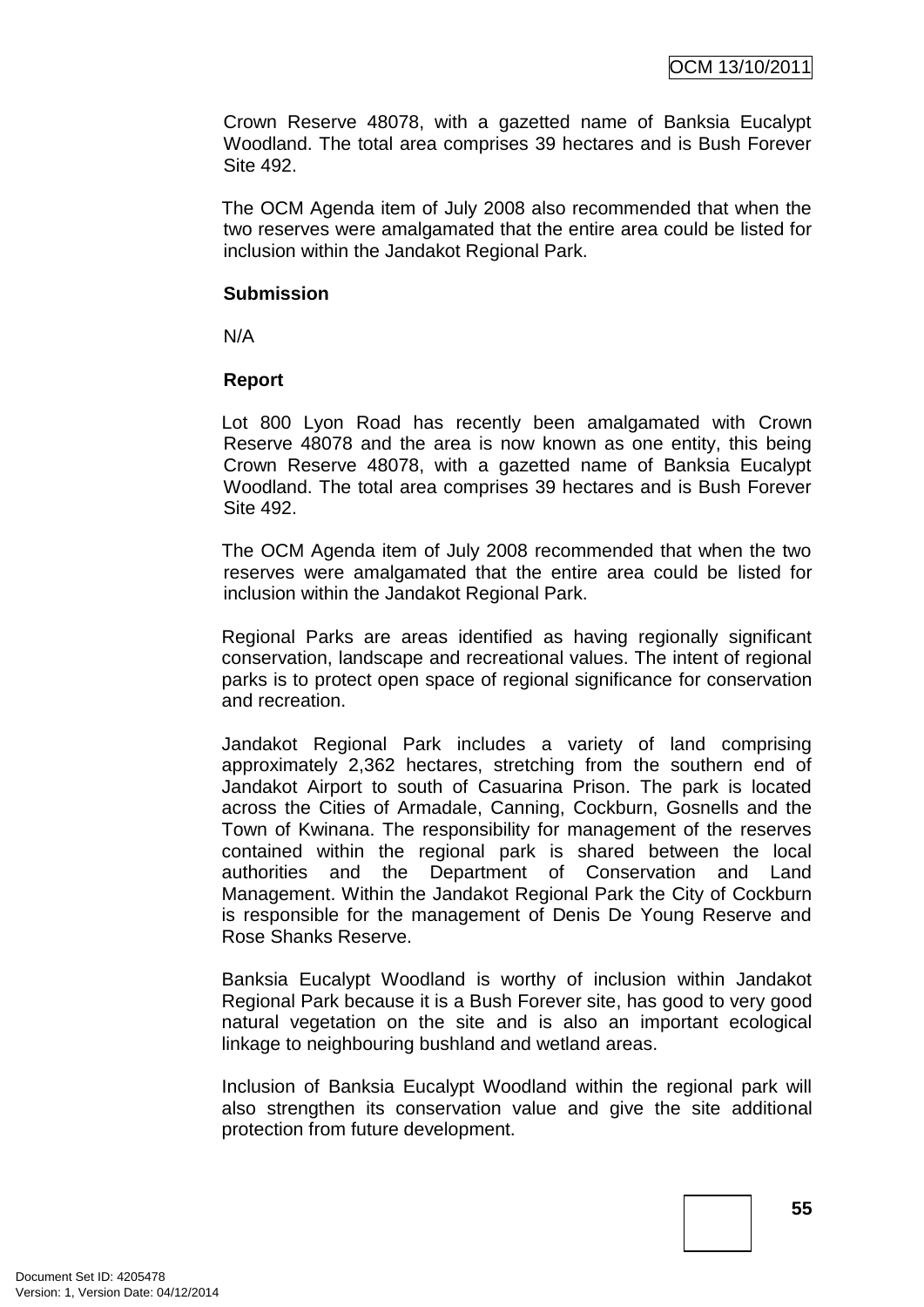Crown Reserve 48078, with a gazetted name of Banksia Eucalypt Woodland. The total area comprises 39 hectares and is Bush Forever Site 492.

The OCM Agenda item of July 2008 also recommended that when the two reserves were amalgamated that the entire area could be listed for inclusion within the Jandakot Regional Park.

**Submission**

N/A

**Report**

Lot 800 Lyon Road has recently been amalgamated with Crown Reserve 48078 and the area is now known as one entity, this being Crown Reserve 48078, with a gazetted name of Banksia Eucalypt Woodland. The total area comprises 39 hectares and is Bush Forever Site 492.

The OCM Agenda item of July 2008 recommended that when the two reserves were amalgamated that the entire area could be listed for inclusion within the Jandakot Regional Park.

Regional Parks are areas identified as having regionally significant conservation, landscape and recreational values. The intent of regional parks is to protect open space of regional significance for conservation and recreation.

Jandakot Regional Park includes a variety of land comprising approximately 2,362 hectares, stretching from the southern end of Jandakot Airport to south of Casuarina Prison. The park is located across the Cities of Armadale, Canning, Cockburn, Gosnells and the Town of Kwinana. The responsibility for management of the reserves contained within the regional park is shared between the local authorities and the Department of Conservation and Land Management. Within the Jandakot Regional Park the City of Cockburn is responsible for the management of Denis De Young Reserve and Rose Shanks Reserve.

Banksia Eucalypt Woodland is worthy of inclusion within Jandakot Regional Park because it is a Bush Forever site, has good to very good natural vegetation on the site and is also an important ecological linkage to neighbouring bushland and wetland areas.

Inclusion of Banksia Eucalypt Woodland within the regional park will also strengthen its conservation value and give the site additional protection from future development.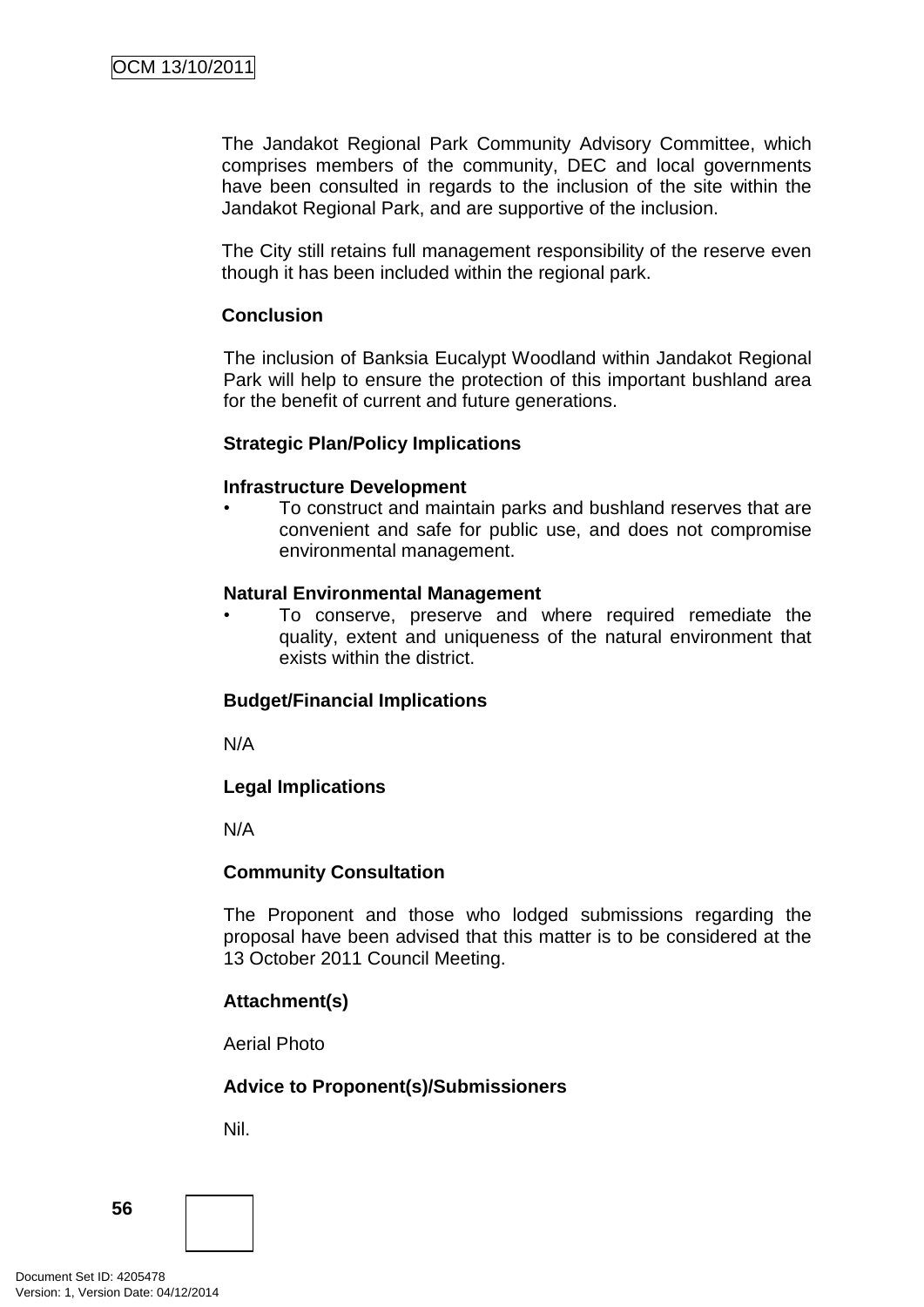The Jandakot Regional Park Community Advisory Committee, which comprises members of the community, DEC and local governments have been consulted in regards to the inclusion of the site within the Jandakot Regional Park, and are supportive of the inclusion.

The City still retains full management responsibility of the reserve even though it has been included within the regional park.

**Conclusion**

The inclusion of Banksia Eucalypt Woodland within Jandakot Regional Park will help to ensure the protection of this important bushland area for the benefit of current and future generations.

**Strategic Plan/Policy Implications**

**Infrastructure Development**

- To construct and maintain parks and bushland reserves that are convenient and safe for public use, and does not compromise environmental management.

**Natural Environmental Management**

- To conserve, preserve and where required remediate the quality, extent and uniqueness of the natural environment that exists within the district.

**Budget/Financial Implications**

N/A

**Legal Implications**

N/A

**Community Consultation**

The Proponent and those who lodged submissions regarding the proposal have been advised that this matter is to be considered at the 13 October 2011 Council Meeting.

**Attachment(s)**

Aerial Photo

**Advice to Proponent(s)/Submissioners**

Nil.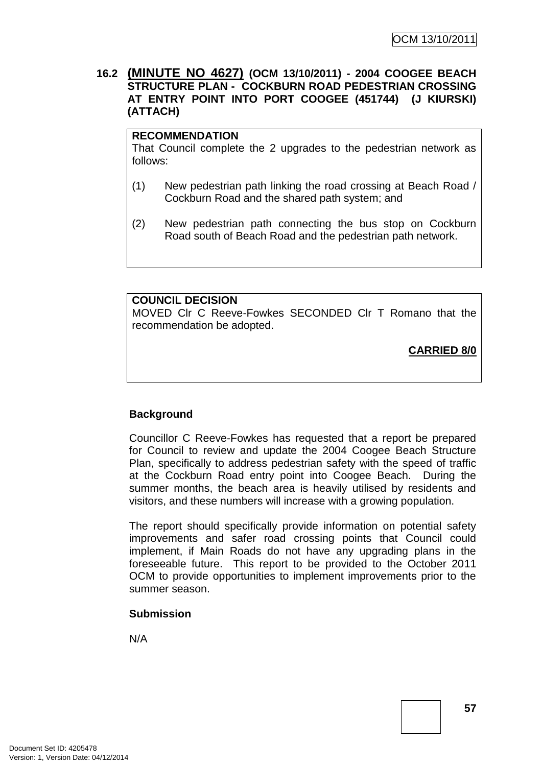### 16.2 **(MINUTE NO 4627)** (OCM 13/10/2011) - 2004 COOGEE BEACH STRUCTURE PLAN - COCKBURN ROAD PEDESTRIAN CROSSING AT ENTRY POINT INTO PORT COOGEE (451744) (J KIURSKI) (ATTACH)

**RECOMMENDATION**
That Council complete the 2 upgrades to the pedestrian network as follows:

(1) New pedestrian path linking the road crossing at Beach Road / Cockburn Road and the shared path system; and

(2) New pedestrian path connecting the bus stop on Cockburn Road south of Beach Road and the pedestrian path network.

**COUNCIL DECISION**
MOVED Clr C Reeve-Fowkes SECONDED Clr T Romano that the recommendation be adopted.

**CARRIED 8/0**

**Background**

Councillor C Reeve-Fowkes has requested that a report be prepared for Council to review and update the 2004 Coogee Beach Structure Plan, specifically to address pedestrian safety with the speed of traffic at the Cockburn Road entry point into Coogee Beach. During the summer months, the beach area is heavily utilised by residents and visitors, and these numbers will increase with a growing population.

The report should specifically provide information on potential safety improvements and safer road crossing points that Council could implement, if Main Roads do not have any upgrading plans in the foreseeable future. This report to be provided to the October 2011 OCM to provide opportunities to implement improvements prior to the summer season.

**Submission**

N/A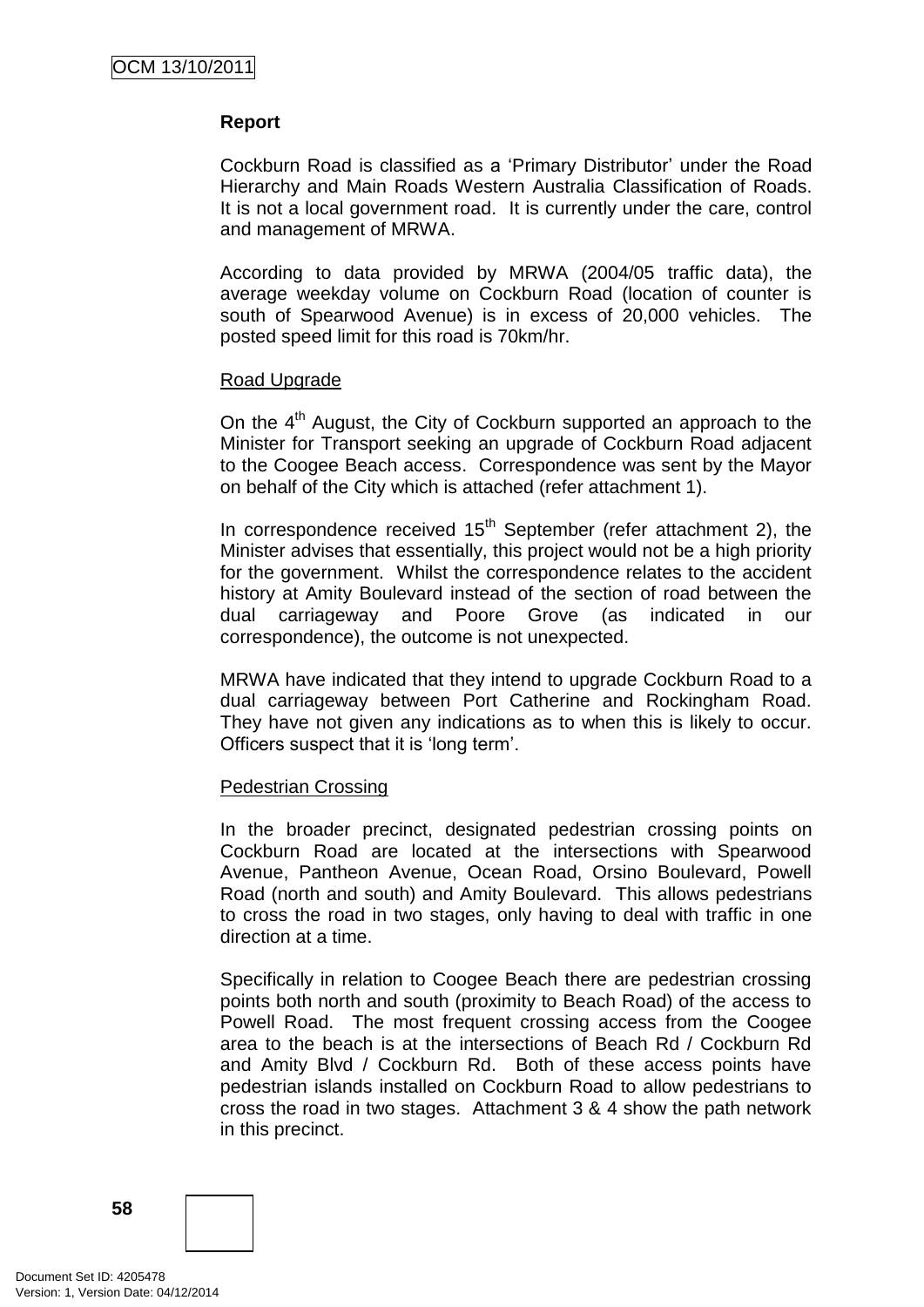**Report**

Cockburn Road is classified as a 'Primary Distributor' under the Road Hierarchy and Main Roads Western Australia Classification of Roads. It is not a local government road. It is currently under the care, control and management of MRWA.

According to data provided by MRWA (2004/05 traffic data), the average weekday volume on Cockburn Road (location of counter is south of Spearwood Avenue) is in excess of 20,000 vehicles. The posted speed limit for this road is 70km/hr.

Road Upgrade

On the 4th August, the City of Cockburn supported an approach to the Minister for Transport seeking an upgrade of Cockburn Road adjacent to the Coogee Beach access. Correspondence was sent by the Mayor on behalf of the City which is attached (refer attachment 1).

In correspondence received 15th September (refer attachment 2), the Minister advises that essentially, this project would not be a high priority for the government. Whilst the correspondence relates to the accident history at Amity Boulevard instead of the section of road between the dual carriageway and Poore Grove (as indicated in our correspondence), the outcome is not unexpected.

MRWA have indicated that they intend to upgrade Cockburn Road to a dual carriageway between Port Catherine and Rockingham Road. They have not given any indications as to when this is likely to occur. Officers suspect that it is 'long term'.

Pedestrian Crossing

In the broader precinct, designated pedestrian crossing points on Cockburn Road are located at the intersections with Spearwood Avenue, Pantheon Avenue, Ocean Road, Orsino Boulevard, Powell Road (north and south) and Amity Boulevard. This allows pedestrians to cross the road in two stages, only having to deal with traffic in one direction at a time.

Specifically in relation to Coogee Beach there are pedestrian crossing points both north and south (proximity to Beach Road) of the access to Powell Road. The most frequent crossing access from the Coogee area to the beach is at the intersections of Beach Rd / Cockburn Rd and Amity Blvd / Cockburn Rd. Both of these access points have pedestrian islands installed on Cockburn Road to allow pedestrians to cross the road in two stages. Attachment 3 & 4 show the path network in this precinct.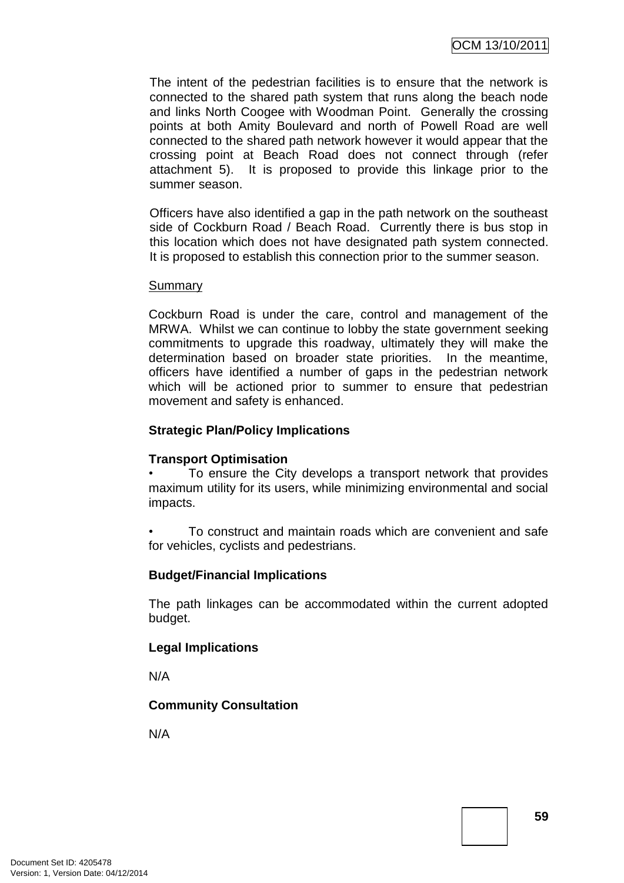The intent of the pedestrian facilities is to ensure that the network is connected to the shared path system that runs along the beach node and links North Coogee with Woodman Point. Generally the crossing points at both Amity Boulevard and north of Powell Road are well connected to the shared path network however it would appear that the crossing point at Beach Road does not connect through (refer attachment 5). It is proposed to provide this linkage prior to the summer season.

Officers have also identified a gap in the path network on the southeast side of Cockburn Road / Beach Road. Currently there is bus stop in this location which does not have designated path system connected. It is proposed to establish this connection prior to the summer season.

Summary

Cockburn Road is under the care, control and management of the MRWA. Whilst we can continue to lobby the state government seeking commitments to upgrade this roadway, ultimately they will make the determination based on broader state priorities. In the meantime, officers have identified a number of gaps in the pedestrian network which will be actioned prior to summer to ensure that pedestrian movement and safety is enhanced.

**Strategic Plan/Policy Implications**

**Transport Optimisation**

- To ensure the City develops a transport network that provides maximum utility for its users, while minimizing environmental and social impacts.

- To construct and maintain roads which are convenient and safe for vehicles, cyclists and pedestrians.

**Budget/Financial Implications**

The path linkages can be accommodated within the current adopted budget.

**Legal Implications**

N/A

**Community Consultation**

N/A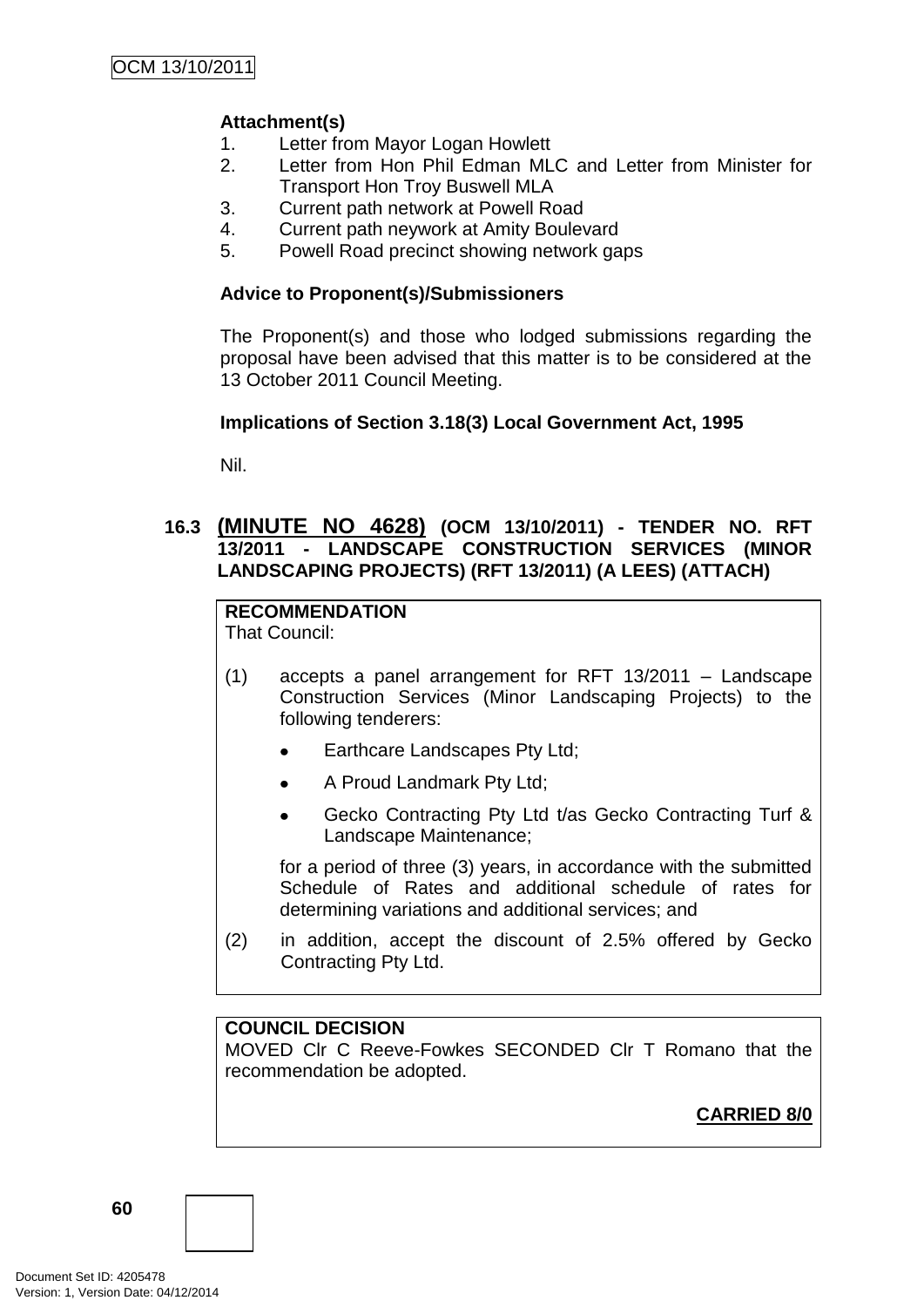**Attachment(s)**

1. Letter from Mayor Logan Howlett
2. Letter from Hon Phil Edman MLC and Letter from Minister for Transport Hon Troy Buswell MLA
3. Current path network at Powell Road
4. Current path neywork at Amity Boulevard
5. Powell Road precinct showing network gaps

**Advice to Proponent(s)/Submissioners**

The Proponent(s) and those who lodged submissions regarding the proposal have been advised that this matter is to be considered at the 13 October 2011 Council Meeting.

**Implications of Section 3.18(3) Local Government Act, 1995**

Nil.

### 16.3 (MINUTE NO 4628) (OCM 13/10/2011) - TENDER NO. RFT 13/2011 - LANDSCAPE CONSTRUCTION SERVICES (MINOR LANDSCAPING PROJECTS) (RFT 13/2011) (A LEES) (ATTACH)

**RECOMMENDATION**
That Council:

(1) accepts a panel arrangement for RFT 13/2011 – Landscape Construction Services (Minor Landscaping Projects) to the following tenderers:

- Earthcare Landscapes Pty Ltd;
- A Proud Landmark Pty Ltd;
- Gecko Contracting Pty Ltd t/as Gecko Contracting Turf & Landscape Maintenance;

for a period of three (3) years, in accordance with the submitted Schedule of Rates and additional schedule of rates for determining variations and additional services; and

(2) in addition, accept the discount of 2.5% offered by Gecko Contracting Pty Ltd.

**COUNCIL DECISION**
MOVED Clr C Reeve-Fowkes SECONDED Clr T Romano that the recommendation be adopted.

**CARRIED 8/0**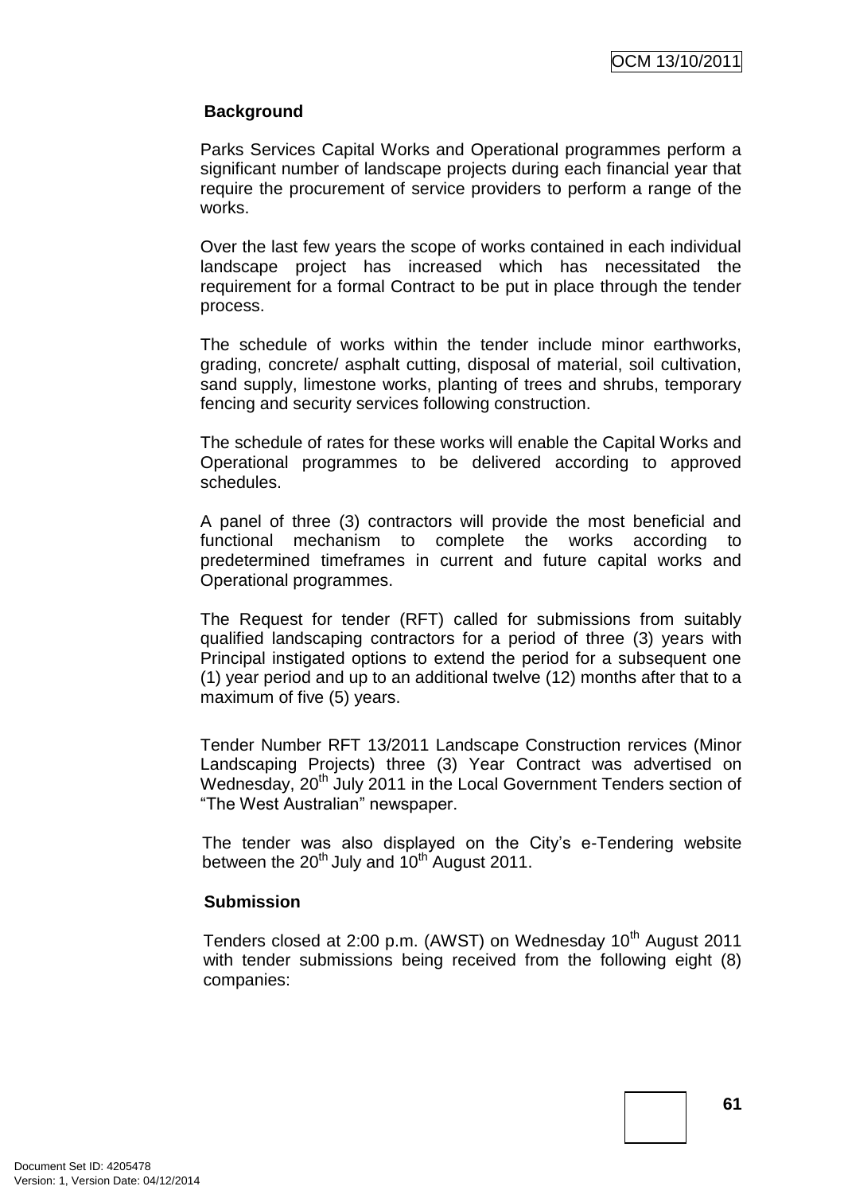**Background**

Parks Services Capital Works and Operational programmes perform a significant number of landscape projects during each financial year that require the procurement of service providers to perform a range of the works.

Over the last few years the scope of works contained in each individual landscape project has increased which has necessitated the requirement for a formal Contract to be put in place through the tender process.

The schedule of works within the tender include minor earthworks, grading, concrete/ asphalt cutting, disposal of material, soil cultivation, sand supply, limestone works, planting of trees and shrubs, temporary fencing and security services following construction.

The schedule of rates for these works will enable the Capital Works and Operational programmes to be delivered according to approved schedules.

A panel of three (3) contractors will provide the most beneficial and functional mechanism to complete the works according to predetermined timeframes in current and future capital works and Operational programmes.

The Request for tender (RFT) called for submissions from suitably qualified landscaping contractors for a period of three (3) years with Principal instigated options to extend the period for a subsequent one (1) year period and up to an additional twelve (12) months after that to a maximum of five (5) years.

Tender Number RFT 13/2011 Landscape Construction rervices (Minor Landscaping Projects) three (3) Year Contract was advertised on Wednesday, 20th July 2011 in the Local Government Tenders section of "The West Australian" newspaper.

The tender was also displayed on the City's e-Tendering website between the 20th July and 10th August 2011.

**Submission**

Tenders closed at 2:00 p.m. (AWST) on Wednesday 10th August 2011 with tender submissions being received from the following eight (8) companies: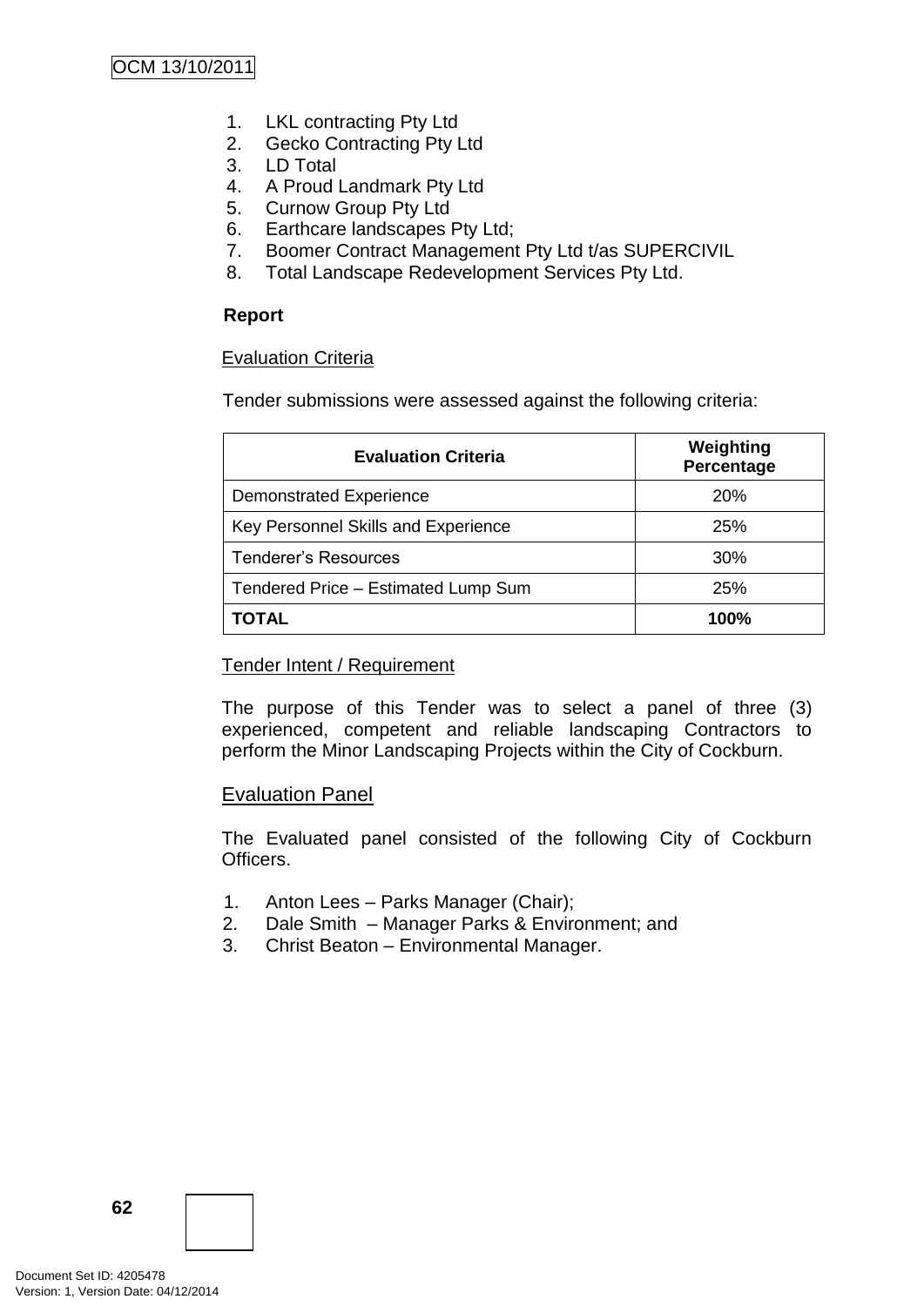1. LKL contracting Pty Ltd
2. Gecko Contracting Pty Ltd
3. LD Total
4. A Proud Landmark Pty Ltd
5. Curnow Group Pty Ltd
6. Earthcare landscapes Pty Ltd;
7. Boomer Contract Management Pty Ltd t/as SUPERCIVIL
8. Total Landscape Redevelopment Services Pty Ltd.

**Report**

Evaluation Criteria

Tender submissions were assessed against the following criteria:

| Evaluation Criteria | Weighting Percentage |
|---|---|
| Demonstrated Experience | 20% |
| Key Personnel Skills and Experience | 25% |
| Tenderer's Resources | 30% |
| Tendered Price – Estimated Lump Sum | 25% |
| **TOTAL** | **100%** |

Tender Intent / Requirement

The purpose of this Tender was to select a panel of three (3) experienced, competent and reliable landscaping Contractors to perform the Minor Landscaping Projects within the City of Cockburn.

Evaluation Panel

The Evaluated panel consisted of the following City of Cockburn Officers.

1. Anton Lees – Parks Manager (Chair);
2. Dale Smith – Manager Parks & Environment; and
3. Christ Beaton – Environmental Manager.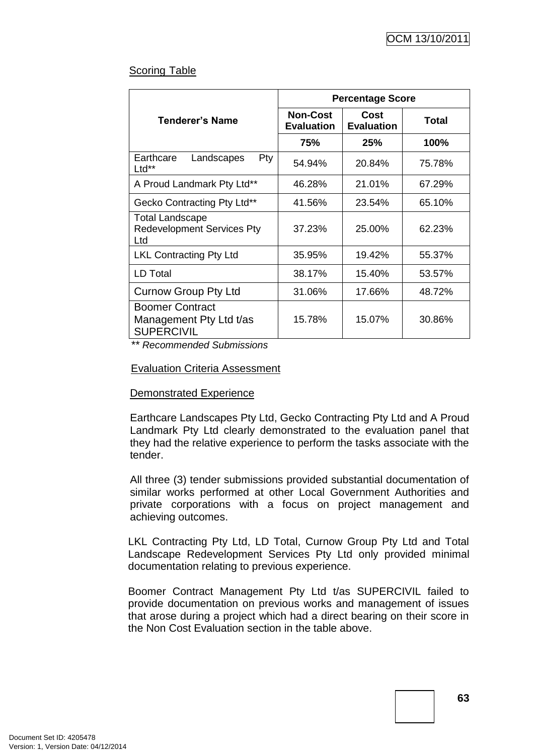Scoring Table

| Tenderer's Name | Percentage Score | | |
|---|---|---|---|
| | Non-Cost Evaluation | Cost Evaluation | Total |
| | 75% | 25% | 100% |
| Earthcare Landscapes Pty Ltd** | 54.94% | 20.84% | 75.78% |
| A Proud Landmark Pty Ltd** | 46.28% | 21.01% | 67.29% |
| Gecko Contracting Pty Ltd** | 41.56% | 23.54% | 65.10% |
| Total Landscape Redevelopment Services Pty Ltd | 37.23% | 25.00% | 62.23% |
| LKL Contracting Pty Ltd | 35.95% | 19.42% | 55.37% |
| LD Total | 38.17% | 15.40% | 53.57% |
| Curnow Group Pty Ltd | 31.06% | 17.66% | 48.72% |
| Boomer Contract Management Pty Ltd t/as SUPERCIVIL | 15.78% | 15.07% | 30.86% |

*\*\* Recommended Submissions*

Evaluation Criteria Assessment

Demonstrated Experience

Earthcare Landscapes Pty Ltd, Gecko Contracting Pty Ltd and A Proud Landmark Pty Ltd clearly demonstrated to the evaluation panel that they had the relative experience to perform the tasks associate with the tender.

All three (3) tender submissions provided substantial documentation of similar works performed at other Local Government Authorities and private corporations with a focus on project management and achieving outcomes.

LKL Contracting Pty Ltd, LD Total, Curnow Group Pty Ltd and Total Landscape Redevelopment Services Pty Ltd only provided minimal documentation relating to previous experience.

Boomer Contract Management Pty Ltd t/as SUPERCIVIL failed to provide documentation on previous works and management of issues that arose during a project which had a direct bearing on their score in the Non Cost Evaluation section in the table above.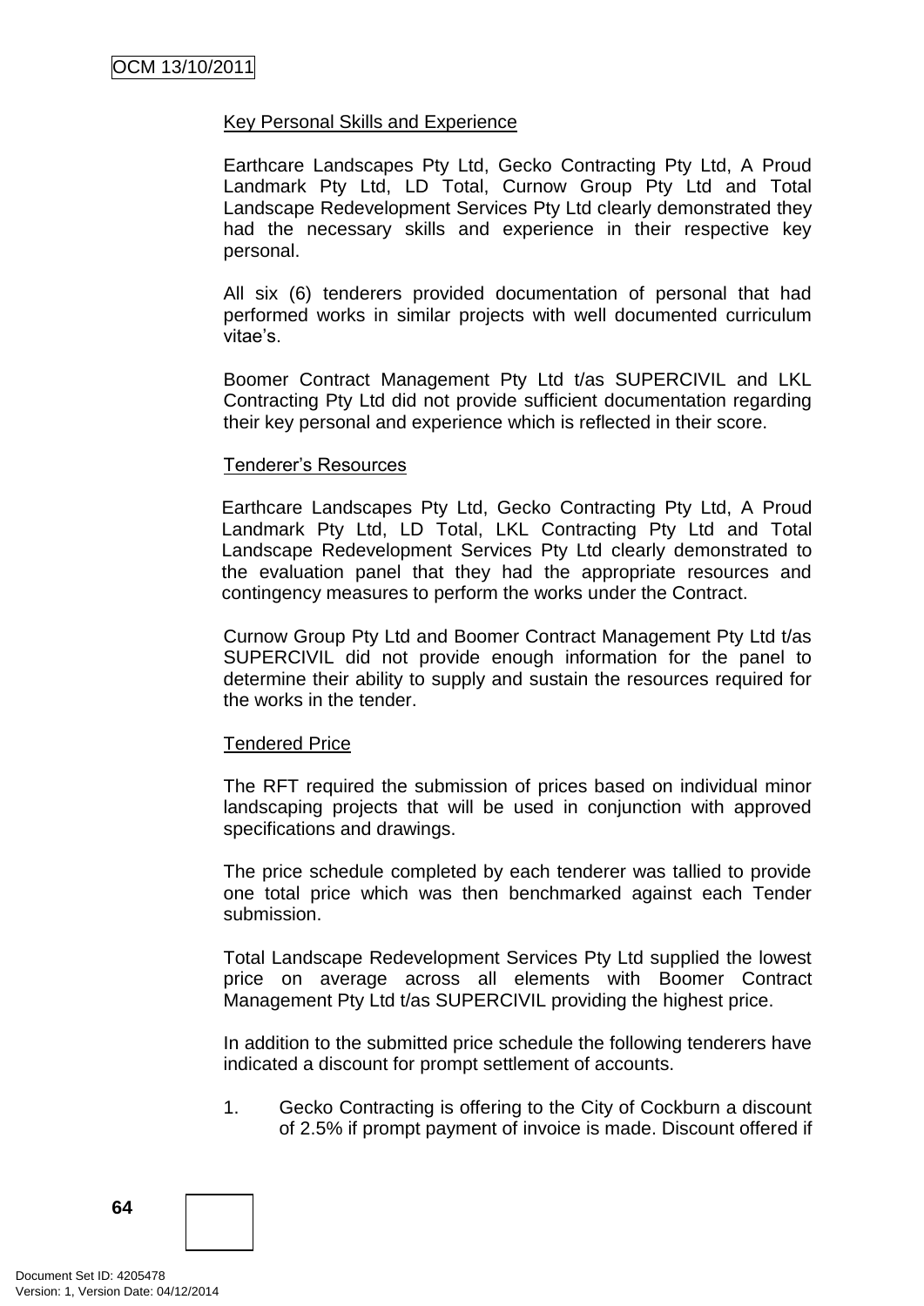Key Personal Skills and Experience

Earthcare Landscapes Pty Ltd, Gecko Contracting Pty Ltd, A Proud Landmark Pty Ltd, LD Total, Curnow Group Pty Ltd and Total Landscape Redevelopment Services Pty Ltd clearly demonstrated they had the necessary skills and experience in their respective key personal.

All six (6) tenderers provided documentation of personal that had performed works in similar projects with well documented curriculum vitae's.

Boomer Contract Management Pty Ltd t/as SUPERCIVIL and LKL Contracting Pty Ltd did not provide sufficient documentation regarding their key personal and experience which is reflected in their score.

Tenderer's Resources

Earthcare Landscapes Pty Ltd, Gecko Contracting Pty Ltd, A Proud Landmark Pty Ltd, LD Total, LKL Contracting Pty Ltd and Total Landscape Redevelopment Services Pty Ltd clearly demonstrated to the evaluation panel that they had the appropriate resources and contingency measures to perform the works under the Contract.

Curnow Group Pty Ltd and Boomer Contract Management Pty Ltd t/as SUPERCIVIL did not provide enough information for the panel to determine their ability to supply and sustain the resources required for the works in the tender.

Tendered Price

The RFT required the submission of prices based on individual minor landscaping projects that will be used in conjunction with approved specifications and drawings.

The price schedule completed by each tenderer was tallied to provide one total price which was then benchmarked against each Tender submission.

Total Landscape Redevelopment Services Pty Ltd supplied the lowest price on average across all elements with Boomer Contract Management Pty Ltd t/as SUPERCIVIL providing the highest price.

In addition to the submitted price schedule the following tenderers have indicated a discount for prompt settlement of accounts.

1. Gecko Contracting is offering to the City of Cockburn a discount of 2.5% if prompt payment of invoice is made. Discount offered if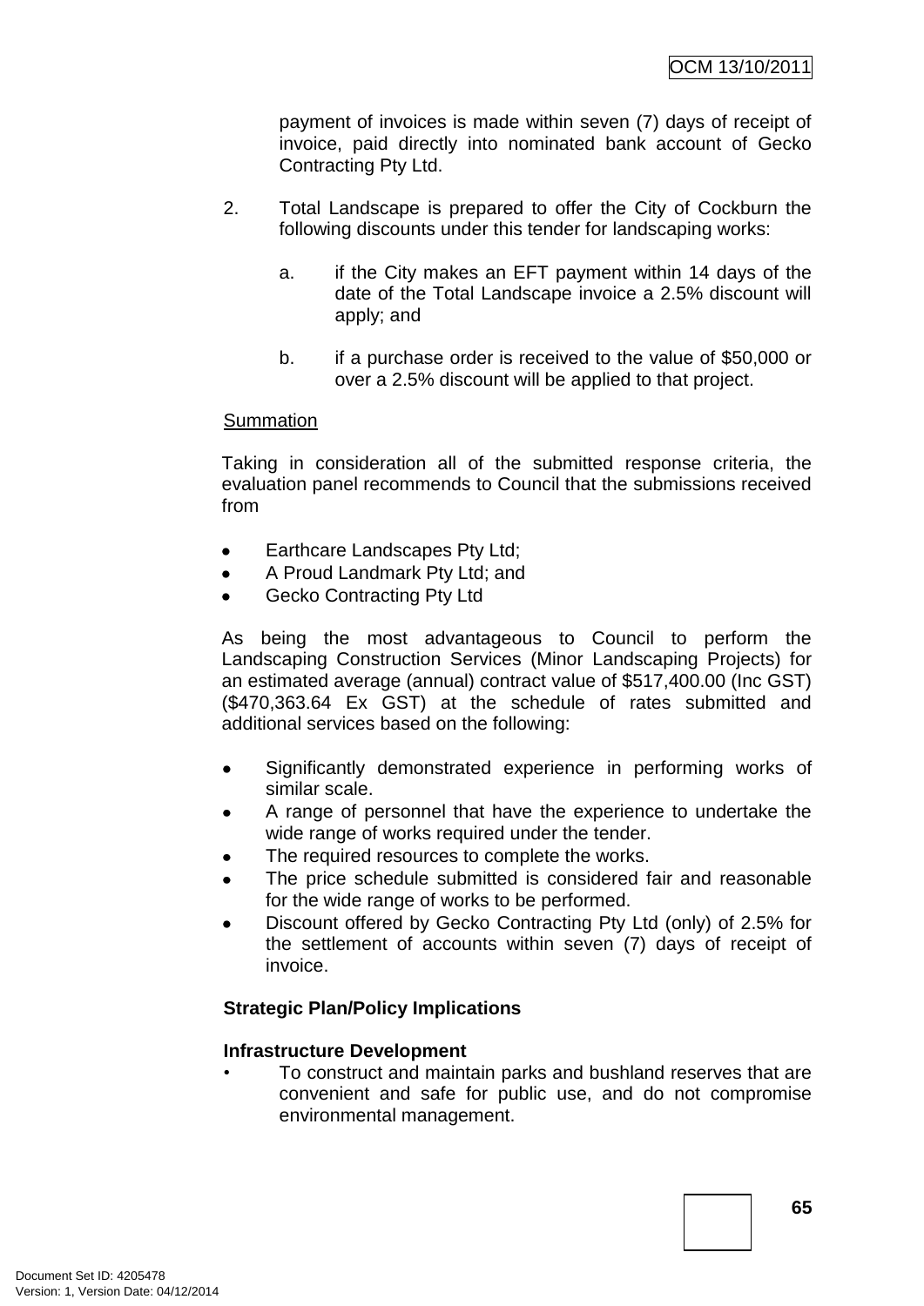payment of invoices is made within seven (7) days of receipt of invoice, paid directly into nominated bank account of Gecko Contracting Pty Ltd.

2. Total Landscape is prepared to offer the City of Cockburn the following discounts under this tender for landscaping works:

   a. if the City makes an EFT payment within 14 days of the date of the Total Landscape invoice a 2.5% discount will apply; and

   b. if a purchase order is received to the value of $50,000 or over a 2.5% discount will be applied to that project.

Summation

Taking in consideration all of the submitted response criteria, the evaluation panel recommends to Council that the submissions received from

- Earthcare Landscapes Pty Ltd;
- A Proud Landmark Pty Ltd; and
- Gecko Contracting Pty Ltd

As being the most advantageous to Council to perform the Landscaping Construction Services (Minor Landscaping Projects) for an estimated average (annual) contract value of $517,400.00 (Inc GST) ($470,363.64 Ex GST) at the schedule of rates submitted and additional services based on the following:

- Significantly demonstrated experience in performing works of similar scale.
- A range of personnel that have the experience to undertake the wide range of works required under the tender.
- The required resources to complete the works.
- The price schedule submitted is considered fair and reasonable for the wide range of works to be performed.
- Discount offered by Gecko Contracting Pty Ltd (only) of 2.5% for the settlement of accounts within seven (7) days of receipt of invoice.

**Strategic Plan/Policy Implications**

**Infrastructure Development**

- To construct and maintain parks and bushland reserves that are convenient and safe for public use, and do not compromise environmental management.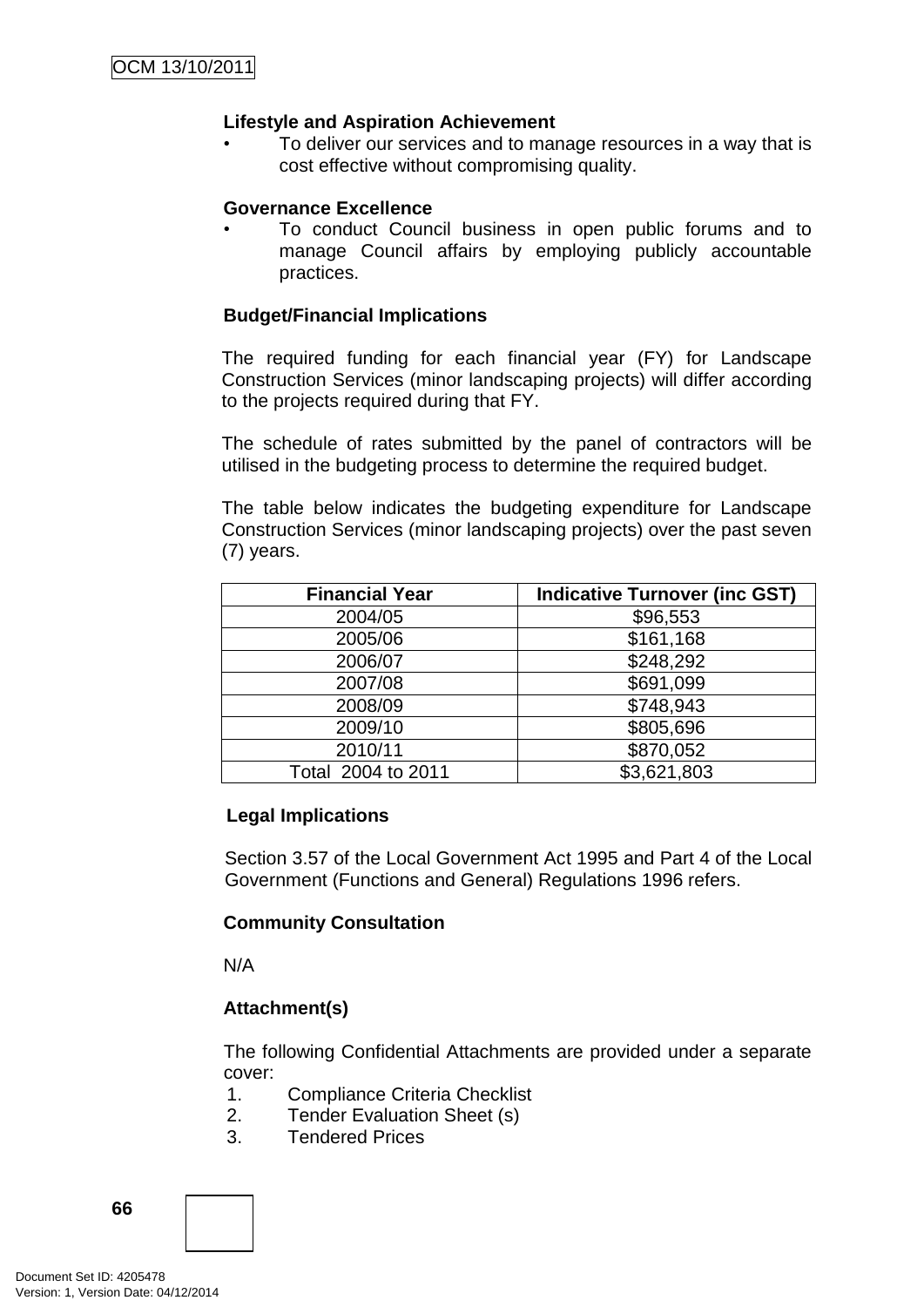**Lifestyle and Aspiration Achievement**

- To deliver our services and to manage resources in a way that is cost effective without compromising quality.

**Governance Excellence**

- To conduct Council business in open public forums and to manage Council affairs by employing publicly accountable practices.

**Budget/Financial Implications**

The required funding for each financial year (FY) for Landscape Construction Services (minor landscaping projects) will differ according to the projects required during that FY.

The schedule of rates submitted by the panel of contractors will be utilised in the budgeting process to determine the required budget.

The table below indicates the budgeting expenditure for Landscape Construction Services (minor landscaping projects) over the past seven (7) years.

| Financial Year | Indicative Turnover (inc GST) |
|---|---|
| 2004/05 | $96,553 |
| 2005/06 | $161,168 |
| 2006/07 | $248,292 |
| 2007/08 | $691,099 |
| 2008/09 | $748,943 |
| 2009/10 | $805,696 |
| 2010/11 | $870,052 |
| Total 2004 to 2011 | $3,621,803 |

**Legal Implications**

Section 3.57 of the Local Government Act 1995 and Part 4 of the Local Government (Functions and General) Regulations 1996 refers.

**Community Consultation**

N/A

**Attachment(s)**

The following Confidential Attachments are provided under a separate cover:

1. Compliance Criteria Checklist
2. Tender Evaluation Sheet (s)
3. Tendered Prices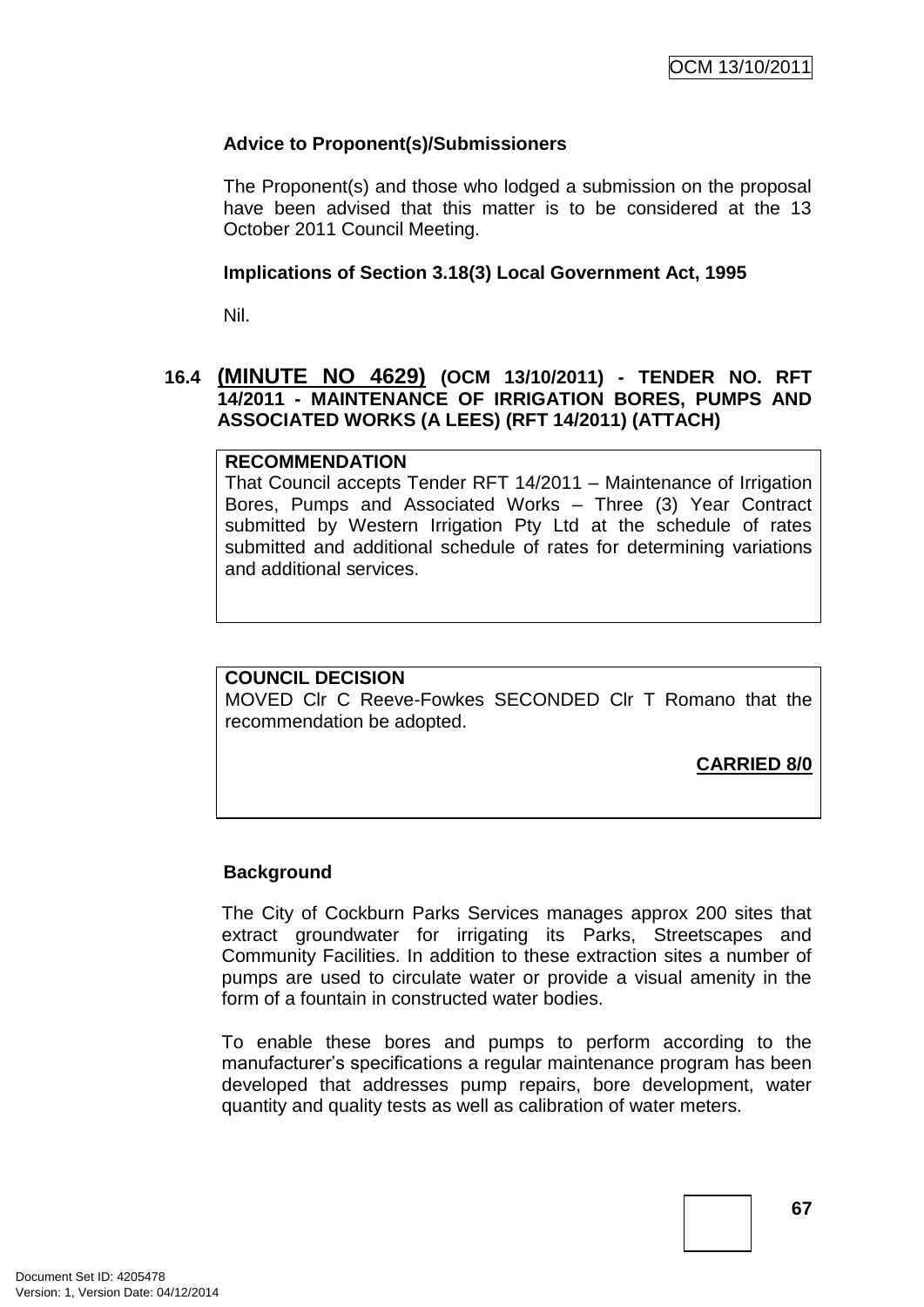**Advice to Proponent(s)/Submissioners**

The Proponent(s) and those who lodged a submission on the proposal have been advised that this matter is to be considered at the 13 October 2011 Council Meeting.

**Implications of Section 3.18(3) Local Government Act, 1995**

Nil.

## 16.4 (MINUTE NO 4629) (OCM 13/10/2011) - TENDER NO. RFT 14/2011 - MAINTENANCE OF IRRIGATION BORES, PUMPS AND ASSOCIATED WORKS (A LEES) (RFT 14/2011) (ATTACH)

**RECOMMENDATION**

That Council accepts Tender RFT 14/2011 – Maintenance of Irrigation Bores, Pumps and Associated Works – Three (3) Year Contract submitted by Western Irrigation Pty Ltd at the schedule of rates submitted and additional schedule of rates for determining variations and additional services.

**COUNCIL DECISION**

MOVED Clr C Reeve-Fowkes SECONDED Clr T Romano that the recommendation be adopted.

**CARRIED 8/0**

**Background**

The City of Cockburn Parks Services manages approx 200 sites that extract groundwater for irrigating its Parks, Streetscapes and Community Facilities. In addition to these extraction sites a number of pumps are used to circulate water or provide a visual amenity in the form of a fountain in constructed water bodies.

To enable these bores and pumps to perform according to the manufacturer's specifications a regular maintenance program has been developed that addresses pump repairs, bore development, water quantity and quality tests as well as calibration of water meters.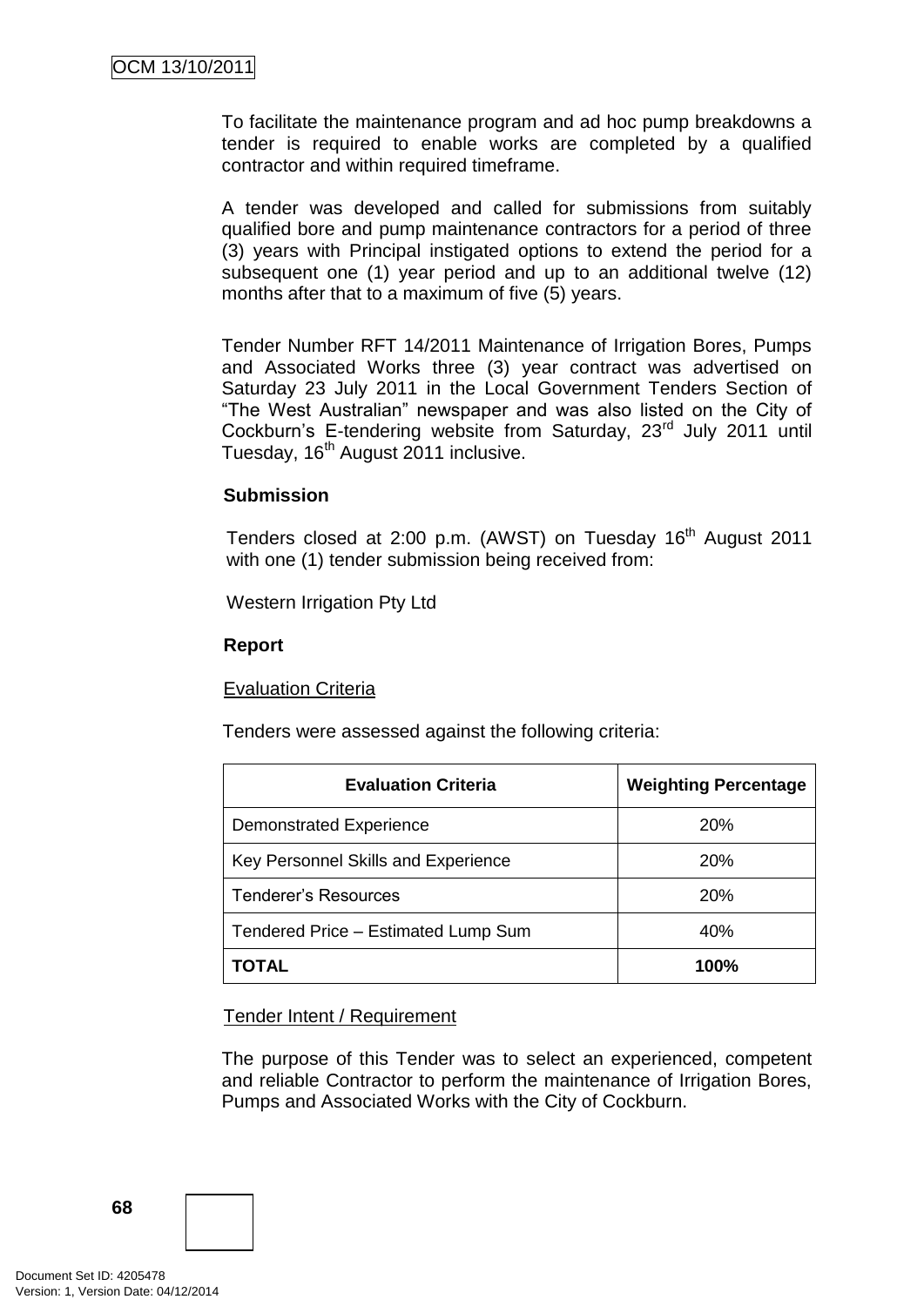To facilitate the maintenance program and ad hoc pump breakdowns a tender is required to enable works are completed by a qualified contractor and within required timeframe.

A tender was developed and called for submissions from suitably qualified bore and pump maintenance contractors for a period of three (3) years with Principal instigated options to extend the period for a subsequent one (1) year period and up to an additional twelve (12) months after that to a maximum of five (5) years.

Tender Number RFT 14/2011 Maintenance of Irrigation Bores, Pumps and Associated Works three (3) year contract was advertised on Saturday 23 July 2011 in the Local Government Tenders Section of "The West Australian" newspaper and was also listed on the City of Cockburn's E-tendering website from Saturday, 23rd July 2011 until Tuesday, 16th August 2011 inclusive.

**Submission**

Tenders closed at 2:00 p.m. (AWST) on Tuesday 16th August 2011 with one (1) tender submission being received from:

Western Irrigation Pty Ltd

**Report**

Evaluation Criteria

Tenders were assessed against the following criteria:

| Evaluation Criteria | Weighting Percentage |
|---|---|
| Demonstrated Experience | 20% |
| Key Personnel Skills and Experience | 20% |
| Tenderer's Resources | 20% |
| Tendered Price – Estimated Lump Sum | 40% |
| **TOTAL** | **100%** |

Tender Intent / Requirement

The purpose of this Tender was to select an experienced, competent and reliable Contractor to perform the maintenance of Irrigation Bores, Pumps and Associated Works with the City of Cockburn.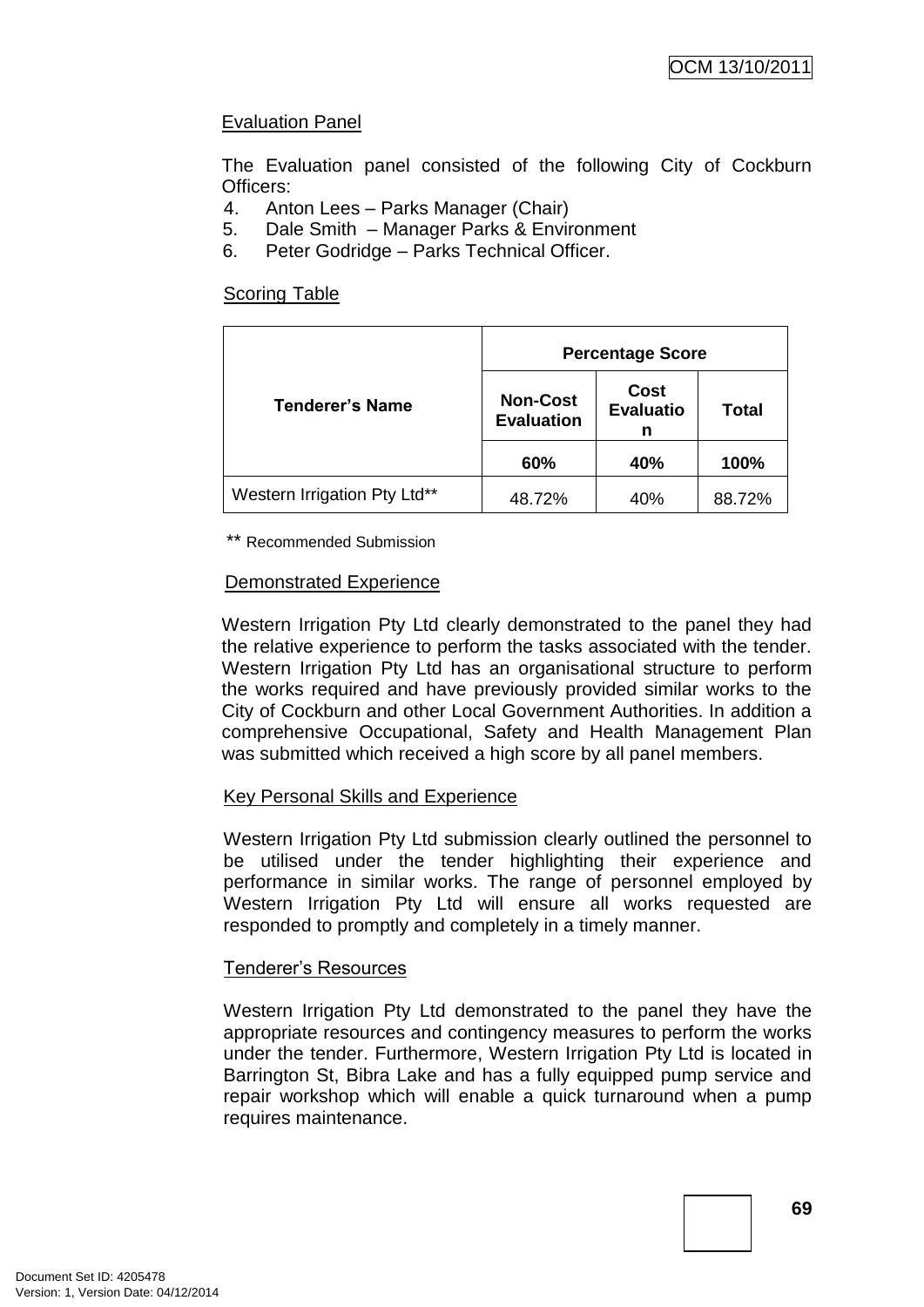Evaluation Panel

The Evaluation panel consisted of the following City of Cockburn Officers:

4. Anton Lees – Parks Manager (Chair)
5. Dale Smith – Manager Parks & Environment
6. Peter Godridge – Parks Technical Officer.

Scoring Table

| Tenderer's Name | Percentage Score | | |
|---|---|---|---|
| | Non-Cost Evaluation | Cost Evaluation | Total |
| | 60% | 40% | 100% |
| Western Irrigation Pty Ltd** | 48.72% | 40% | 88.72% |

** Recommended Submission

Demonstrated Experience

Western Irrigation Pty Ltd clearly demonstrated to the panel they had the relative experience to perform the tasks associated with the tender. Western Irrigation Pty Ltd has an organisational structure to perform the works required and have previously provided similar works to the City of Cockburn and other Local Government Authorities. In addition a comprehensive Occupational, Safety and Health Management Plan was submitted which received a high score by all panel members.

Key Personal Skills and Experience

Western Irrigation Pty Ltd submission clearly outlined the personnel to be utilised under the tender highlighting their experience and performance in similar works. The range of personnel employed by Western Irrigation Pty Ltd will ensure all works requested are responded to promptly and completely in a timely manner.

Tenderer's Resources

Western Irrigation Pty Ltd demonstrated to the panel they have the appropriate resources and contingency measures to perform the works under the tender. Furthermore, Western Irrigation Pty Ltd is located in Barrington St, Bibra Lake and has a fully equipped pump service and repair workshop which will enable a quick turnaround when a pump requires maintenance.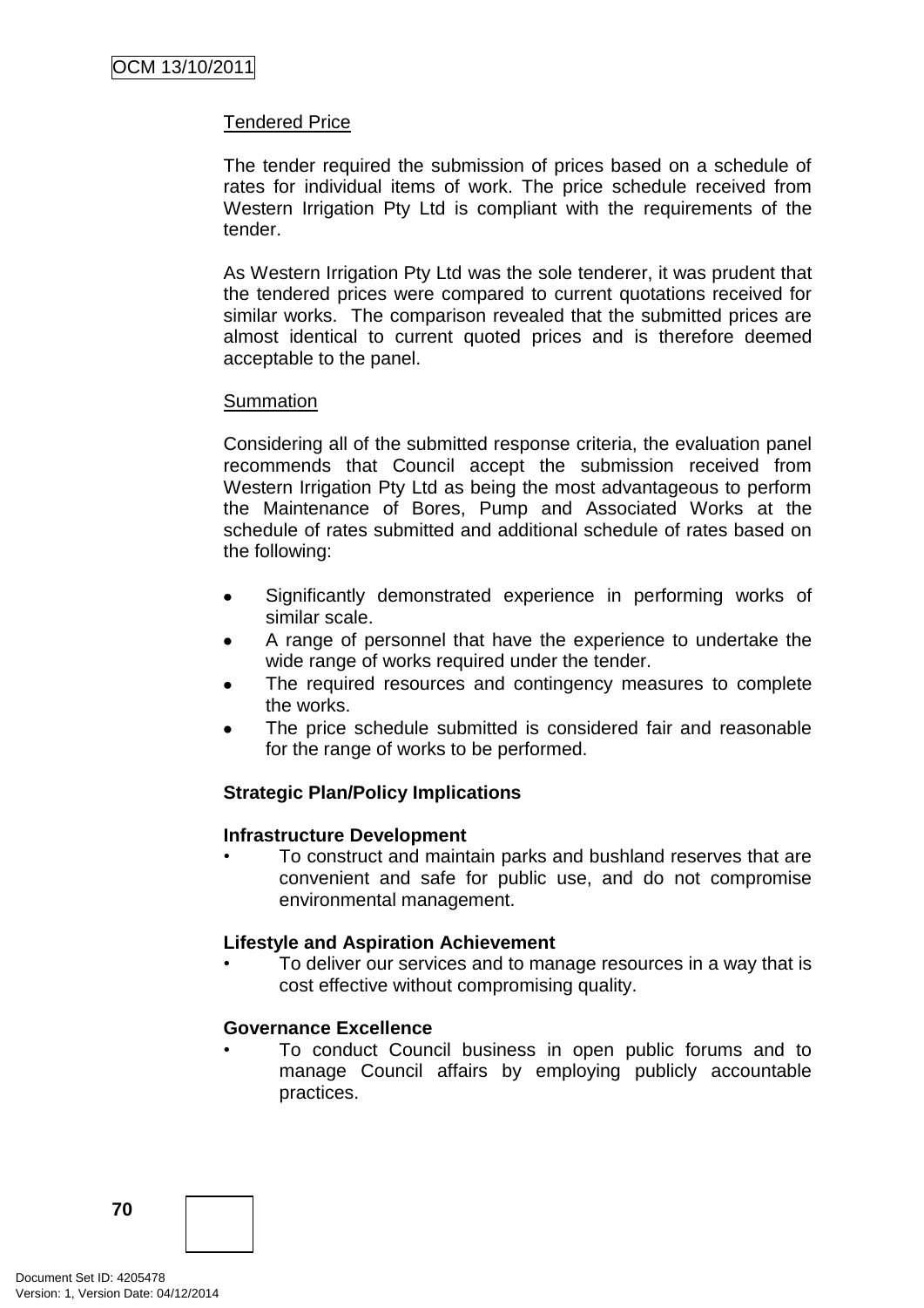Tendered Price

The tender required the submission of prices based on a schedule of rates for individual items of work. The price schedule received from Western Irrigation Pty Ltd is compliant with the requirements of the tender.

As Western Irrigation Pty Ltd was the sole tenderer, it was prudent that the tendered prices were compared to current quotations received for similar works. The comparison revealed that the submitted prices are almost identical to current quoted prices and is therefore deemed acceptable to the panel.

Summation

Considering all of the submitted response criteria, the evaluation panel recommends that Council accept the submission received from Western Irrigation Pty Ltd as being the most advantageous to perform the Maintenance of Bores, Pump and Associated Works at the schedule of rates submitted and additional schedule of rates based on the following:

- Significantly demonstrated experience in performing works of similar scale.
- A range of personnel that have the experience to undertake the wide range of works required under the tender.
- The required resources and contingency measures to complete the works.
- The price schedule submitted is considered fair and reasonable for the range of works to be performed.

**Strategic Plan/Policy Implications**

**Infrastructure Development**

- To construct and maintain parks and bushland reserves that are convenient and safe for public use, and do not compromise environmental management.

**Lifestyle and Aspiration Achievement**

- To deliver our services and to manage resources in a way that is cost effective without compromising quality.

**Governance Excellence**

- To conduct Council business in open public forums and to manage Council affairs by employing publicly accountable practices.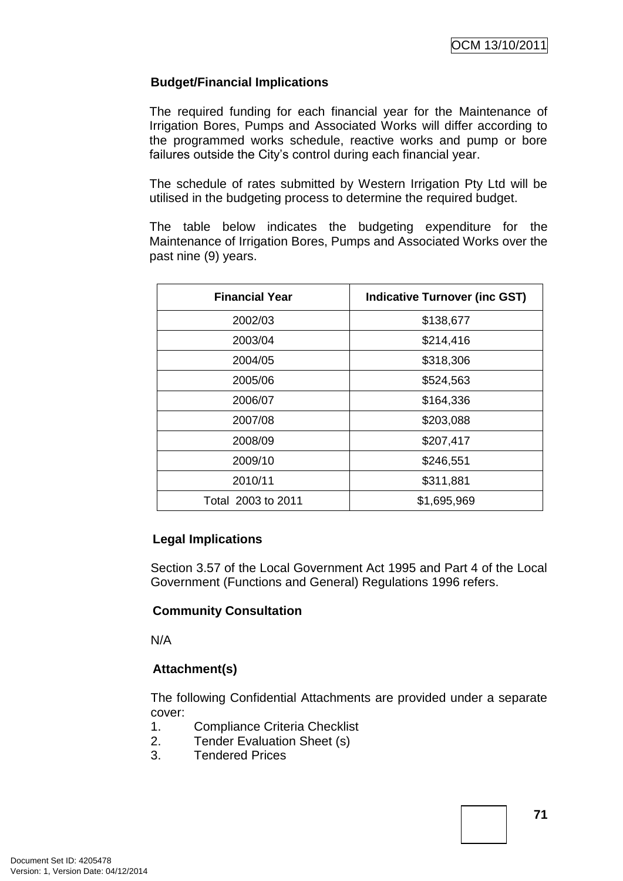**Budget/Financial Implications**

The required funding for each financial year for the Maintenance of Irrigation Bores, Pumps and Associated Works will differ according to the programmed works schedule, reactive works and pump or bore failures outside the City's control during each financial year.

The schedule of rates submitted by Western Irrigation Pty Ltd will be utilised in the budgeting process to determine the required budget.

The table below indicates the budgeting expenditure for the Maintenance of Irrigation Bores, Pumps and Associated Works over the past nine (9) years.

| Financial Year | Indicative Turnover (inc GST) |
|---|---|
| 2002/03 | $138,677 |
| 2003/04 | $214,416 |
| 2004/05 | $318,306 |
| 2005/06 | $524,563 |
| 2006/07 | $164,336 |
| 2007/08 | $203,088 |
| 2008/09 | $207,417 |
| 2009/10 | $246,551 |
| 2010/11 | $311,881 |
| Total 2003 to 2011 | $1,695,969 |

**Legal Implications**

Section 3.57 of the Local Government Act 1995 and Part 4 of the Local Government (Functions and General) Regulations 1996 refers.

**Community Consultation**

N/A

**Attachment(s)**

The following Confidential Attachments are provided under a separate cover:

1. Compliance Criteria Checklist
2. Tender Evaluation Sheet (s)
3. Tendered Prices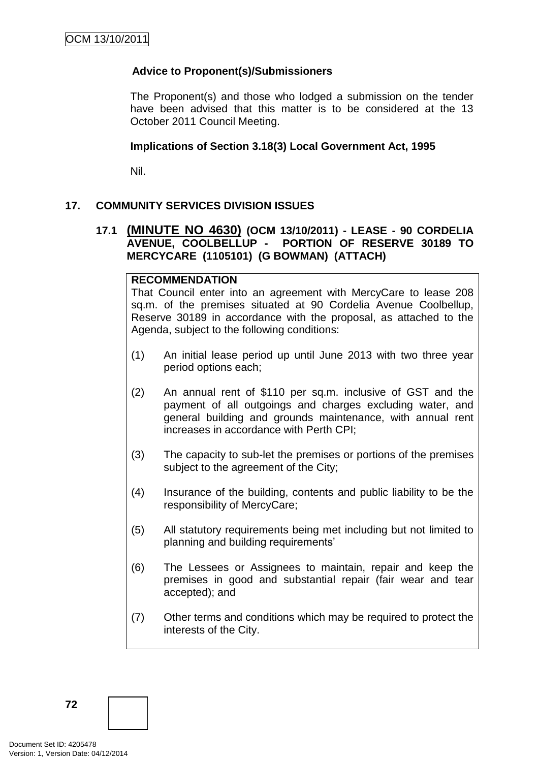**Advice to Proponent(s)/Submissioners**

The Proponent(s) and those who lodged a submission on the tender have been advised that this matter is to be considered at the 13 October 2011 Council Meeting.

**Implications of Section 3.18(3) Local Government Act, 1995**

Nil.

## 17. COMMUNITY SERVICES DIVISION ISSUES

### 17.1 (MINUTE NO 4630) (OCM 13/10/2011) - LEASE - 90 CORDELIA AVENUE, COOLBELLUP - PORTION OF RESERVE 30189 TO MERCYCARE (1105101) (G BOWMAN) (ATTACH)

**RECOMMENDATION**

That Council enter into an agreement with MercyCare to lease 208 sq.m. of the premises situated at 90 Cordelia Avenue Coolbellup, Reserve 30189 in accordance with the proposal, as attached to the Agenda, subject to the following conditions:

(1) An initial lease period up until June 2013 with two three year period options each;

(2) An annual rent of $110 per sq.m. inclusive of GST and the payment of all outgoings and charges excluding water, and general building and grounds maintenance, with annual rent increases in accordance with Perth CPI;

(3) The capacity to sub-let the premises or portions of the premises subject to the agreement of the City;

(4) Insurance of the building, contents and public liability to be the responsibility of MercyCare;

(5) All statutory requirements being met including but not limited to planning and building requirements'

(6) The Lessees or Assignees to maintain, repair and keep the premises in good and substantial repair (fair wear and tear accepted); and

(7) Other terms and conditions which may be required to protect the interests of the City.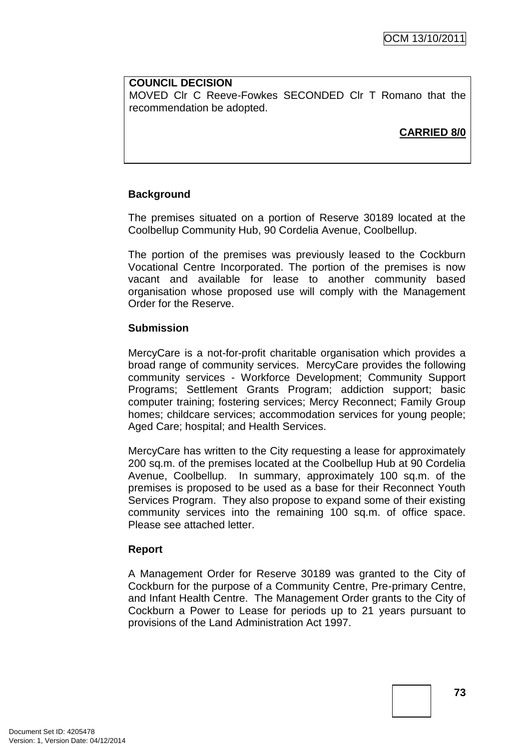**COUNCIL DECISION**
MOVED Clr C Reeve-Fowkes SECONDED Clr T Romano that the recommendation be adopted.

**CARRIED 8/0**

**Background**

The premises situated on a portion of Reserve 30189 located at the Coolbellup Community Hub, 90 Cordelia Avenue, Coolbellup.

The portion of the premises was previously leased to the Cockburn Vocational Centre Incorporated. The portion of the premises is now vacant and available for lease to another community based organisation whose proposed use will comply with the Management Order for the Reserve.

**Submission**

MercyCare is a not-for-profit charitable organisation which provides a broad range of community services. MercyCare provides the following community services - Workforce Development; Community Support Programs; Settlement Grants Program; addiction support; basic computer training; fostering services; Mercy Reconnect; Family Group homes; childcare services; accommodation services for young people; Aged Care; hospital; and Health Services.

MercyCare has written to the City requesting a lease for approximately 200 sq.m. of the premises located at the Coolbellup Hub at 90 Cordelia Avenue, Coolbellup. In summary, approximately 100 sq.m. of the premises is proposed to be used as a base for their Reconnect Youth Services Program. They also propose to expand some of their existing community services into the remaining 100 sq.m. of office space. Please see attached letter.

**Report**

A Management Order for Reserve 30189 was granted to the City of Cockburn for the purpose of a Community Centre, Pre-primary Centre, and Infant Health Centre. The Management Order grants to the City of Cockburn a Power to Lease for periods up to 21 years pursuant to provisions of the Land Administration Act 1997.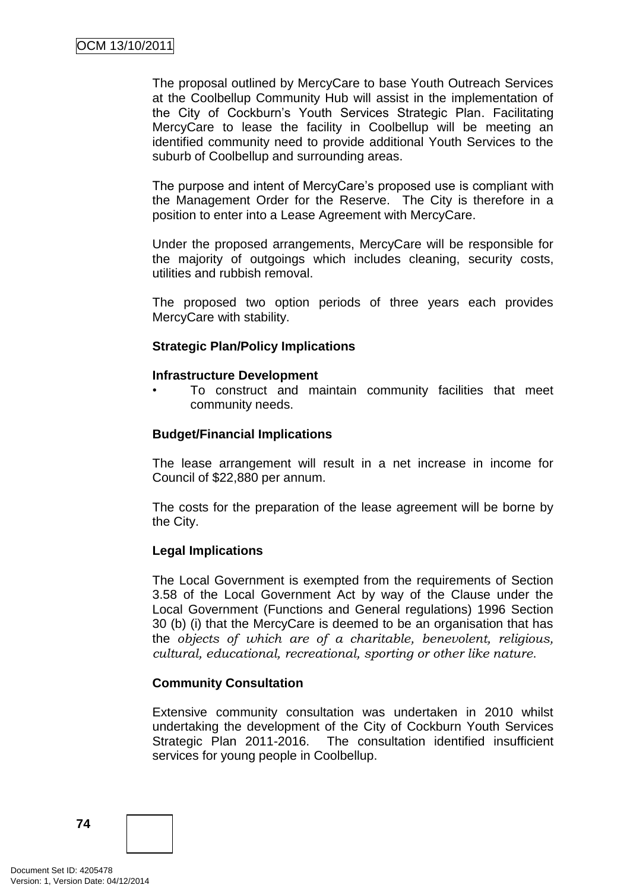The proposal outlined by MercyCare to base Youth Outreach Services at the Coolbellup Community Hub will assist in the implementation of the City of Cockburn's Youth Services Strategic Plan. Facilitating MercyCare to lease the facility in Coolbellup will be meeting an identified community need to provide additional Youth Services to the suburb of Coolbellup and surrounding areas.

The purpose and intent of MercyCare's proposed use is compliant with the Management Order for the Reserve. The City is therefore in a position to enter into a Lease Agreement with MercyCare.

Under the proposed arrangements, MercyCare will be responsible for the majority of outgoings which includes cleaning, security costs, utilities and rubbish removal.

The proposed two option periods of three years each provides MercyCare with stability.

**Strategic Plan/Policy Implications**

**Infrastructure Development**

- To construct and maintain community facilities that meet community needs.

**Budget/Financial Implications**

The lease arrangement will result in a net increase in income for Council of $22,880 per annum.

The costs for the preparation of the lease agreement will be borne by the City.

**Legal Implications**

The Local Government is exempted from the requirements of Section 3.58 of the Local Government Act by way of the Clause under the Local Government (Functions and General regulations) 1996 Section 30 (b) (i) that the MercyCare is deemed to be an organisation that has the *objects of which are of a charitable, benevolent, religious, cultural, educational, recreational, sporting or other like nature.*

**Community Consultation**

Extensive community consultation was undertaken in 2010 whilst undertaking the development of the City of Cockburn Youth Services Strategic Plan 2011-2016. The consultation identified insufficient services for young people in Coolbellup.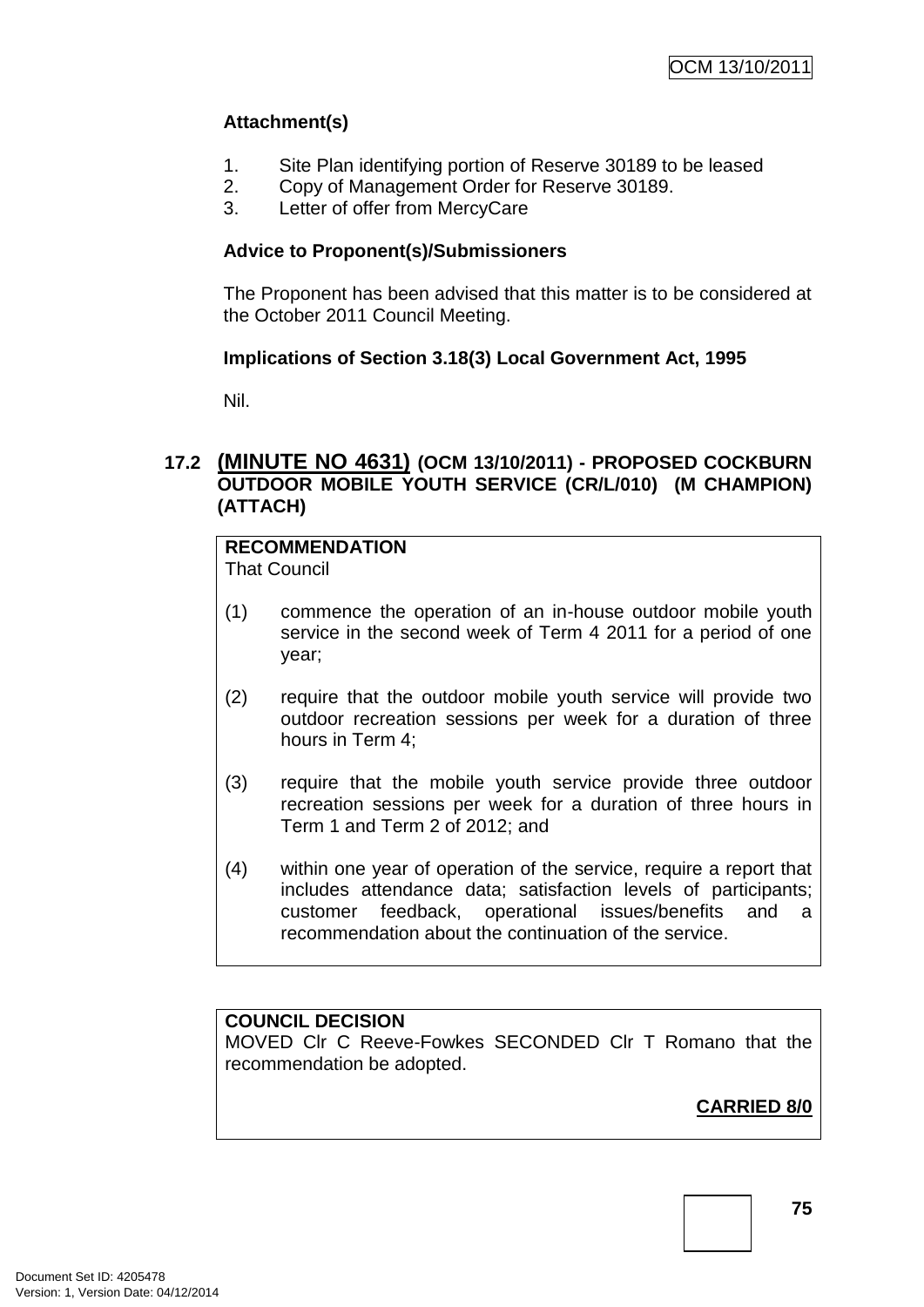**Attachment(s)**

1. Site Plan identifying portion of Reserve 30189 to be leased
2. Copy of Management Order for Reserve 30189.
3. Letter of offer from MercyCare

**Advice to Proponent(s)/Submissioners**

The Proponent has been advised that this matter is to be considered at the October 2011 Council Meeting.

**Implications of Section 3.18(3) Local Government Act, 1995**

Nil.

## 17.2 (MINUTE NO 4631) (OCM 13/10/2011) - PROPOSED COCKBURN OUTDOOR MOBILE YOUTH SERVICE (CR/L/010) (M CHAMPION) (ATTACH)

**RECOMMENDATION**
That Council

(1) commence the operation of an in-house outdoor mobile youth service in the second week of Term 4 2011 for a period of one year;

(2) require that the outdoor mobile youth service will provide two outdoor recreation sessions per week for a duration of three hours in Term 4;

(3) require that the mobile youth service provide three outdoor recreation sessions per week for a duration of three hours in Term 1 and Term 2 of 2012; and

(4) within one year of operation of the service, require a report that includes attendance data; satisfaction levels of participants; customer feedback, operational issues/benefits and a recommendation about the continuation of the service.

**COUNCIL DECISION**
MOVED Clr C Reeve-Fowkes SECONDED Clr T Romano that the recommendation be adopted.

**CARRIED 8/0**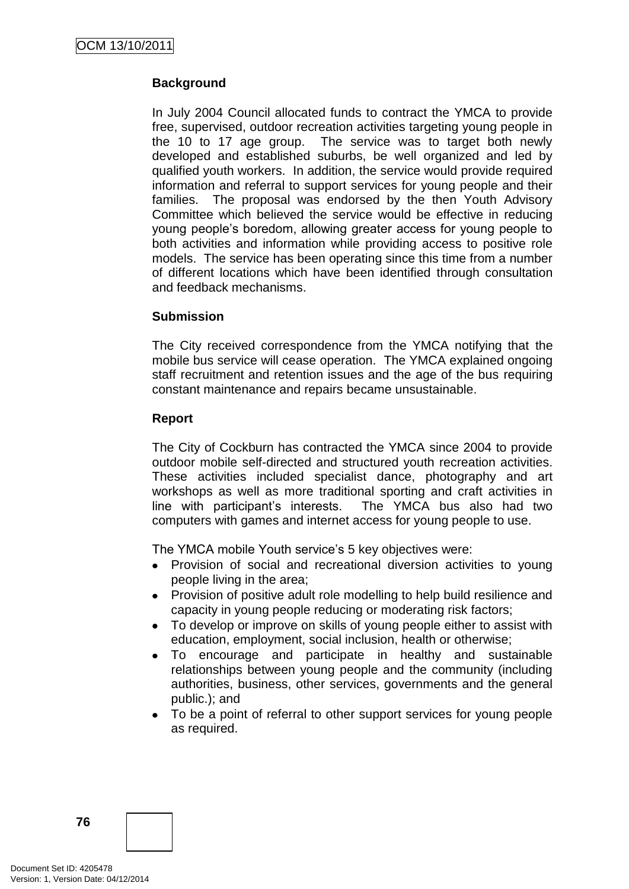**Background**

In July 2004 Council allocated funds to contract the YMCA to provide free, supervised, outdoor recreation activities targeting young people in the 10 to 17 age group. The service was to target both newly developed and established suburbs, be well organized and led by qualified youth workers. In addition, the service would provide required information and referral to support services for young people and their families. The proposal was endorsed by the then Youth Advisory Committee which believed the service would be effective in reducing young people's boredom, allowing greater access for young people to both activities and information while providing access to positive role models. The service has been operating since this time from a number of different locations which have been identified through consultation and feedback mechanisms.

**Submission**

The City received correspondence from the YMCA notifying that the mobile bus service will cease operation. The YMCA explained ongoing staff recruitment and retention issues and the age of the bus requiring constant maintenance and repairs became unsustainable.

**Report**

The City of Cockburn has contracted the YMCA since 2004 to provide outdoor mobile self-directed and structured youth recreation activities. These activities included specialist dance, photography and art workshops as well as more traditional sporting and craft activities in line with participant's interests. The YMCA bus also had two computers with games and internet access for young people to use.

The YMCA mobile Youth service's 5 key objectives were:

- Provision of social and recreational diversion activities to young people living in the area;
- Provision of positive adult role modelling to help build resilience and capacity in young people reducing or moderating risk factors;
- To develop or improve on skills of young people either to assist with education, employment, social inclusion, health or otherwise;
- To encourage and participate in healthy and sustainable relationships between young people and the community (including authorities, business, other services, governments and the general public.); and
- To be a point of referral to other support services for young people as required.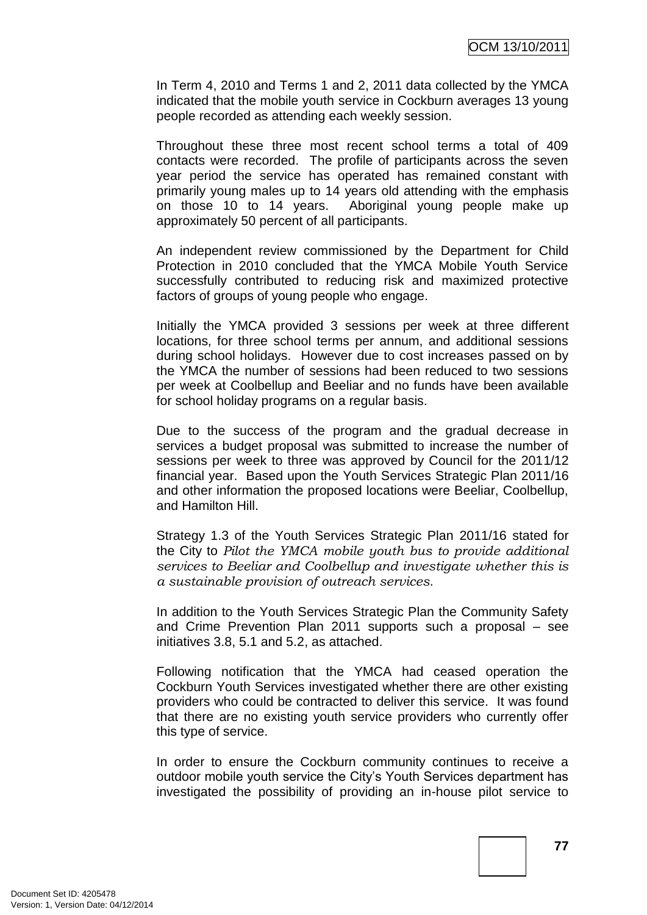In Term 4, 2010 and Terms 1 and 2, 2011 data collected by the YMCA indicated that the mobile youth service in Cockburn averages 13 young people recorded as attending each weekly session.

Throughout these three most recent school terms a total of 409 contacts were recorded. The profile of participants across the seven year period the service has operated has remained constant with primarily young males up to 14 years old attending with the emphasis on those 10 to 14 years. Aboriginal young people make up approximately 50 percent of all participants.

An independent review commissioned by the Department for Child Protection in 2010 concluded that the YMCA Mobile Youth Service successfully contributed to reducing risk and maximized protective factors of groups of young people who engage.

Initially the YMCA provided 3 sessions per week at three different locations, for three school terms per annum, and additional sessions during school holidays. However due to cost increases passed on by the YMCA the number of sessions had been reduced to two sessions per week at Coolbellup and Beeliar and no funds have been available for school holiday programs on a regular basis.

Due to the success of the program and the gradual decrease in services a budget proposal was submitted to increase the number of sessions per week to three was approved by Council for the 2011/12 financial year. Based upon the Youth Services Strategic Plan 2011/16 and other information the proposed locations were Beeliar, Coolbellup, and Hamilton Hill.

Strategy 1.3 of the Youth Services Strategic Plan 2011/16 stated for the City to *Pilot the YMCA mobile youth bus to provide additional services to Beeliar and Coolbellup and investigate whether this is a sustainable provision of outreach services.*

In addition to the Youth Services Strategic Plan the Community Safety and Crime Prevention Plan 2011 supports such a proposal – see initiatives 3.8, 5.1 and 5.2, as attached.

Following notification that the YMCA had ceased operation the Cockburn Youth Services investigated whether there are other existing providers who could be contracted to deliver this service. It was found that there are no existing youth service providers who currently offer this type of service.

In order to ensure the Cockburn community continues to receive a outdoor mobile youth service the City's Youth Services department has investigated the possibility of providing an in-house pilot service to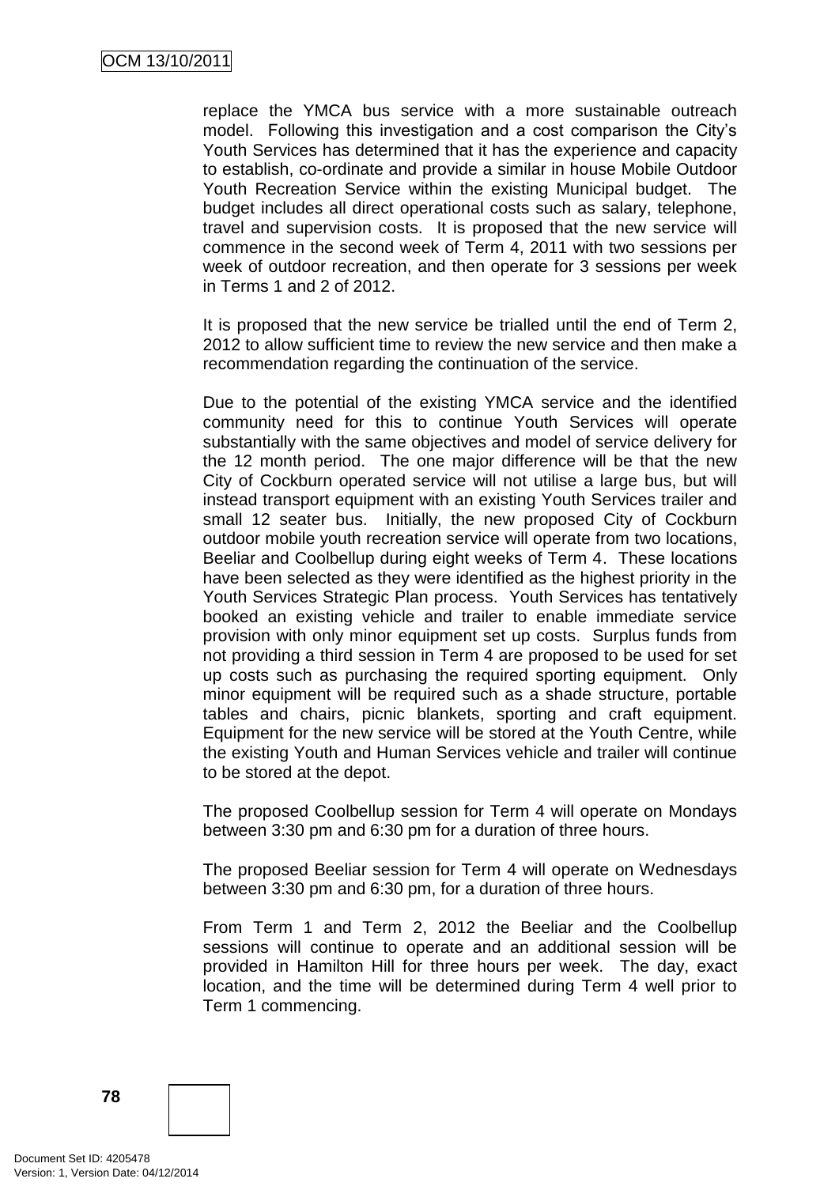replace the YMCA bus service with a more sustainable outreach model. Following this investigation and a cost comparison the City's Youth Services has determined that it has the experience and capacity to establish, co-ordinate and provide a similar in house Mobile Outdoor Youth Recreation Service within the existing Municipal budget. The budget includes all direct operational costs such as salary, telephone, travel and supervision costs. It is proposed that the new service will commence in the second week of Term 4, 2011 with two sessions per week of outdoor recreation, and then operate for 3 sessions per week in Terms 1 and 2 of 2012.

It is proposed that the new service be trialled until the end of Term 2, 2012 to allow sufficient time to review the new service and then make a recommendation regarding the continuation of the service.

Due to the potential of the existing YMCA service and the identified community need for this to continue Youth Services will operate substantially with the same objectives and model of service delivery for the 12 month period. The one major difference will be that the new City of Cockburn operated service will not utilise a large bus, but will instead transport equipment with an existing Youth Services trailer and small 12 seater bus. Initially, the new proposed City of Cockburn outdoor mobile youth recreation service will operate from two locations, Beeliar and Coolbellup during eight weeks of Term 4. These locations have been selected as they were identified as the highest priority in the Youth Services Strategic Plan process. Youth Services has tentatively booked an existing vehicle and trailer to enable immediate service provision with only minor equipment set up costs. Surplus funds from not providing a third session in Term 4 are proposed to be used for set up costs such as purchasing the required sporting equipment. Only minor equipment will be required such as a shade structure, portable tables and chairs, picnic blankets, sporting and craft equipment. Equipment for the new service will be stored at the Youth Centre, while the existing Youth and Human Services vehicle and trailer will continue to be stored at the depot.

The proposed Coolbellup session for Term 4 will operate on Mondays between 3:30 pm and 6:30 pm for a duration of three hours.

The proposed Beeliar session for Term 4 will operate on Wednesdays between 3:30 pm and 6:30 pm, for a duration of three hours.

From Term 1 and Term 2, 2012 the Beeliar and the Coolbellup sessions will continue to operate and an additional session will be provided in Hamilton Hill for three hours per week. The day, exact location, and the time will be determined during Term 4 well prior to Term 1 commencing.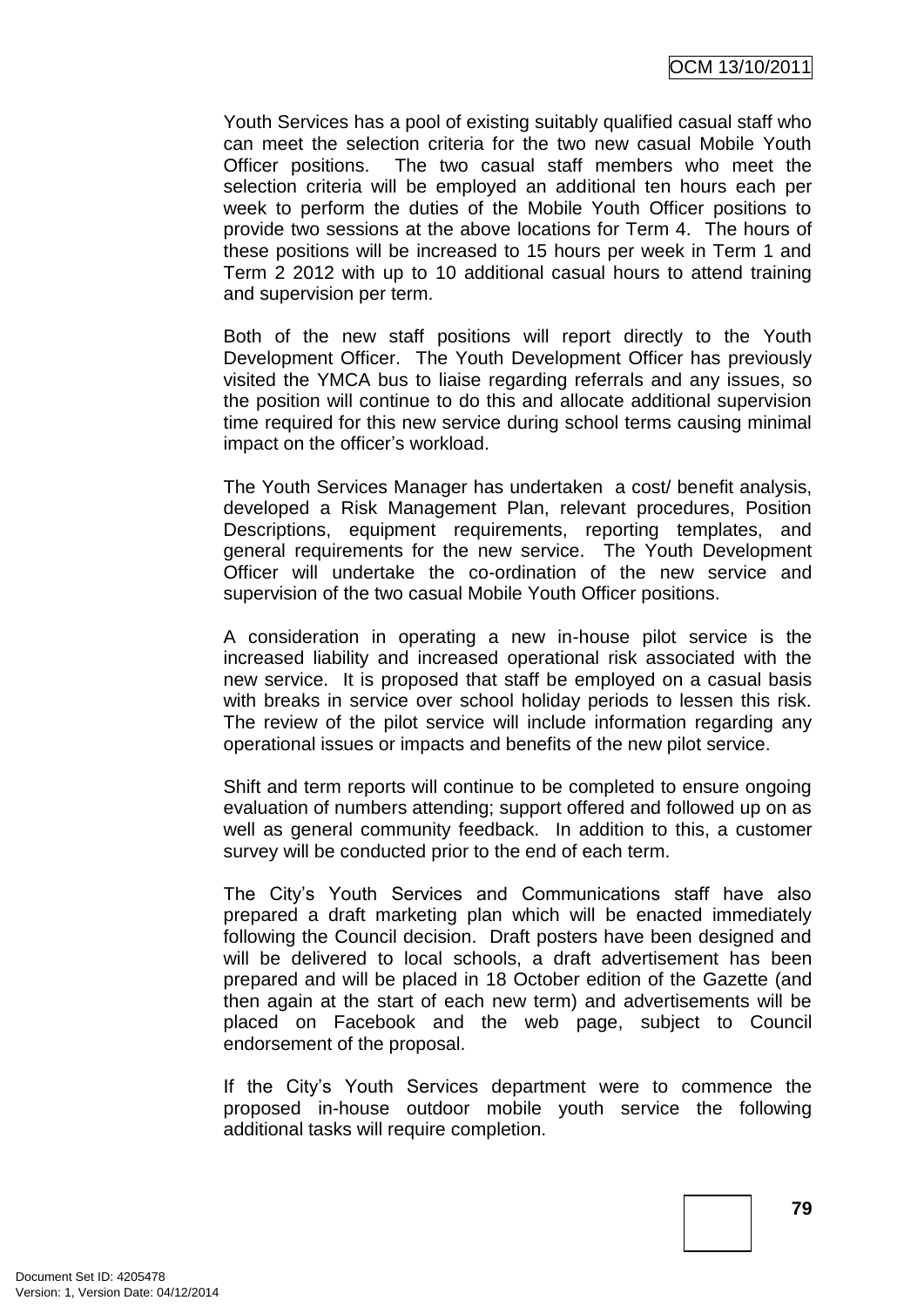Youth Services has a pool of existing suitably qualified casual staff who can meet the selection criteria for the two new casual Mobile Youth Officer positions. The two casual staff members who meet the selection criteria will be employed an additional ten hours each per week to perform the duties of the Mobile Youth Officer positions to provide two sessions at the above locations for Term 4. The hours of these positions will be increased to 15 hours per week in Term 1 and Term 2 2012 with up to 10 additional casual hours to attend training and supervision per term.

Both of the new staff positions will report directly to the Youth Development Officer. The Youth Development Officer has previously visited the YMCA bus to liaise regarding referrals and any issues, so the position will continue to do this and allocate additional supervision time required for this new service during school terms causing minimal impact on the officer's workload.

The Youth Services Manager has undertaken a cost/ benefit analysis, developed a Risk Management Plan, relevant procedures, Position Descriptions, equipment requirements, reporting templates, and general requirements for the new service. The Youth Development Officer will undertake the co-ordination of the new service and supervision of the two casual Mobile Youth Officer positions.

A consideration in operating a new in-house pilot service is the increased liability and increased operational risk associated with the new service. It is proposed that staff be employed on a casual basis with breaks in service over school holiday periods to lessen this risk. The review of the pilot service will include information regarding any operational issues or impacts and benefits of the new pilot service.

Shift and term reports will continue to be completed to ensure ongoing evaluation of numbers attending; support offered and followed up on as well as general community feedback. In addition to this, a customer survey will be conducted prior to the end of each term.

The City's Youth Services and Communications staff have also prepared a draft marketing plan which will be enacted immediately following the Council decision. Draft posters have been designed and will be delivered to local schools, a draft advertisement has been prepared and will be placed in 18 October edition of the Gazette (and then again at the start of each new term) and advertisements will be placed on Facebook and the web page, subject to Council endorsement of the proposal.

If the City's Youth Services department were to commence the proposed in-house outdoor mobile youth service the following additional tasks will require completion.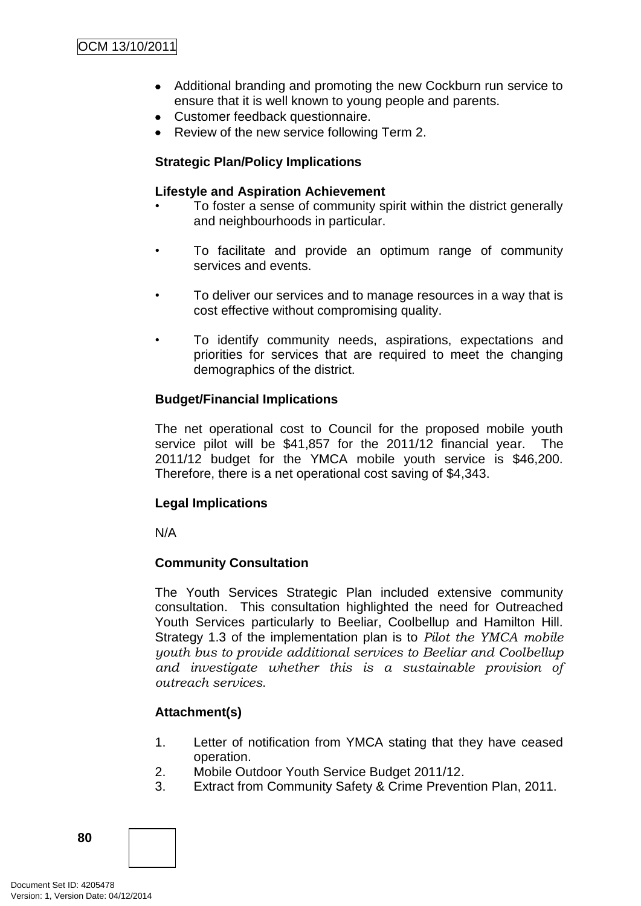- Additional branding and promoting the new Cockburn run service to ensure that it is well known to young people and parents.
- Customer feedback questionnaire.
- Review of the new service following Term 2.

**Strategic Plan/Policy Implications**

**Lifestyle and Aspiration Achievement**

- To foster a sense of community spirit within the district generally and neighbourhoods in particular.
- To facilitate and provide an optimum range of community services and events.
- To deliver our services and to manage resources in a way that is cost effective without compromising quality.
- To identify community needs, aspirations, expectations and priorities for services that are required to meet the changing demographics of the district.

**Budget/Financial Implications**

The net operational cost to Council for the proposed mobile youth service pilot will be $41,857 for the 2011/12 financial year. The 2011/12 budget for the YMCA mobile youth service is $46,200. Therefore, there is a net operational cost saving of $4,343.

**Legal Implications**

N/A

**Community Consultation**

The Youth Services Strategic Plan included extensive community consultation. This consultation highlighted the need for Outreached Youth Services particularly to Beeliar, Coolbellup and Hamilton Hill. Strategy 1.3 of the implementation plan is to *Pilot the YMCA mobile youth bus to provide additional services to Beeliar and Coolbellup and investigate whether this is a sustainable provision of outreach services.*

**Attachment(s)**

1. Letter of notification from YMCA stating that they have ceased operation.
2. Mobile Outdoor Youth Service Budget 2011/12.
3. Extract from Community Safety & Crime Prevention Plan, 2011.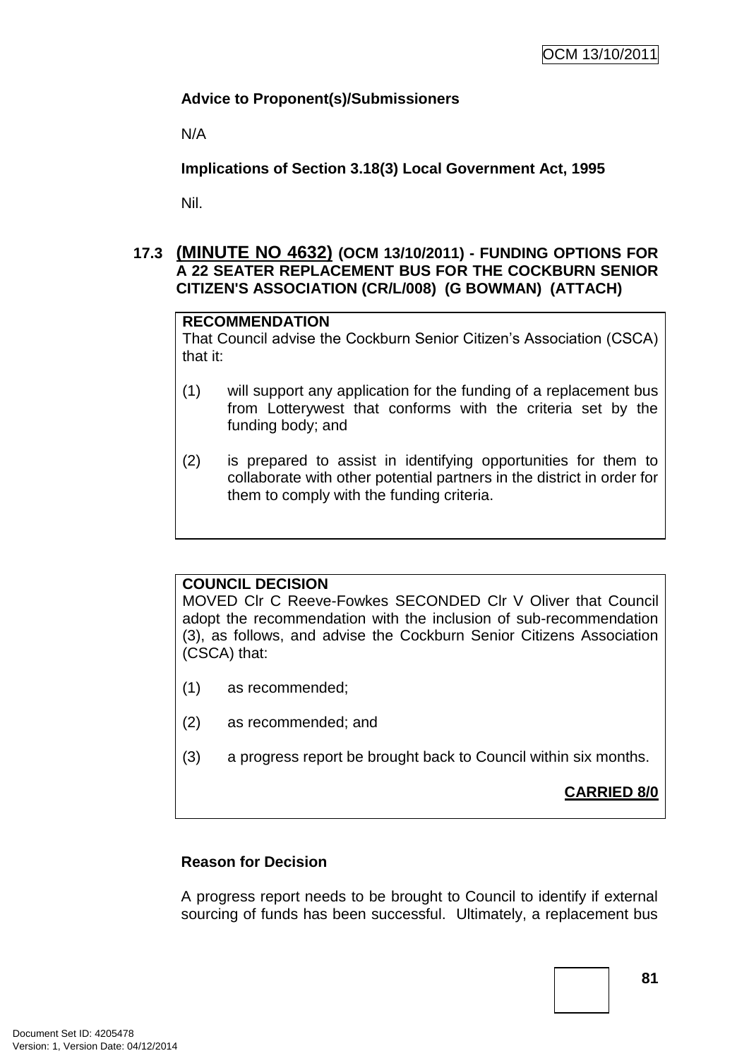**Advice to Proponent(s)/Submissioners**

N/A

**Implications of Section 3.18(3) Local Government Act, 1995**

Nil.

### 17.3 (MINUTE NO 4632) (OCM 13/10/2011) - FUNDING OPTIONS FOR A 22 SEATER REPLACEMENT BUS FOR THE COCKBURN SENIOR CITIZEN'S ASSOCIATION (CR/L/008) (G BOWMAN) (ATTACH)

**RECOMMENDATION**

That Council advise the Cockburn Senior Citizen's Association (CSCA) that it:

(1) will support any application for the funding of a replacement bus from Lotterywest that conforms with the criteria set by the funding body; and

(2) is prepared to assist in identifying opportunities for them to collaborate with other potential partners in the district in order for them to comply with the funding criteria.

**COUNCIL DECISION**

MOVED Clr C Reeve-Fowkes SECONDED Clr V Oliver that Council adopt the recommendation with the inclusion of sub-recommendation (3), as follows, and advise the Cockburn Senior Citizens Association (CSCA) that:

(1) as recommended;

(2) as recommended; and

(3) a progress report be brought back to Council within six months.

**CARRIED 8/0**

**Reason for Decision**

A progress report needs to be brought to Council to identify if external sourcing of funds has been successful. Ultimately, a replacement bus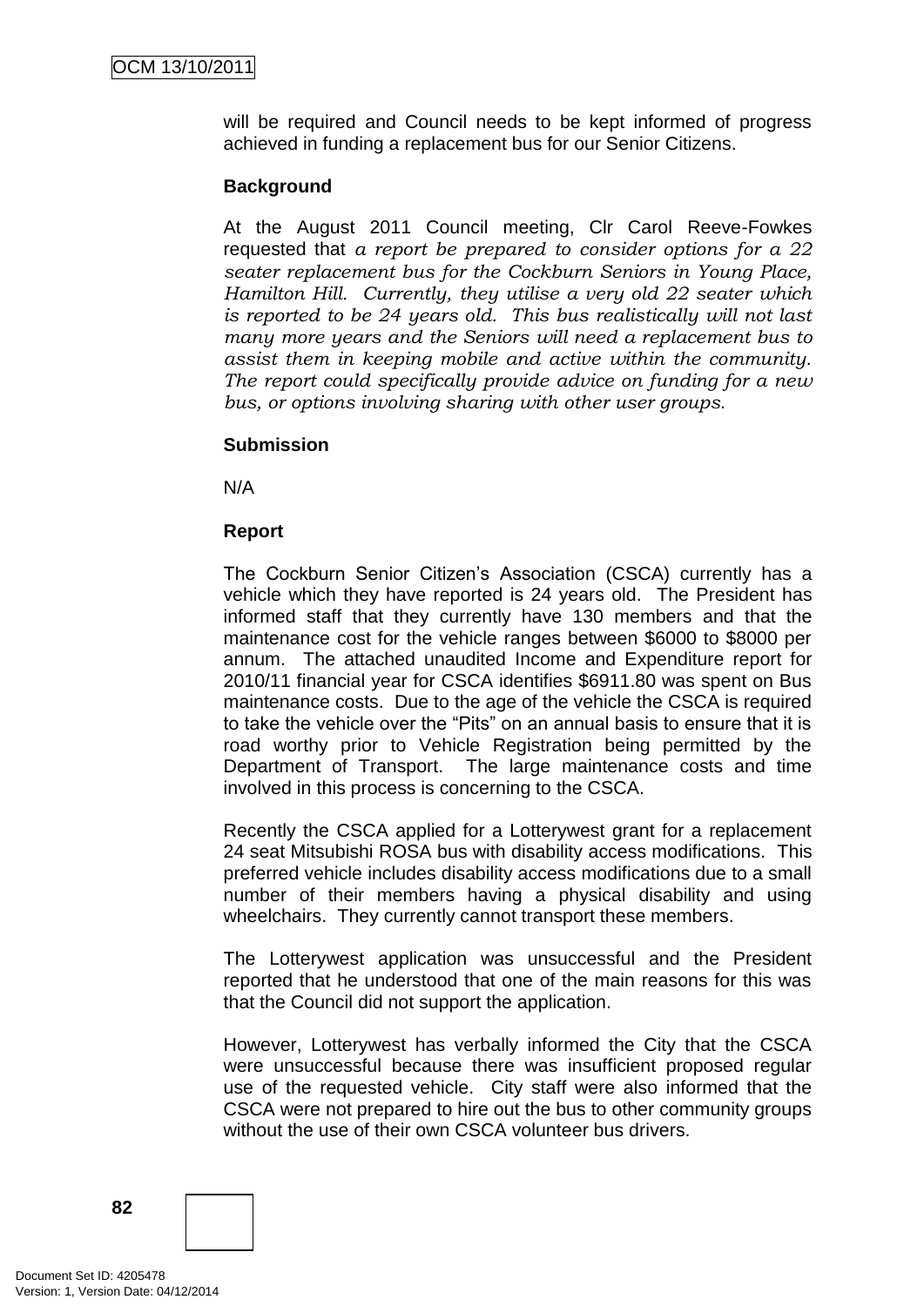will be required and Council needs to be kept informed of progress achieved in funding a replacement bus for our Senior Citizens.

**Background**

At the August 2011 Council meeting, Clr Carol Reeve-Fowkes requested that *a report be prepared to consider options for a 22 seater replacement bus for the Cockburn Seniors in Young Place, Hamilton Hill. Currently, they utilise a very old 22 seater which is reported to be 24 years old. This bus realistically will not last many more years and the Seniors will need a replacement bus to assist them in keeping mobile and active within the community. The report could specifically provide advice on funding for a new bus, or options involving sharing with other user groups.*

**Submission**

N/A

**Report**

The Cockburn Senior Citizen's Association (CSCA) currently has a vehicle which they have reported is 24 years old. The President has informed staff that they currently have 130 members and that the maintenance cost for the vehicle ranges between $6000 to $8000 per annum. The attached unaudited Income and Expenditure report for 2010/11 financial year for CSCA identifies $6911.80 was spent on Bus maintenance costs. Due to the age of the vehicle the CSCA is required to take the vehicle over the "Pits" on an annual basis to ensure that it is road worthy prior to Vehicle Registration being permitted by the Department of Transport. The large maintenance costs and time involved in this process is concerning to the CSCA.

Recently the CSCA applied for a Lotterywest grant for a replacement 24 seat Mitsubishi ROSA bus with disability access modifications. This preferred vehicle includes disability access modifications due to a small number of their members having a physical disability and using wheelchairs. They currently cannot transport these members.

The Lotterywest application was unsuccessful and the President reported that he understood that one of the main reasons for this was that the Council did not support the application.

However, Lotterywest has verbally informed the City that the CSCA were unsuccessful because there was insufficient proposed regular use of the requested vehicle. City staff were also informed that the CSCA were not prepared to hire out the bus to other community groups without the use of their own CSCA volunteer bus drivers.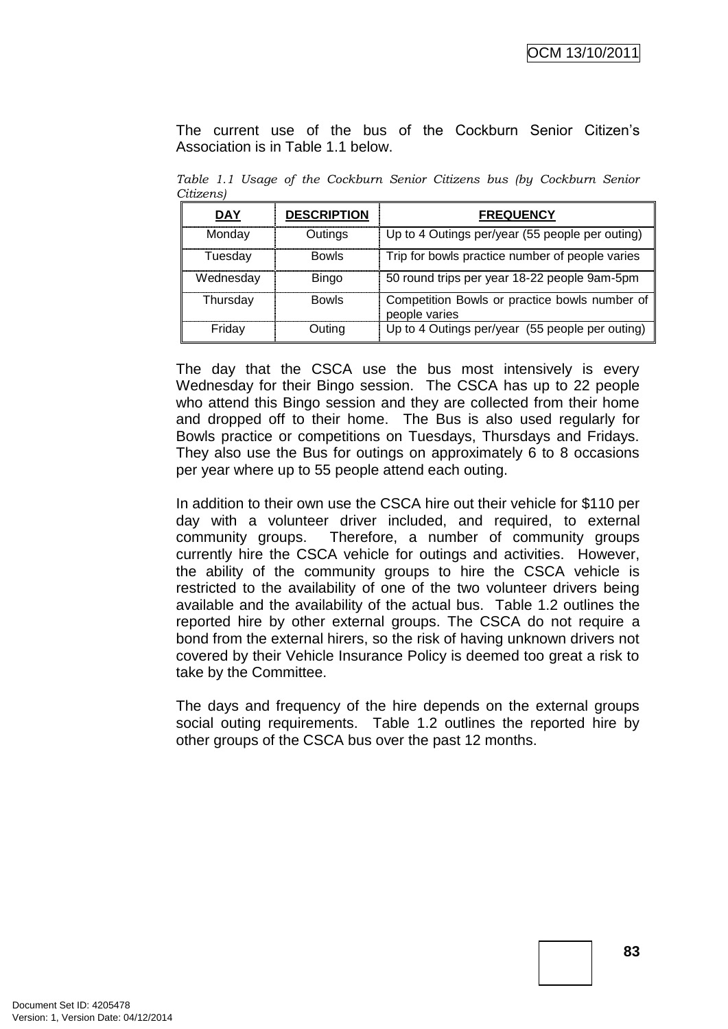The current use of the bus of the Cockburn Senior Citizen's Association is in Table 1.1 below.

*Table 1.1 Usage of the Cockburn Senior Citizens bus (by Cockburn Senior Citizens)*

| DAY | DESCRIPTION | FREQUENCY |
|---|---|---|
| Monday | Outings | Up to 4 Outings per/year (55 people per outing) |
| Tuesday | Bowls | Trip for bowls practice number of people varies |
| Wednesday | Bingo | 50 round trips per year 18-22 people 9am-5pm |
| Thursday | Bowls | Competition Bowls or practice bowls number of people varies |
| Friday | Outing | Up to 4 Outings per/year (55 people per outing) |

The day that the CSCA use the bus most intensively is every Wednesday for their Bingo session. The CSCA has up to 22 people who attend this Bingo session and they are collected from their home and dropped off to their home. The Bus is also used regularly for Bowls practice or competitions on Tuesdays, Thursdays and Fridays. They also use the Bus for outings on approximately 6 to 8 occasions per year where up to 55 people attend each outing.

In addition to their own use the CSCA hire out their vehicle for $110 per day with a volunteer driver included, and required, to external community groups. Therefore, a number of community groups currently hire the CSCA vehicle for outings and activities. However, the ability of the community groups to hire the CSCA vehicle is restricted to the availability of one of the two volunteer drivers being available and the availability of the actual bus. Table 1.2 outlines the reported hire by other external groups. The CSCA do not require a bond from the external hirers, so the risk of having unknown drivers not covered by their Vehicle Insurance Policy is deemed too great a risk to take by the Committee.

The days and frequency of the hire depends on the external groups social outing requirements. Table 1.2 outlines the reported hire by other groups of the CSCA bus over the past 12 months.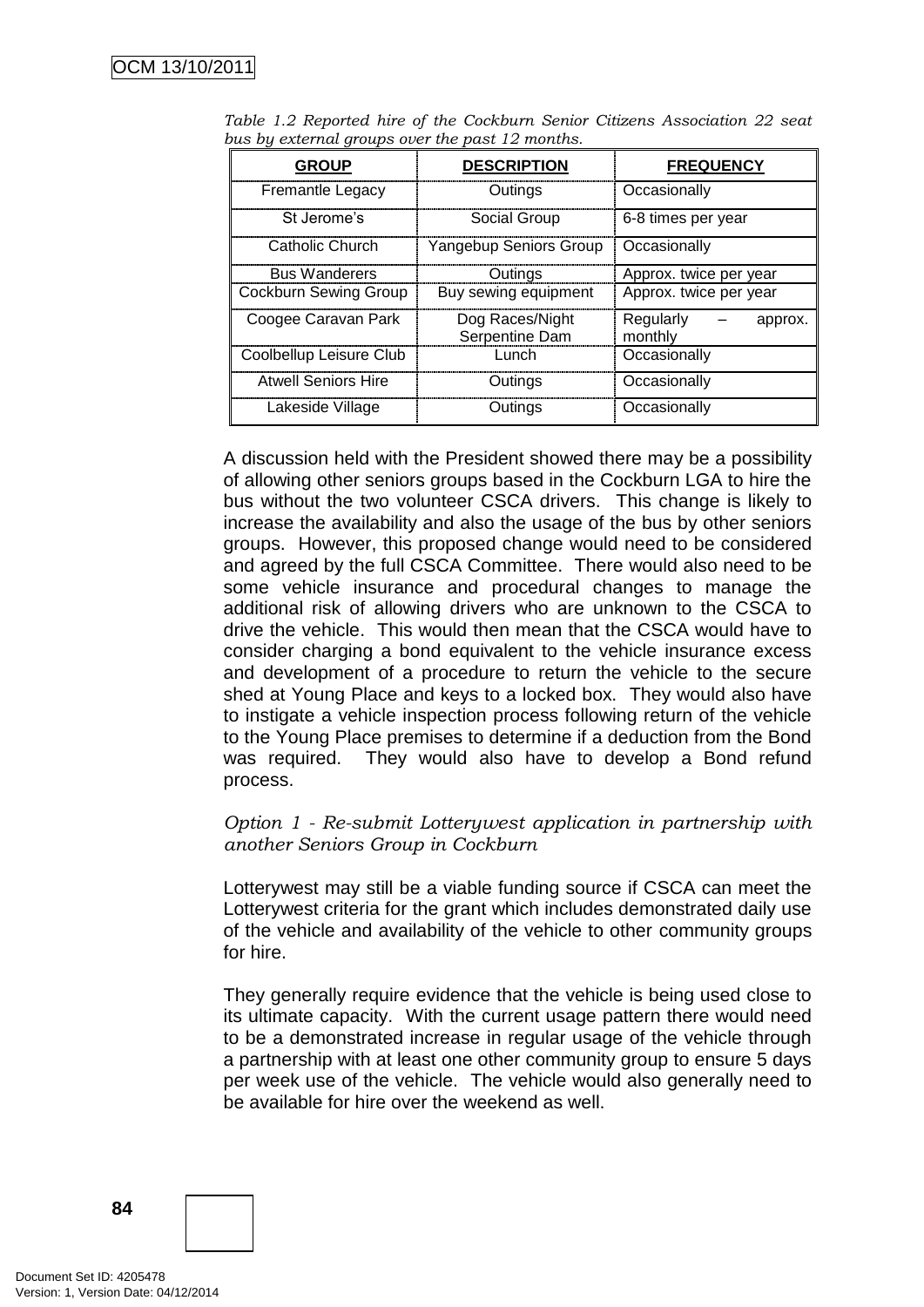*Table 1.2 Reported hire of the Cockburn Senior Citizens Association 22 seat bus by external groups over the past 12 months.*

| GROUP | DESCRIPTION | FREQUENCY |
|---|---|---|
| Fremantle Legacy | Outings | Occasionally |
| St Jerome's | Social Group | 6-8 times per year |
| Catholic Church | Yangebup Seniors Group | Occasionally |
| Bus Wanderers | Outings | Approx. twice per year |
| Cockburn Sewing Group | Buy sewing equipment | Approx. twice per year |
| Coogee Caravan Park | Dog Races/Night Serpentine Dam | Regularly – approx. monthly |
| Coolbellup Leisure Club | Lunch | Occasionally |
| Atwell Seniors Hire | Outings | Occasionally |
| Lakeside Village | Outings | Occasionally |

A discussion held with the President showed there may be a possibility of allowing other seniors groups based in the Cockburn LGA to hire the bus without the two volunteer CSCA drivers. This change is likely to increase the availability and also the usage of the bus by other seniors groups. However, this proposed change would need to be considered and agreed by the full CSCA Committee. There would also need to be some vehicle insurance and procedural changes to manage the additional risk of allowing drivers who are unknown to the CSCA to drive the vehicle. This would then mean that the CSCA would have to consider charging a bond equivalent to the vehicle insurance excess and development of a procedure to return the vehicle to the secure shed at Young Place and keys to a locked box. They would also have to instigate a vehicle inspection process following return of the vehicle to the Young Place premises to determine if a deduction from the Bond was required. They would also have to develop a Bond refund process.

*Option 1 - Re-submit Lotterywest application in partnership with another Seniors Group in Cockburn*

Lotterywest may still be a viable funding source if CSCA can meet the Lotterywest criteria for the grant which includes demonstrated daily use of the vehicle and availability of the vehicle to other community groups for hire.

They generally require evidence that the vehicle is being used close to its ultimate capacity. With the current usage pattern there would need to be a demonstrated increase in regular usage of the vehicle through a partnership with at least one other community group to ensure 5 days per week use of the vehicle. The vehicle would also generally need to be available for hire over the weekend as well.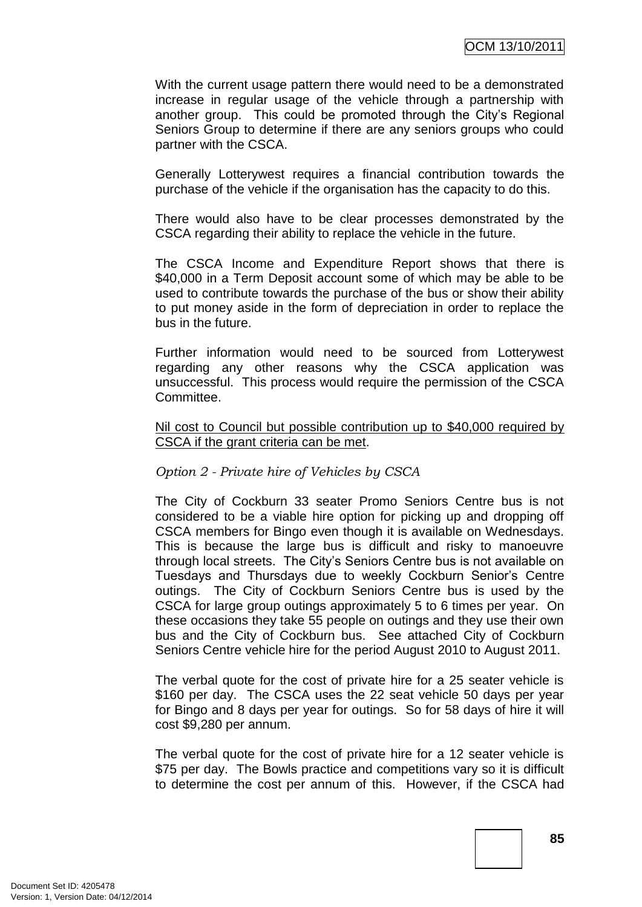With the current usage pattern there would need to be a demonstrated increase in regular usage of the vehicle through a partnership with another group. This could be promoted through the City's Regional Seniors Group to determine if there are any seniors groups who could partner with the CSCA.

Generally Lotterywest requires a financial contribution towards the purchase of the vehicle if the organisation has the capacity to do this.

There would also have to be clear processes demonstrated by the CSCA regarding their ability to replace the vehicle in the future.

The CSCA Income and Expenditure Report shows that there is $40,000 in a Term Deposit account some of which may be able to be used to contribute towards the purchase of the bus or show their ability to put money aside in the form of depreciation in order to replace the bus in the future.

Further information would need to be sourced from Lotterywest regarding any other reasons why the CSCA application was unsuccessful. This process would require the permission of the CSCA Committee.

<u>Nil cost to Council but possible contribution up to $40,000 required by CSCA if the grant criteria can be met</u>.

*Option 2 - Private hire of Vehicles by CSCA*

The City of Cockburn 33 seater Promo Seniors Centre bus is not considered to be a viable hire option for picking up and dropping off CSCA members for Bingo even though it is available on Wednesdays. This is because the large bus is difficult and risky to manoeuvre through local streets. The City's Seniors Centre bus is not available on Tuesdays and Thursdays due to weekly Cockburn Senior's Centre outings. The City of Cockburn Seniors Centre bus is used by the CSCA for large group outings approximately 5 to 6 times per year. On these occasions they take 55 people on outings and they use their own bus and the City of Cockburn bus. See attached City of Cockburn Seniors Centre vehicle hire for the period August 2010 to August 2011.

The verbal quote for the cost of private hire for a 25 seater vehicle is $160 per day. The CSCA uses the 22 seat vehicle 50 days per year for Bingo and 8 days per year for outings. So for 58 days of hire it will cost $9,280 per annum.

The verbal quote for the cost of private hire for a 12 seater vehicle is $75 per day. The Bowls practice and competitions vary so it is difficult to determine the cost per annum of this. However, if the CSCA had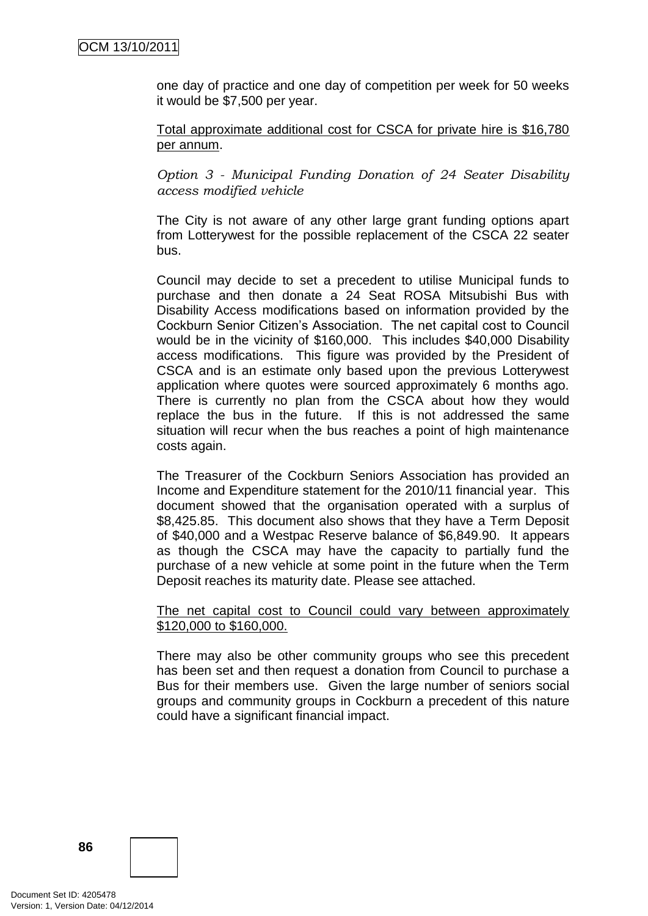one day of practice and one day of competition per week for 50 weeks it would be $7,500 per year.

<u>Total approximate additional cost for CSCA for private hire is $16,780 per annum</u>.

*Option 3 - Municipal Funding Donation of 24 Seater Disability access modified vehicle*

The City is not aware of any other large grant funding options apart from Lotterywest for the possible replacement of the CSCA 22 seater bus.

Council may decide to set a precedent to utilise Municipal funds to purchase and then donate a 24 Seat ROSA Mitsubishi Bus with Disability Access modifications based on information provided by the Cockburn Senior Citizen's Association. The net capital cost to Council would be in the vicinity of $160,000. This includes $40,000 Disability access modifications. This figure was provided by the President of CSCA and is an estimate only based upon the previous Lotterywest application where quotes were sourced approximately 6 months ago. There is currently no plan from the CSCA about how they would replace the bus in the future. If this is not addressed the same situation will recur when the bus reaches a point of high maintenance costs again.

The Treasurer of the Cockburn Seniors Association has provided an Income and Expenditure statement for the 2010/11 financial year. This document showed that the organisation operated with a surplus of $8,425.85. This document also shows that they have a Term Deposit of $40,000 and a Westpac Reserve balance of $6,849.90. It appears as though the CSCA may have the capacity to partially fund the purchase of a new vehicle at some point in the future when the Term Deposit reaches its maturity date. Please see attached.

<u>The net capital cost to Council could vary between approximately $120,000 to $160,000.</u>

There may also be other community groups who see this precedent has been set and then request a donation from Council to purchase a Bus for their members use. Given the large number of seniors social groups and community groups in Cockburn a precedent of this nature could have a significant financial impact.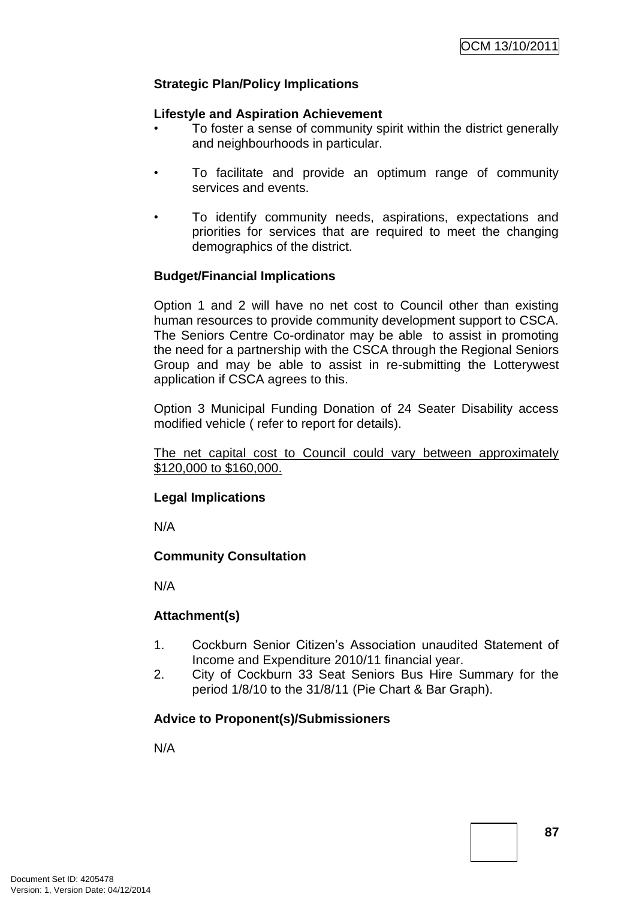**Strategic Plan/Policy Implications**

**Lifestyle and Aspiration Achievement**

- To foster a sense of community spirit within the district generally and neighbourhoods in particular.
- To facilitate and provide an optimum range of community services and events.
- To identify community needs, aspirations, expectations and priorities for services that are required to meet the changing demographics of the district.

**Budget/Financial Implications**

Option 1 and 2 will have no net cost to Council other than existing human resources to provide community development support to CSCA. The Seniors Centre Co-ordinator may be able to assist in promoting the need for a partnership with the CSCA through the Regional Seniors Group and may be able to assist in re-submitting the Lotterywest application if CSCA agrees to this.

Option 3 Municipal Funding Donation of 24 Seater Disability access modified vehicle ( refer to report for details).

The net capital cost to Council could vary between approximately $120,000 to $160,000.

**Legal Implications**

N/A

**Community Consultation**

N/A

**Attachment(s)**

1. Cockburn Senior Citizen's Association unaudited Statement of Income and Expenditure 2010/11 financial year.
2. City of Cockburn 33 Seat Seniors Bus Hire Summary for the period 1/8/10 to the 31/8/11 (Pie Chart & Bar Graph).

**Advice to Proponent(s)/Submissioners**

N/A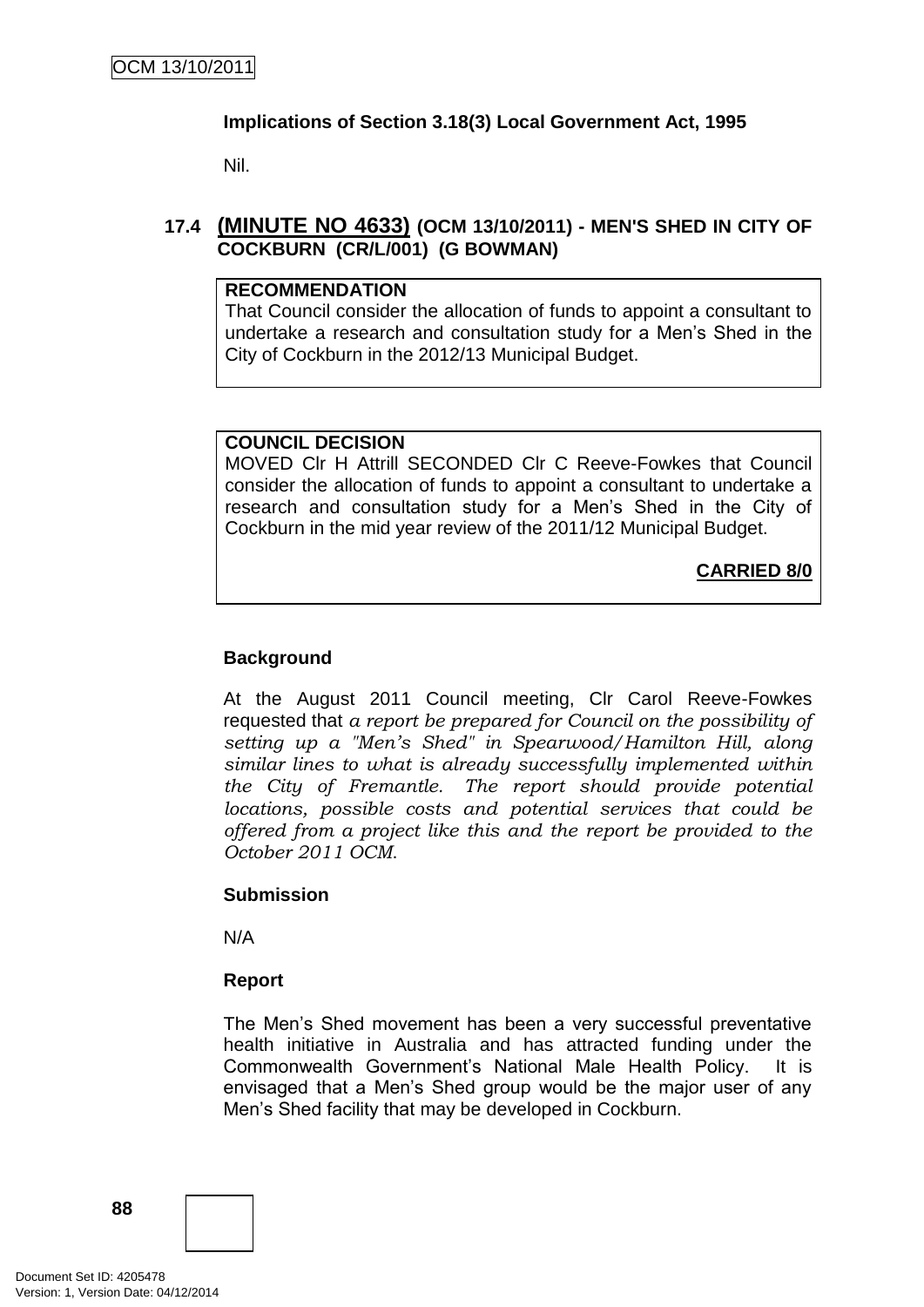**Implications of Section 3.18(3) Local Government Act, 1995**

Nil.

## 17.4 (MINUTE NO 4633) (OCM 13/10/2011) - MEN'S SHED IN CITY OF COCKBURN (CR/L/001) (G BOWMAN)

**RECOMMENDATION**
That Council consider the allocation of funds to appoint a consultant to undertake a research and consultation study for a Men's Shed in the City of Cockburn in the 2012/13 Municipal Budget.

**COUNCIL DECISION**
MOVED Clr H Attrill SECONDED Clr C Reeve-Fowkes that Council consider the allocation of funds to appoint a consultant to undertake a research and consultation study for a Men's Shed in the City of Cockburn in the mid year review of the 2011/12 Municipal Budget.

**CARRIED 8/0**

**Background**

At the August 2011 Council meeting, Clr Carol Reeve-Fowkes requested that *a report be prepared for Council on the possibility of setting up a "Men's Shed" in Spearwood/Hamilton Hill, along similar lines to what is already successfully implemented within the City of Fremantle. The report should provide potential locations, possible costs and potential services that could be offered from a project like this and the report be provided to the October 2011 OCM.*

**Submission**

N/A

**Report**

The Men's Shed movement has been a very successful preventative health initiative in Australia and has attracted funding under the Commonwealth Government's National Male Health Policy. It is envisaged that a Men's Shed group would be the major user of any Men's Shed facility that may be developed in Cockburn.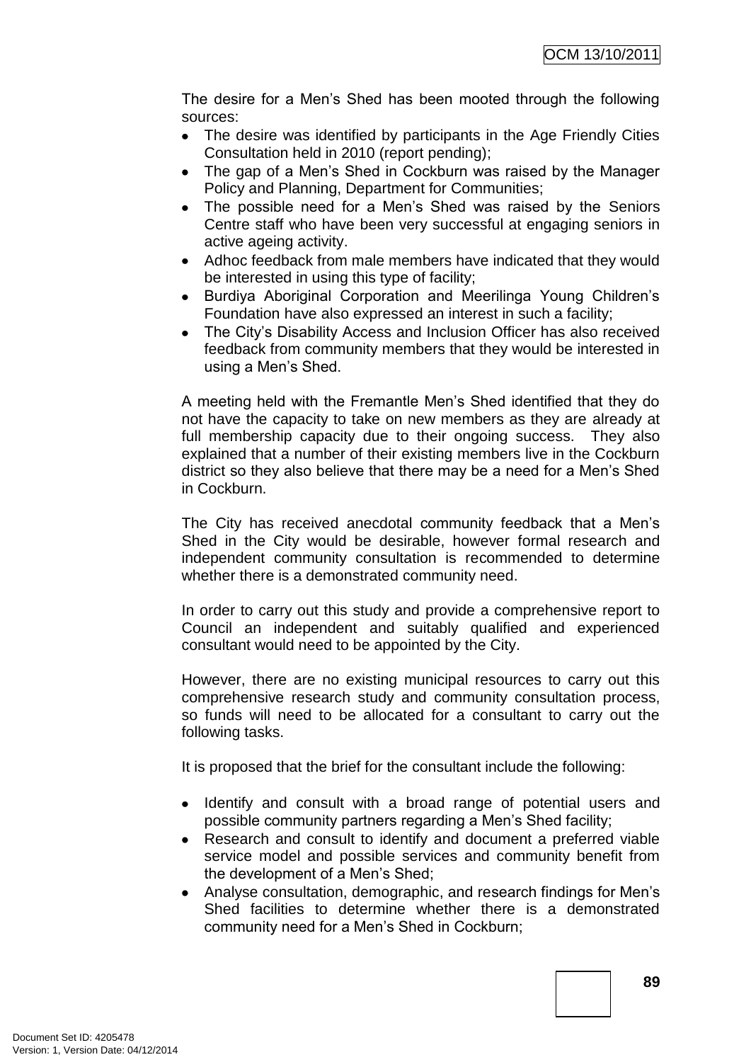The desire for a Men's Shed has been mooted through the following sources:

- The desire was identified by participants in the Age Friendly Cities Consultation held in 2010 (report pending);
- The gap of a Men's Shed in Cockburn was raised by the Manager Policy and Planning, Department for Communities;
- The possible need for a Men's Shed was raised by the Seniors Centre staff who have been very successful at engaging seniors in active ageing activity.
- Adhoc feedback from male members have indicated that they would be interested in using this type of facility;
- Burdiya Aboriginal Corporation and Meerilinga Young Children's Foundation have also expressed an interest in such a facility;
- The City's Disability Access and Inclusion Officer has also received feedback from community members that they would be interested in using a Men's Shed.

A meeting held with the Fremantle Men's Shed identified that they do not have the capacity to take on new members as they are already at full membership capacity due to their ongoing success. They also explained that a number of their existing members live in the Cockburn district so they also believe that there may be a need for a Men's Shed in Cockburn.

The City has received anecdotal community feedback that a Men's Shed in the City would be desirable, however formal research and independent community consultation is recommended to determine whether there is a demonstrated community need.

In order to carry out this study and provide a comprehensive report to Council an independent and suitably qualified and experienced consultant would need to be appointed by the City.

However, there are no existing municipal resources to carry out this comprehensive research study and community consultation process, so funds will need to be allocated for a consultant to carry out the following tasks.

It is proposed that the brief for the consultant include the following:

- Identify and consult with a broad range of potential users and possible community partners regarding a Men's Shed facility;
- Research and consult to identify and document a preferred viable service model and possible services and community benefit from the development of a Men's Shed;
- Analyse consultation, demographic, and research findings for Men's Shed facilities to determine whether there is a demonstrated community need for a Men's Shed in Cockburn;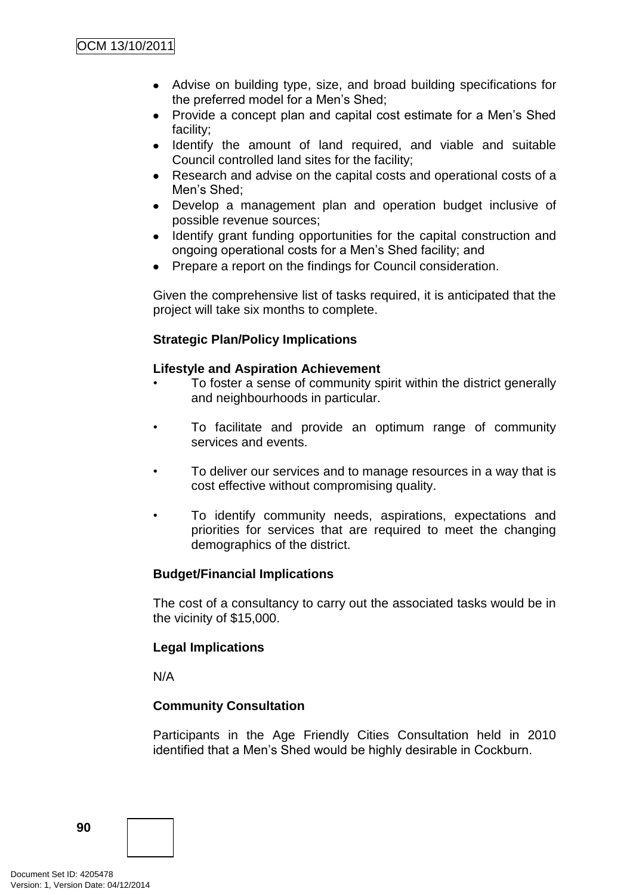- Advise on building type, size, and broad building specifications for the preferred model for a Men's Shed;
- Provide a concept plan and capital cost estimate for a Men's Shed facility;
- Identify the amount of land required, and viable and suitable Council controlled land sites for the facility;
- Research and advise on the capital costs and operational costs of a Men's Shed;
- Develop a management plan and operation budget inclusive of possible revenue sources;
- Identify grant funding opportunities for the capital construction and ongoing operational costs for a Men's Shed facility; and
- Prepare a report on the findings for Council consideration.

Given the comprehensive list of tasks required, it is anticipated that the project will take six months to complete.

**Strategic Plan/Policy Implications**

**Lifestyle and Aspiration Achievement**

- To foster a sense of community spirit within the district generally and neighbourhoods in particular.
- To facilitate and provide an optimum range of community services and events.
- To deliver our services and to manage resources in a way that is cost effective without compromising quality.
- To identify community needs, aspirations, expectations and priorities for services that are required to meet the changing demographics of the district.

**Budget/Financial Implications**

The cost of a consultancy to carry out the associated tasks would be in the vicinity of $15,000.

**Legal Implications**

N/A

**Community Consultation**

Participants in the Age Friendly Cities Consultation held in 2010 identified that a Men's Shed would be highly desirable in Cockburn.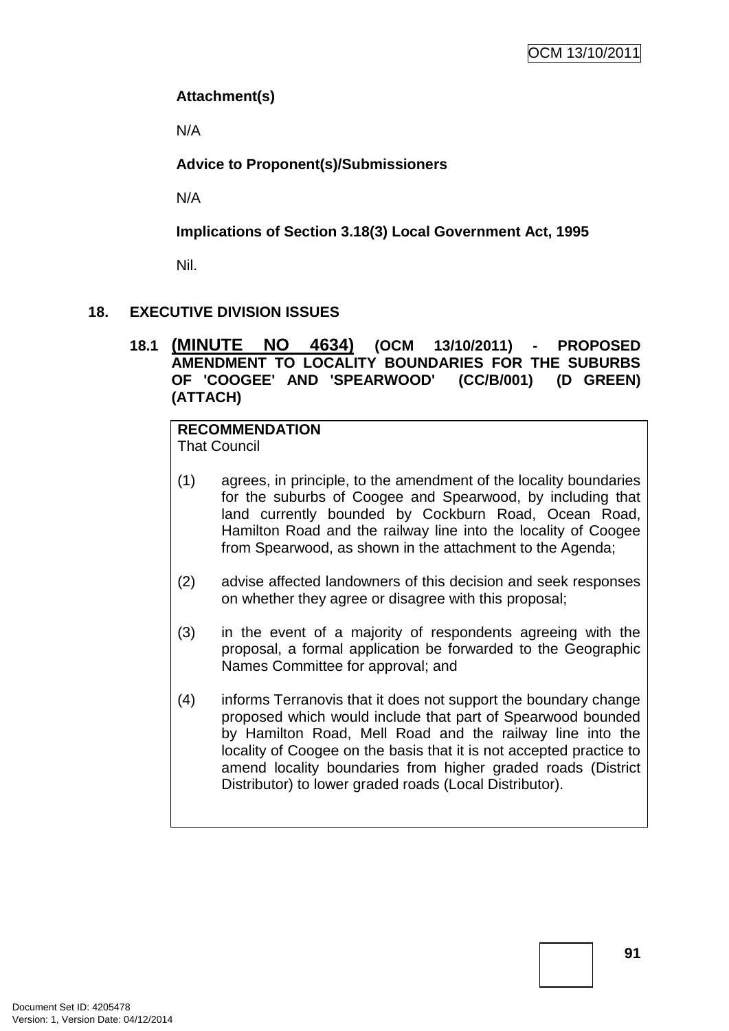**Attachment(s)**

N/A

**Advice to Proponent(s)/Submissioners**

N/A

**Implications of Section 3.18(3) Local Government Act, 1995**

Nil.

## 18. EXECUTIVE DIVISION ISSUES

### 18.1 (MINUTE NO 4634) (OCM 13/10/2011) - PROPOSED AMENDMENT TO LOCALITY BOUNDARIES FOR THE SUBURBS OF 'COOGEE' AND 'SPEARWOOD' (CC/B/001) (D GREEN) (ATTACH)

**RECOMMENDATION**
That Council

(1) agrees, in principle, to the amendment of the locality boundaries for the suburbs of Coogee and Spearwood, by including that land currently bounded by Cockburn Road, Ocean Road, Hamilton Road and the railway line into the locality of Coogee from Spearwood, as shown in the attachment to the Agenda;

(2) advise affected landowners of this decision and seek responses on whether they agree or disagree with this proposal;

(3) in the event of a majority of respondents agreeing with the proposal, a formal application be forwarded to the Geographic Names Committee for approval; and

(4) informs Terranovis that it does not support the boundary change proposed which would include that part of Spearwood bounded by Hamilton Road, Mell Road and the railway line into the locality of Coogee on the basis that it is not accepted practice to amend locality boundaries from higher graded roads (District Distributor) to lower graded roads (Local Distributor).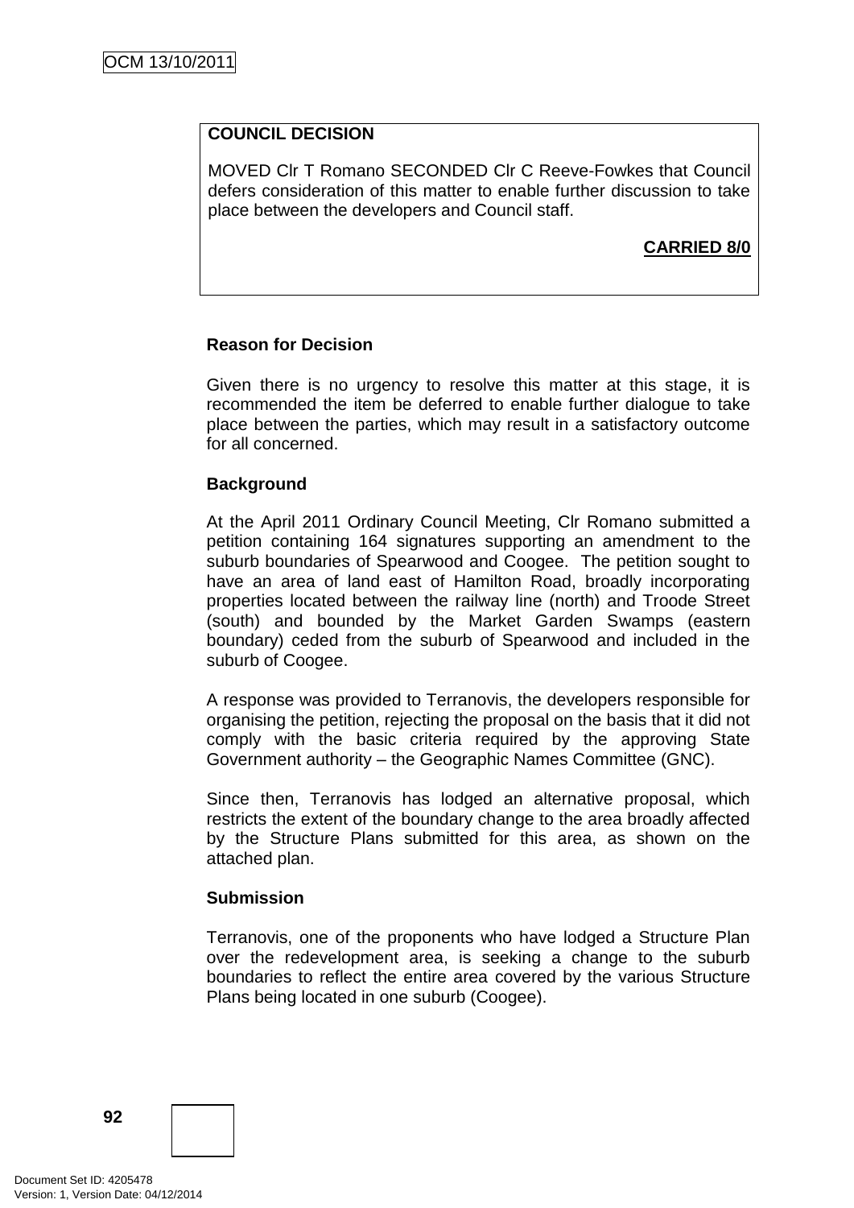**COUNCIL DECISION**

MOVED Clr T Romano SECONDED Clr C Reeve-Fowkes that Council defers consideration of this matter to enable further discussion to take place between the developers and Council staff.

**CARRIED 8/0**

**Reason for Decision**

Given there is no urgency to resolve this matter at this stage, it is recommended the item be deferred to enable further dialogue to take place between the parties, which may result in a satisfactory outcome for all concerned.

**Background**

At the April 2011 Ordinary Council Meeting, Clr Romano submitted a petition containing 164 signatures supporting an amendment to the suburb boundaries of Spearwood and Coogee. The petition sought to have an area of land east of Hamilton Road, broadly incorporating properties located between the railway line (north) and Troode Street (south) and bounded by the Market Garden Swamps (eastern boundary) ceded from the suburb of Spearwood and included in the suburb of Coogee.

A response was provided to Terranovis, the developers responsible for organising the petition, rejecting the proposal on the basis that it did not comply with the basic criteria required by the approving State Government authority – the Geographic Names Committee (GNC).

Since then, Terranovis has lodged an alternative proposal, which restricts the extent of the boundary change to the area broadly affected by the Structure Plans submitted for this area, as shown on the attached plan.

**Submission**

Terranovis, one of the proponents who have lodged a Structure Plan over the redevelopment area, is seeking a change to the suburb boundaries to reflect the entire area covered by the various Structure Plans being located in one suburb (Coogee).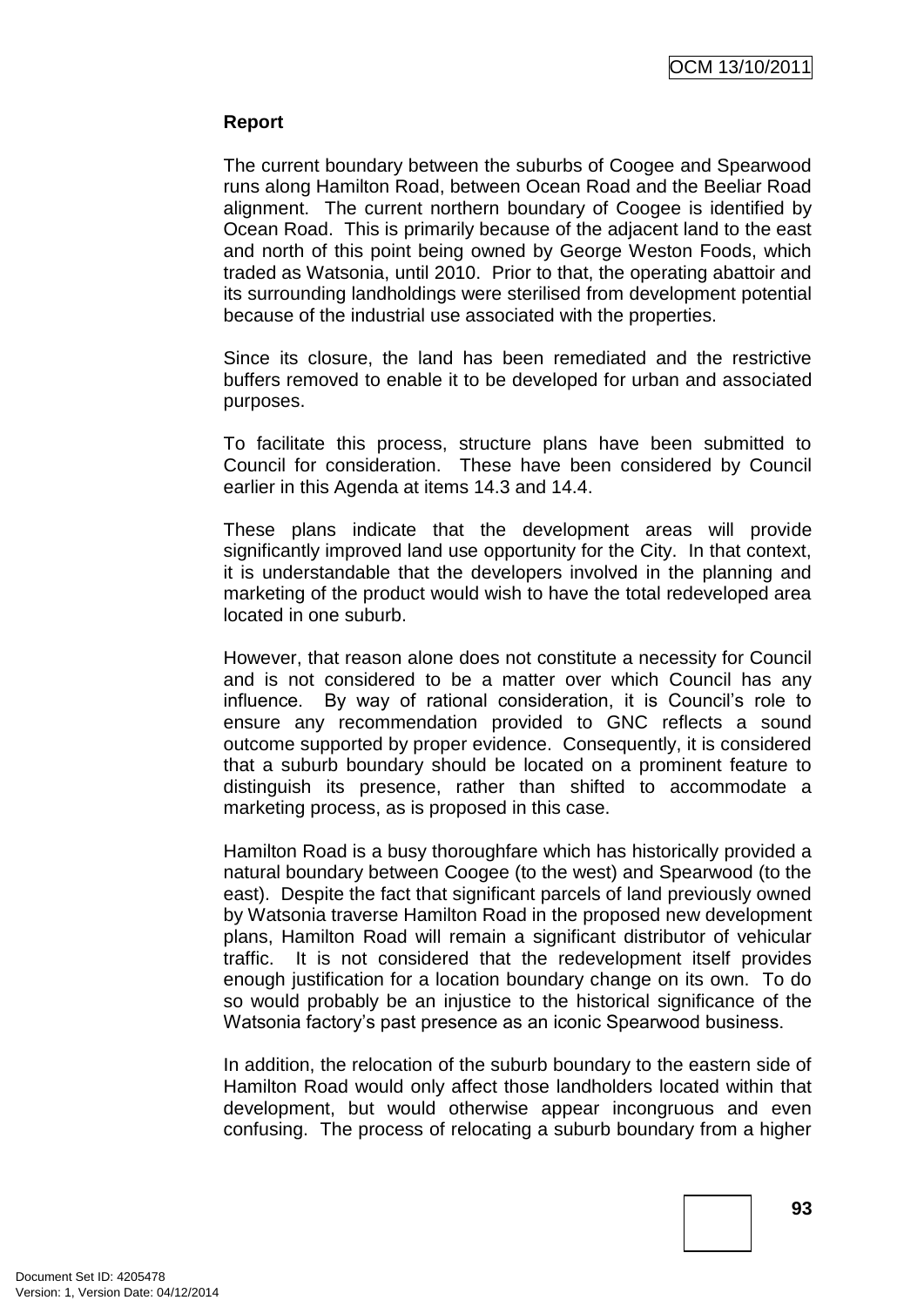**Report**

The current boundary between the suburbs of Coogee and Spearwood runs along Hamilton Road, between Ocean Road and the Beeliar Road alignment. The current northern boundary of Coogee is identified by Ocean Road. This is primarily because of the adjacent land to the east and north of this point being owned by George Weston Foods, which traded as Watsonia, until 2010. Prior to that, the operating abattoir and its surrounding landholdings were sterilised from development potential because of the industrial use associated with the properties.

Since its closure, the land has been remediated and the restrictive buffers removed to enable it to be developed for urban and associated purposes.

To facilitate this process, structure plans have been submitted to Council for consideration. These have been considered by Council earlier in this Agenda at items 14.3 and 14.4.

These plans indicate that the development areas will provide significantly improved land use opportunity for the City. In that context, it is understandable that the developers involved in the planning and marketing of the product would wish to have the total redeveloped area located in one suburb.

However, that reason alone does not constitute a necessity for Council and is not considered to be a matter over which Council has any influence. By way of rational consideration, it is Council's role to ensure any recommendation provided to GNC reflects a sound outcome supported by proper evidence. Consequently, it is considered that a suburb boundary should be located on a prominent feature to distinguish its presence, rather than shifted to accommodate a marketing process, as is proposed in this case.

Hamilton Road is a busy thoroughfare which has historically provided a natural boundary between Coogee (to the west) and Spearwood (to the east). Despite the fact that significant parcels of land previously owned by Watsonia traverse Hamilton Road in the proposed new development plans, Hamilton Road will remain a significant distributor of vehicular traffic. It is not considered that the redevelopment itself provides enough justification for a location boundary change on its own. To do so would probably be an injustice to the historical significance of the Watsonia factory's past presence as an iconic Spearwood business.

In addition, the relocation of the suburb boundary to the eastern side of Hamilton Road would only affect those landholders located within that development, but would otherwise appear incongruous and even confusing. The process of relocating a suburb boundary from a higher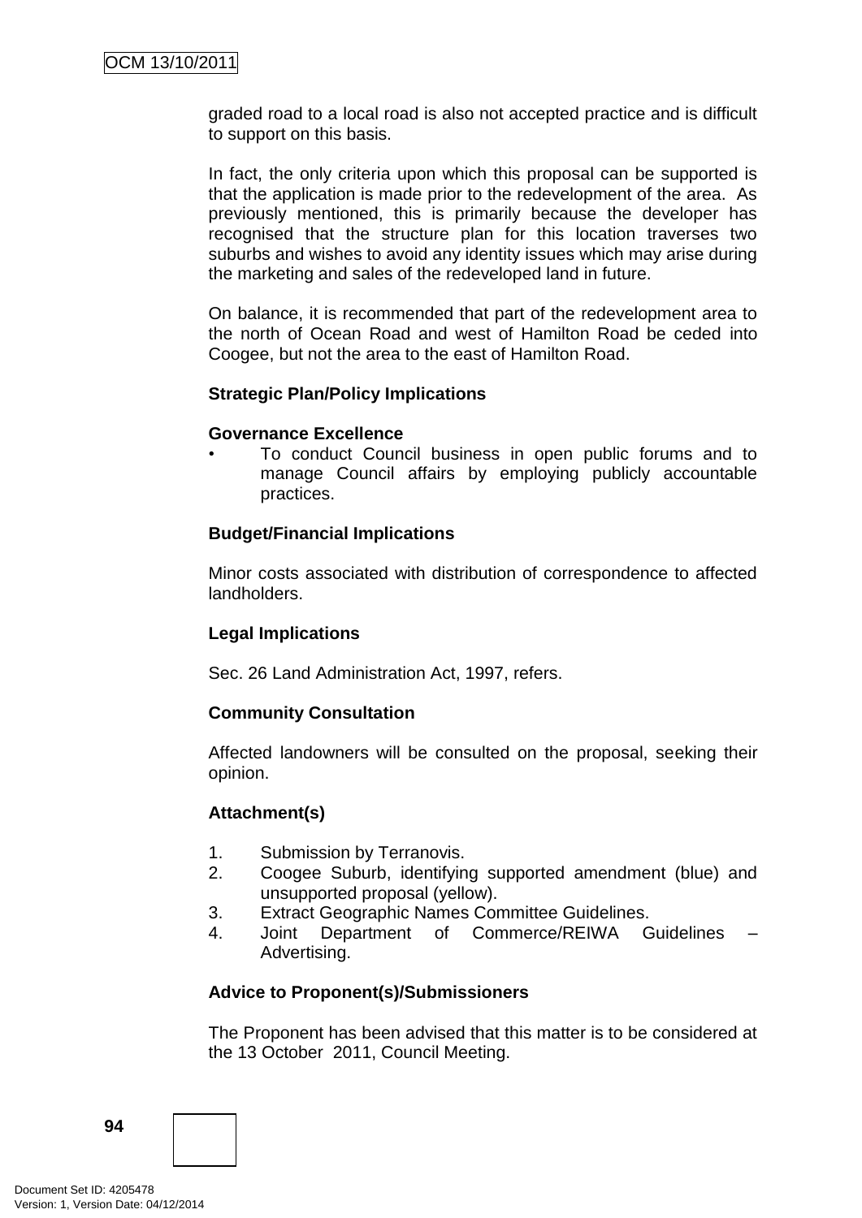graded road to a local road is also not accepted practice and is difficult to support on this basis.

In fact, the only criteria upon which this proposal can be supported is that the application is made prior to the redevelopment of the area. As previously mentioned, this is primarily because the developer has recognised that the structure plan for this location traverses two suburbs and wishes to avoid any identity issues which may arise during the marketing and sales of the redeveloped land in future.

On balance, it is recommended that part of the redevelopment area to the north of Ocean Road and west of Hamilton Road be ceded into Coogee, but not the area to the east of Hamilton Road.

**Strategic Plan/Policy Implications**

**Governance Excellence**

- To conduct Council business in open public forums and to manage Council affairs by employing publicly accountable practices.

**Budget/Financial Implications**

Minor costs associated with distribution of correspondence to affected landholders.

**Legal Implications**

Sec. 26 Land Administration Act, 1997, refers.

**Community Consultation**

Affected landowners will be consulted on the proposal, seeking their opinion.

**Attachment(s)**

1. Submission by Terranovis.
2. Coogee Suburb, identifying supported amendment (blue) and unsupported proposal (yellow).
3. Extract Geographic Names Committee Guidelines.
4. Joint Department of Commerce/REIWA Guidelines – Advertising.

**Advice to Proponent(s)/Submissioners**

The Proponent has been advised that this matter is to be considered at the 13 October 2011, Council Meeting.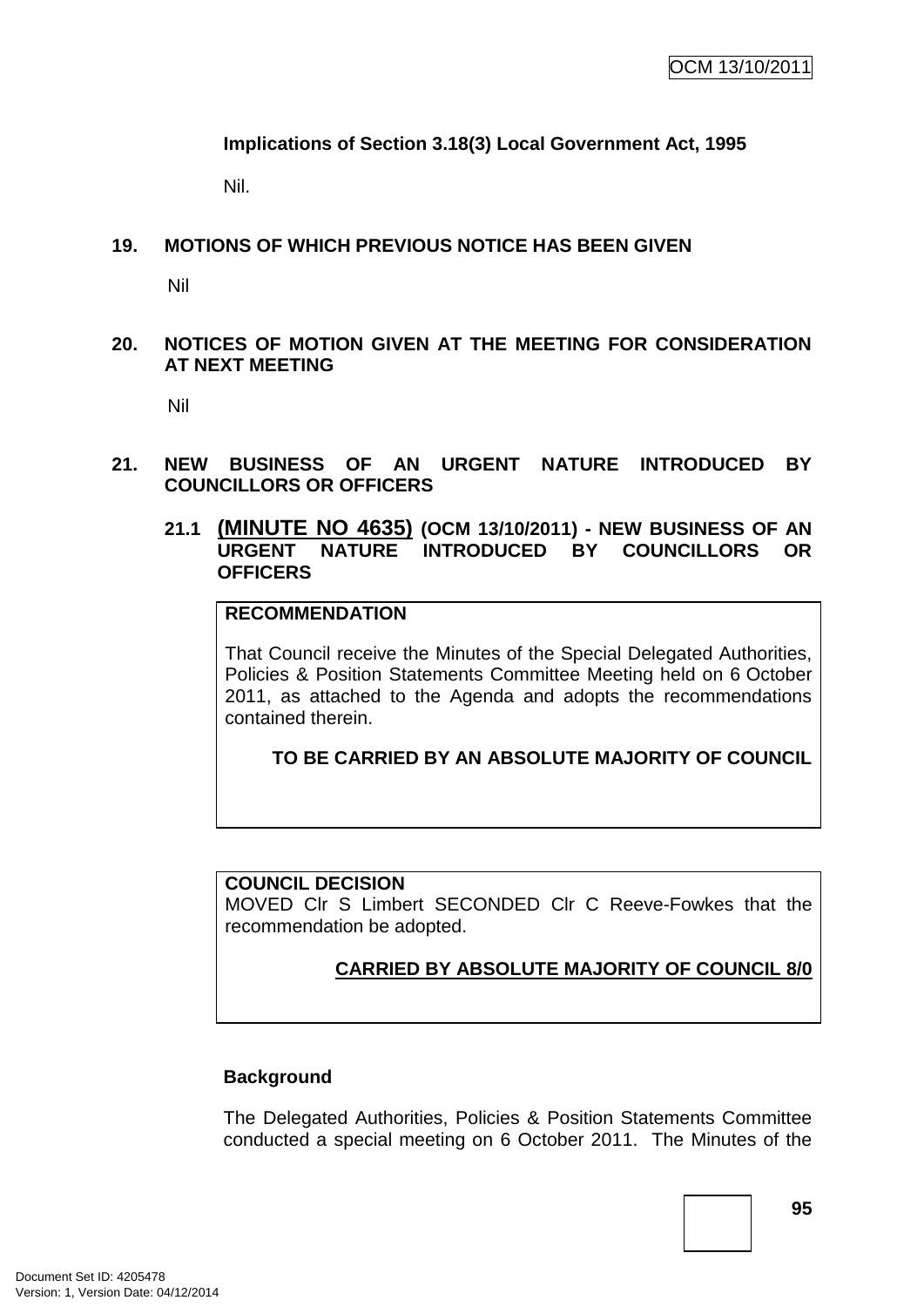**Implications of Section 3.18(3) Local Government Act, 1995**

Nil.

## 19. MOTIONS OF WHICH PREVIOUS NOTICE HAS BEEN GIVEN

Nil

## 20. NOTICES OF MOTION GIVEN AT THE MEETING FOR CONSIDERATION AT NEXT MEETING

Nil

## 21. NEW BUSINESS OF AN URGENT NATURE INTRODUCED BY COUNCILLORS OR OFFICERS

### 21.1 (MINUTE NO 4635) (OCM 13/10/2011) - NEW BUSINESS OF AN URGENT NATURE INTRODUCED BY COUNCILLORS OR OFFICERS

**RECOMMENDATION**

That Council receive the Minutes of the Special Delegated Authorities, Policies & Position Statements Committee Meeting held on 6 October 2011, as attached to the Agenda and adopts the recommendations contained therein.

**TO BE CARRIED BY AN ABSOLUTE MAJORITY OF COUNCIL**

**COUNCIL DECISION**

MOVED Clr S Limbert SECONDED Clr C Reeve-Fowkes that the recommendation be adopted.

**CARRIED BY ABSOLUTE MAJORITY OF COUNCIL 8/0**

**Background**

The Delegated Authorities, Policies & Position Statements Committee conducted a special meeting on 6 October 2011. The Minutes of the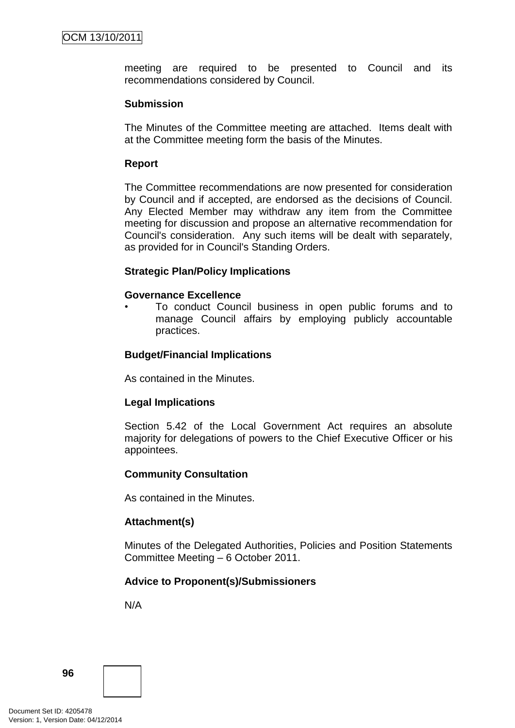meeting are required to be presented to Council and its recommendations considered by Council.

**Submission**

The Minutes of the Committee meeting are attached. Items dealt with at the Committee meeting form the basis of the Minutes.

**Report**

The Committee recommendations are now presented for consideration by Council and if accepted, are endorsed as the decisions of Council. Any Elected Member may withdraw any item from the Committee meeting for discussion and propose an alternative recommendation for Council's consideration. Any such items will be dealt with separately, as provided for in Council's Standing Orders.

**Strategic Plan/Policy Implications**

**Governance Excellence**

- To conduct Council business in open public forums and to manage Council affairs by employing publicly accountable practices.

**Budget/Financial Implications**

As contained in the Minutes.

**Legal Implications**

Section 5.42 of the Local Government Act requires an absolute majority for delegations of powers to the Chief Executive Officer or his appointees.

**Community Consultation**

As contained in the Minutes.

**Attachment(s)**

Minutes of the Delegated Authorities, Policies and Position Statements Committee Meeting – 6 October 2011.

**Advice to Proponent(s)/Submissioners**

N/A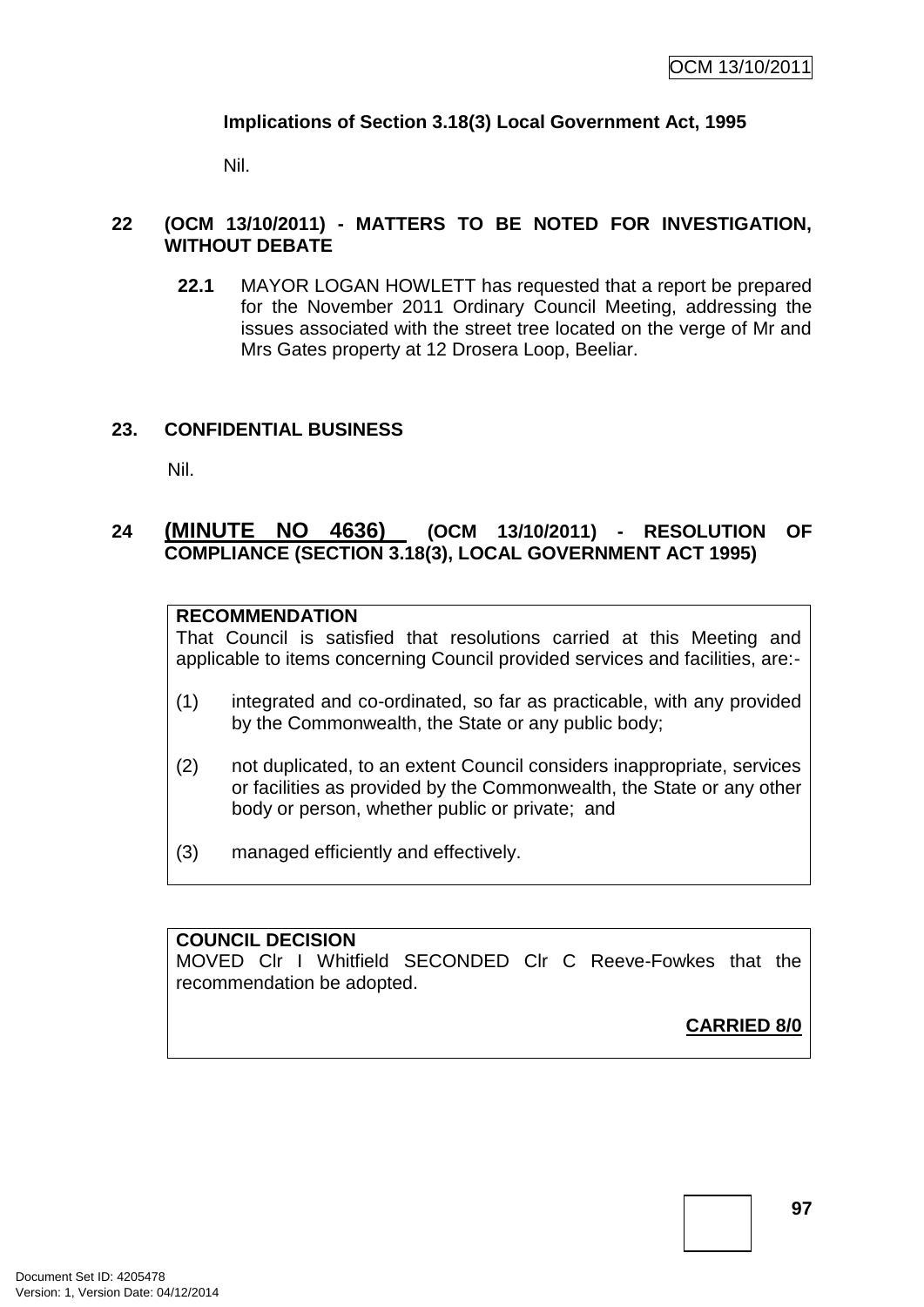**Implications of Section 3.18(3) Local Government Act, 1995**

Nil.

## 22 (OCM 13/10/2011) - MATTERS TO BE NOTED FOR INVESTIGATION, WITHOUT DEBATE

**22.1** MAYOR LOGAN HOWLETT has requested that a report be prepared for the November 2011 Ordinary Council Meeting, addressing the issues associated with the street tree located on the verge of Mr and Mrs Gates property at 12 Drosera Loop, Beeliar.

## 23. CONFIDENTIAL BUSINESS

Nil.

## 24 (MINUTE NO 4636) (OCM 13/10/2011) - RESOLUTION OF COMPLIANCE (SECTION 3.18(3), LOCAL GOVERNMENT ACT 1995)

**RECOMMENDATION**

That Council is satisfied that resolutions carried at this Meeting and applicable to items concerning Council provided services and facilities, are:-

(1) integrated and co-ordinated, so far as practicable, with any provided by the Commonwealth, the State or any public body;

(2) not duplicated, to an extent Council considers inappropriate, services or facilities as provided by the Commonwealth, the State or any other body or person, whether public or private; and

(3) managed efficiently and effectively.

**COUNCIL DECISION**

MOVED Clr I Whitfield SECONDED Clr C Reeve-Fowkes that the recommendation be adopted.

**CARRIED 8/0**

Document Set ID: 4205478
Version: 1, Version Date: 04/12/2014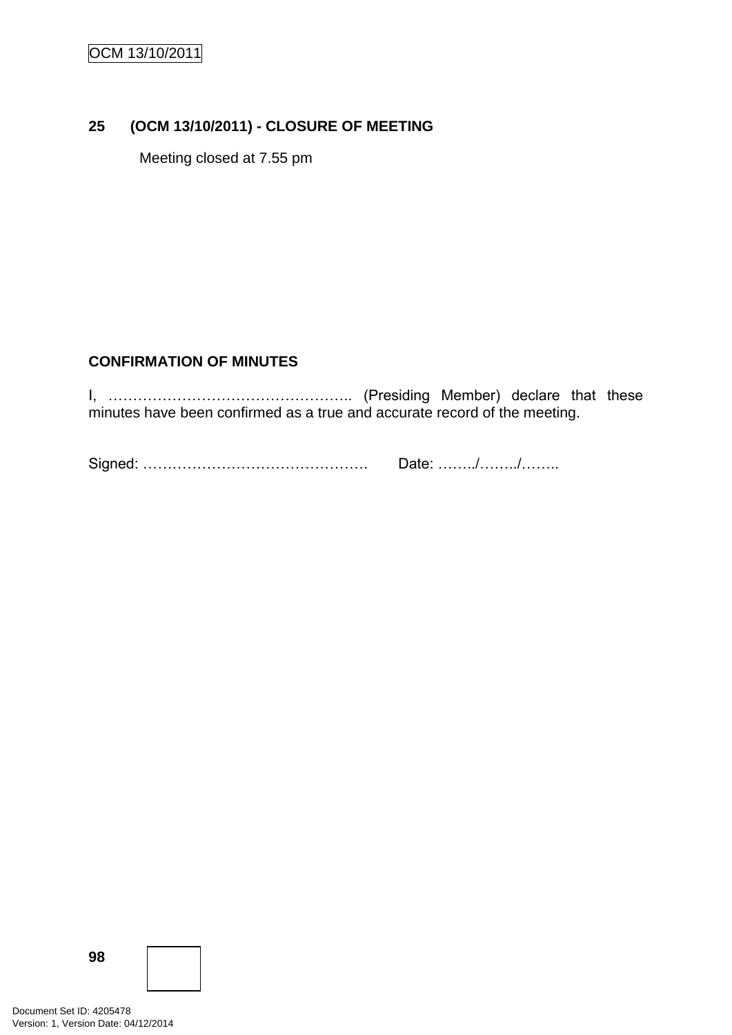## 25 (OCM 13/10/2011) - CLOSURE OF MEETING

Meeting closed at 7.55 pm

**CONFIRMATION OF MINUTES**

I, ………………………………………….. (Presiding Member) declare that these minutes have been confirmed as a true and accurate record of the meeting.

Signed: ……………………………………… Date: ……../……../……..